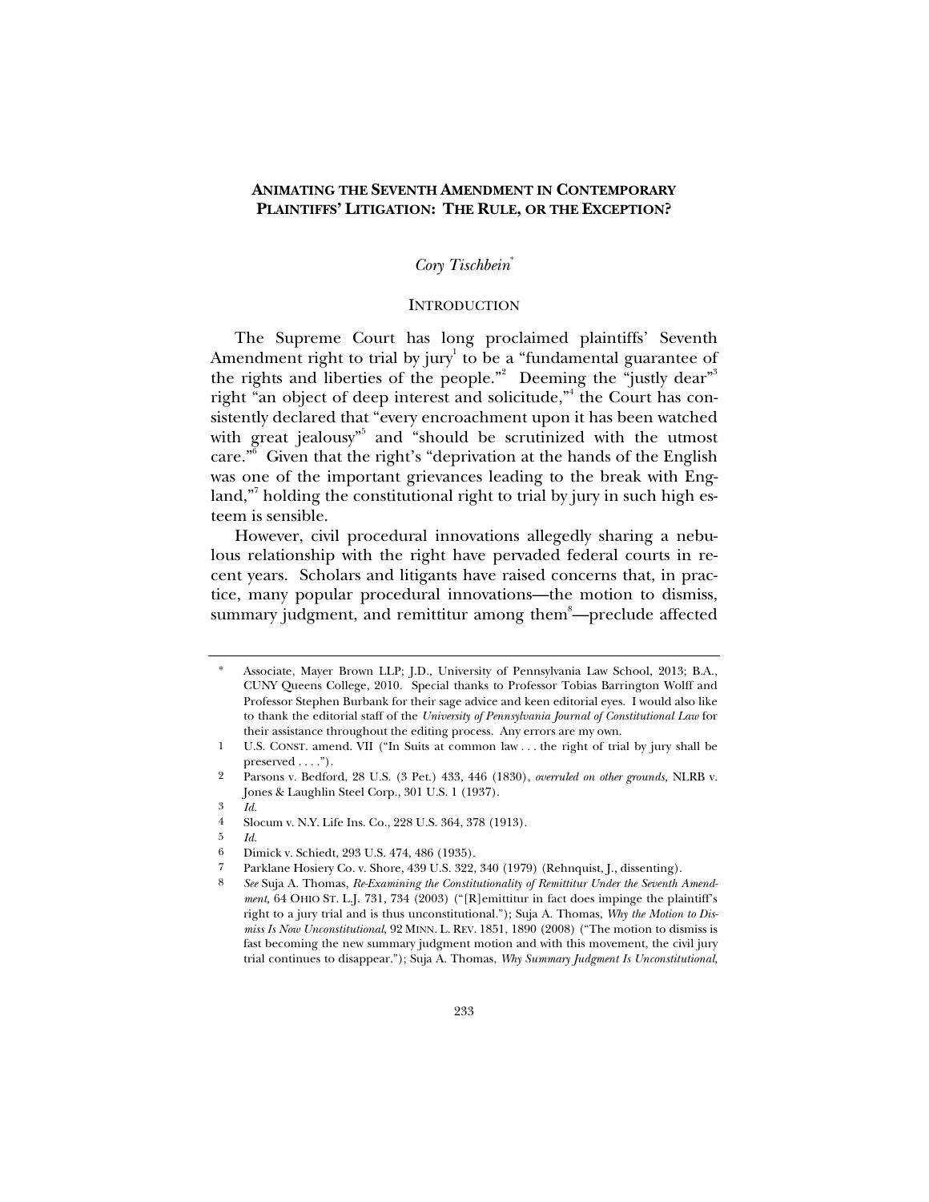# ANIMATING THE SEVENTH AMENDMENT IN CONTEMPORARY PLAINTIFFS' LITIGATION: THE RULE, OR THE EXCEPTION?

*Cory Tischbein*[*]

## INTRODUCTION

The Supreme Court has long proclaimed plaintiffs' Seventh Amendment right to trial by jury[1] to be a "fundamental guarantee of the rights and liberties of the people."[2] Deeming the "justly dear"[3] right "an object of deep interest and solicitude,"[4] the Court has consistently declared that "every encroachment upon it has been watched with great jealousy"[5] and "should be scrutinized with the utmost care."[6] Given that the right's "deprivation at the hands of the English was one of the important grievances leading to the break with England,"[7] holding the constitutional right to trial by jury in such high esteem is sensible.

However, civil procedural innovations allegedly sharing a nebulous relationship with the right have pervaded federal courts in recent years. Scholars and litigants have raised concerns that, in practice, many popular procedural innovations—the motion to dismiss, summary judgment, and remittitur among them[8]—preclude affected

---

[*] Associate, Mayer Brown LLP; J.D., University of Pennsylvania Law School, 2013; B.A., CUNY Queens College, 2010. Special thanks to Professor Tobias Barrington Wolff and Professor Stephen Burbank for their sage advice and keen editorial eyes. I would also like to thank the editorial staff of the *University of Pennsylvania Journal of Constitutional Law* for their assistance throughout the editing process. Any errors are my own.

1 U.S. CONST. amend. VII ("In Suits at common law . . . the right of trial by jury shall be preserved . . . .").

2 Parsons v. Bedford, 28 U.S. (3 Pet.) 433, 446 (1830), *overruled on other grounds,* NLRB v. Jones & Laughlin Steel Corp., 301 U.S. 1 (1937).

3 *Id.*

4 Slocum v. N.Y. Life Ins. Co., 228 U.S. 364, 378 (1913).

5 *Id.*

6 Dimick v. Schiedt, 293 U.S. 474, 486 (1935).

7 Parklane Hosiery Co. v. Shore, 439 U.S. 322, 340 (1979) (Rehnquist, J., dissenting).

8 *See* Suja A. Thomas, *Re-Examining the Constitutionality of Remittitur Under the Seventh Amendment*, 64 OHIO ST. L.J. 731, 734 (2003) ("[R]emittitur in fact does impinge the plaintiff's right to a jury trial and is thus unconstitutional."); Suja A. Thomas, *Why the Motion to Dismiss Is Now Unconstitutional*, 92 MINN. L. REV. 1851, 1890 (2008) ("The motion to dismiss is fast becoming the new summary judgment motion and with this movement, the civil jury trial continues to disappear."); Suja A. Thomas, *Why Summary Judgment Is Unconstitutional*,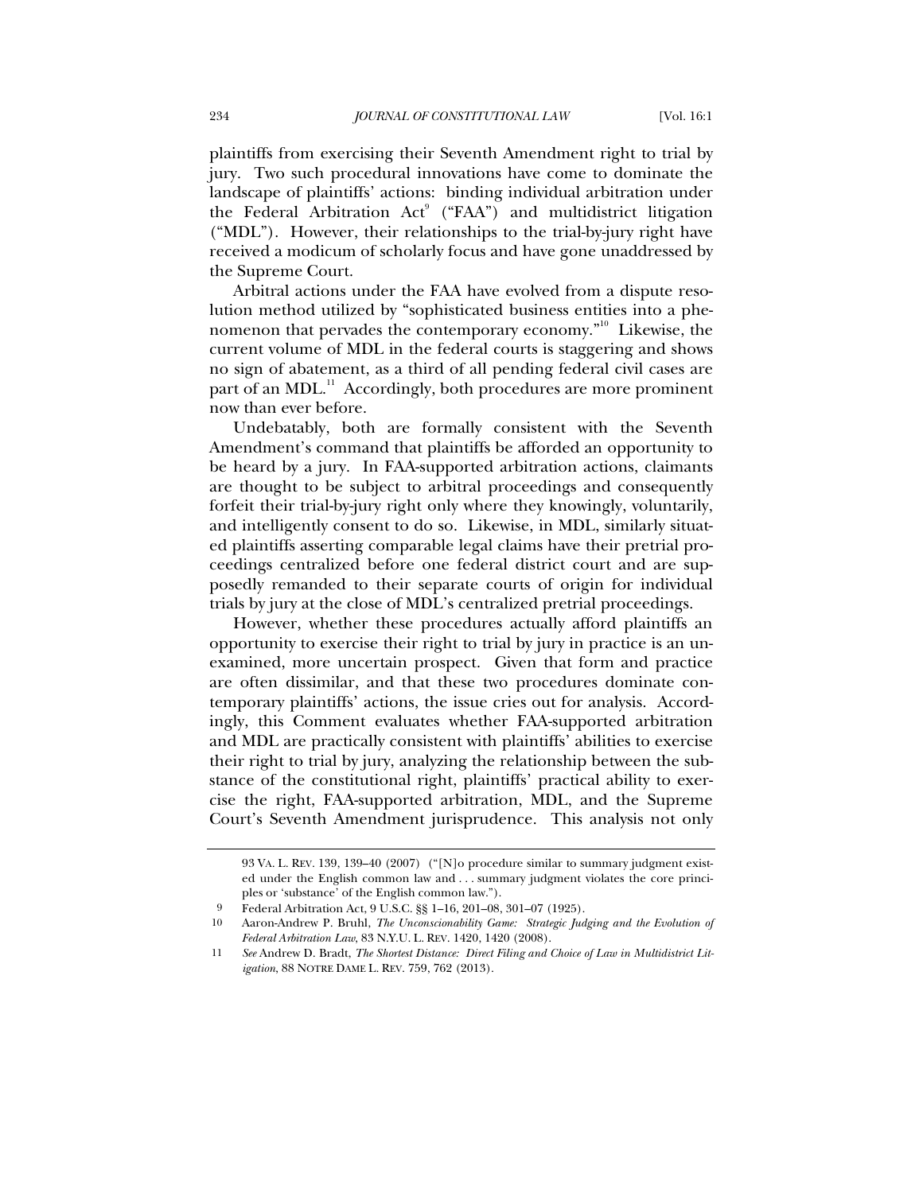plaintiffs from exercising their Seventh Amendment right to trial by jury. Two such procedural innovations have come to dominate the landscape of plaintiffs' actions: binding individual arbitration under the Federal Arbitration Act[9] ("FAA") and multidistrict litigation ("MDL"). However, their relationships to the trial-by-jury right have received a modicum of scholarly focus and have gone unaddressed by the Supreme Court.

Arbitral actions under the FAA have evolved from a dispute resolution method utilized by "sophisticated business entities into a phenomenon that pervades the contemporary economy."[10] Likewise, the current volume of MDL in the federal courts is staggering and shows no sign of abatement, as a third of all pending federal civil cases are part of an MDL.[11] Accordingly, both procedures are more prominent now than ever before.

Undebatably, both are formally consistent with the Seventh Amendment's command that plaintiffs be afforded an opportunity to be heard by a jury. In FAA-supported arbitration actions, claimants are thought to be subject to arbitral proceedings and consequently forfeit their trial-by-jury right only where they knowingly, voluntarily, and intelligently consent to do so. Likewise, in MDL, similarly situated plaintiffs asserting comparable legal claims have their pretrial proceedings centralized before one federal district court and are supposedly remanded to their separate courts of origin for individual trials by jury at the close of MDL's centralized pretrial proceedings.

However, whether these procedures actually afford plaintiffs an opportunity to exercise their right to trial by jury in practice is an unexamined, more uncertain prospect. Given that form and practice are often dissimilar, and that these two procedures dominate contemporary plaintiffs' actions, the issue cries out for analysis. Accordingly, this Comment evaluates whether FAA-supported arbitration and MDL are practically consistent with plaintiffs' abilities to exercise their right to trial by jury, analyzing the relationship between the substance of the constitutional right, plaintiffs' practical ability to exercise the right, FAA-supported arbitration, MDL, and the Supreme Court's Seventh Amendment jurisprudence. This analysis not only

---

93 VA. L. REV. 139, 139–40 (2007) ("[N]o procedure similar to summary judgment existed under the English common law and . . . summary judgment violates the core principles or 'substance' of the English common law.").

9 Federal Arbitration Act, 9 U.S.C. §§ 1–16, 201–08, 301–07 (1925).

10 Aaron-Andrew P. Bruhl, *The Unconscionability Game: Strategic Judging and the Evolution of Federal Arbitration Law*, 83 N.Y.U. L. REV. 1420, 1420 (2008).

11 *See* Andrew D. Bradt, *The Shortest Distance: Direct Filing and Choice of Law in Multidistrict Litigation*, 88 NOTRE DAME L. REV. 759, 762 (2013).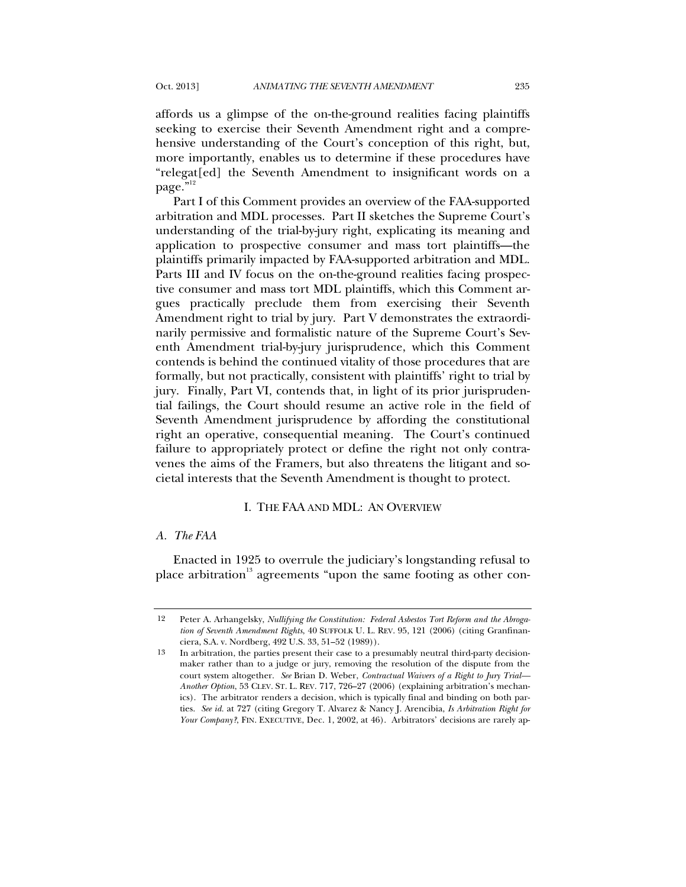affords us a glimpse of the on-the-ground realities facing plaintiffs seeking to exercise their Seventh Amendment right and a comprehensive understanding of the Court's conception of this right, but, more importantly, enables us to determine if these procedures have "relegat[ed] the Seventh Amendment to insignificant words on a page."[12]

Part I of this Comment provides an overview of the FAA-supported arbitration and MDL processes. Part II sketches the Supreme Court's understanding of the trial-by-jury right, explicating its meaning and application to prospective consumer and mass tort plaintiffs—the plaintiffs primarily impacted by FAA-supported arbitration and MDL. Parts III and IV focus on the on-the-ground realities facing prospective consumer and mass tort MDL plaintiffs, which this Comment argues practically preclude them from exercising their Seventh Amendment right to trial by jury. Part V demonstrates the extraordinarily permissive and formalistic nature of the Supreme Court's Seventh Amendment trial-by-jury jurisprudence, which this Comment contends is behind the continued vitality of those procedures that are formally, but not practically, consistent with plaintiffs' right to trial by jury. Finally, Part VI, contends that, in light of its prior jurisprudential failings, the Court should resume an active role in the field of Seventh Amendment jurisprudence by affording the constitutional right an operative, consequential meaning. The Court's continued failure to appropriately protect or define the right not only contravenes the aims of the Framers, but also threatens the litigant and societal interests that the Seventh Amendment is thought to protect.

## I. THE FAA AND MDL: AN OVERVIEW

### A. *The FAA*

Enacted in 1925 to overrule the judiciary's longstanding refusal to place arbitration[13] agreements "upon the same footing as other con-

---

12 Peter A. Arhangelsky, *Nullifying the Constitution: Federal Asbestos Tort Reform and the Abrogation of Seventh Amendment Rights*, 40 SUFFOLK U. L. REV. 95, 121 (2006) (citing Granfinanciera, S.A. v. Nordberg, 492 U.S. 33, 51–52 (1989)).

13 In arbitration, the parties present their case to a presumably neutral third-party decision-maker rather than to a judge or jury, removing the resolution of the dispute from the court system altogether. *See* Brian D. Weber, *Contractual Waivers of a Right to Jury Trial—Another Option*, 53 CLEV. ST. L. REV. 717, 726–27 (2006) (explaining arbitration's mechanics). The arbitrator renders a decision, which is typically final and binding on both parties. *See id.* at 727 (citing Gregory T. Alvarez & Nancy J. Arencibia, *Is Arbitration Right for Your Company?*, FIN. EXECUTIVE, Dec. 1, 2002, at 46). Arbitrators' decisions are rarely ap-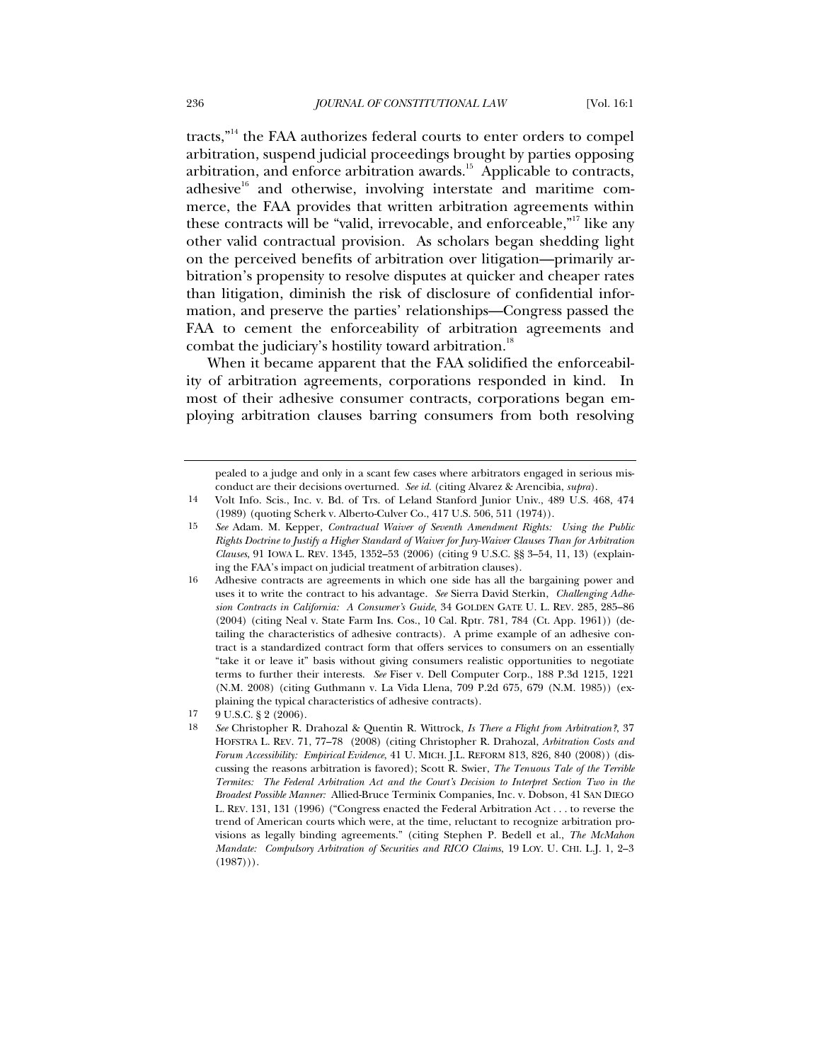tracts,"[14] the FAA authorizes federal courts to enter orders to compel arbitration, suspend judicial proceedings brought by parties opposing arbitration, and enforce arbitration awards.[15] Applicable to contracts, adhesive[16] and otherwise, involving interstate and maritime commerce, the FAA provides that written arbitration agreements within these contracts will be "valid, irrevocable, and enforceable,"[17] like any other valid contractual provision. As scholars began shedding light on the perceived benefits of arbitration over litigation—primarily arbitration's propensity to resolve disputes at quicker and cheaper rates than litigation, diminish the risk of disclosure of confidential information, and preserve the parties' relationships—Congress passed the FAA to cement the enforceability of arbitration agreements and combat the judiciary's hostility toward arbitration.[18]

When it became apparent that the FAA solidified the enforceability of arbitration agreements, corporations responded in kind. In most of their adhesive consumer contracts, corporations began employing arbitration clauses barring consumers from both resolving

---

pealed to a judge and only in a scant few cases where arbitrators engaged in serious misconduct are their decisions overturned. *See id.* (citing Alvarez & Arencibia, *supra*).

14 Volt Info. Scis., Inc. v. Bd. of Trs. of Leland Stanford Junior Univ., 489 U.S. 468, 474 (1989) (quoting Scherk v. Alberto-Culver Co., 417 U.S. 506, 511 (1974)).

15 *See* Adam. M. Kepper, *Contractual Waiver of Seventh Amendment Rights: Using the Public Rights Doctrine to Justify a Higher Standard of Waiver for Jury-Waiver Clauses Than for Arbitration Clauses*, 91 IOWA L. REV. 1345, 1352–53 (2006) (citing 9 U.S.C. §§ 3–54, 11, 13) (explaining the FAA's impact on judicial treatment of arbitration clauses).

16 Adhesive contracts are agreements in which one side has all the bargaining power and uses it to write the contract to his advantage. *See* Sierra David Sterkin, *Challenging Adhesion Contracts in California: A Consumer's Guide*, 34 GOLDEN GATE U. L. REV. 285, 285–86 (2004) (citing Neal v. State Farm Ins. Cos., 10 Cal. Rptr. 781, 784 (Ct. App. 1961)) (detailing the characteristics of adhesive contracts). A prime example of an adhesive contract is a standardized contract form that offers services to consumers on an essentially "take it or leave it" basis without giving consumers realistic opportunities to negotiate terms to further their interests. *See* Fiser v. Dell Computer Corp., 188 P.3d 1215, 1221 (N.M. 2008) (citing Guthmann v. La Vida Llena, 709 P.2d 675, 679 (N.M. 1985)) (explaining the typical characteristics of adhesive contracts).

17 9 U.S.C. § 2 (2006).

18 *See* Christopher R. Drahozal & Quentin R. Wittrock, *Is There a Flight from Arbitration?*, 37 HOFSTRA L. REV. 71, 77–78 (2008) (citing Christopher R. Drahozal, *Arbitration Costs and Forum Accessibility: Empirical Evidence*, 41 U. MICH. J.L. REFORM 813, 826, 840 (2008)) (discussing the reasons arbitration is favored); Scott R. Swier, *The Tenuous Tale of the Terrible Termites: The Federal Arbitration Act and the Court's Decision to Interpret Section Two in the Broadest Possible Manner:* Allied-Bruce Terminix Companies, Inc. v. Dobson, 41 SAN DIEGO L. REV. 131, 131 (1996) ("Congress enacted the Federal Arbitration Act . . . to reverse the trend of American courts which were, at the time, reluctant to recognize arbitration provisions as legally binding agreements." (citing Stephen P. Bedell et al., *The McMahon Mandate: Compulsory Arbitration of Securities and RICO Claims*, 19 LOY. U. CHI. L.J. 1, 2–3 (1987))).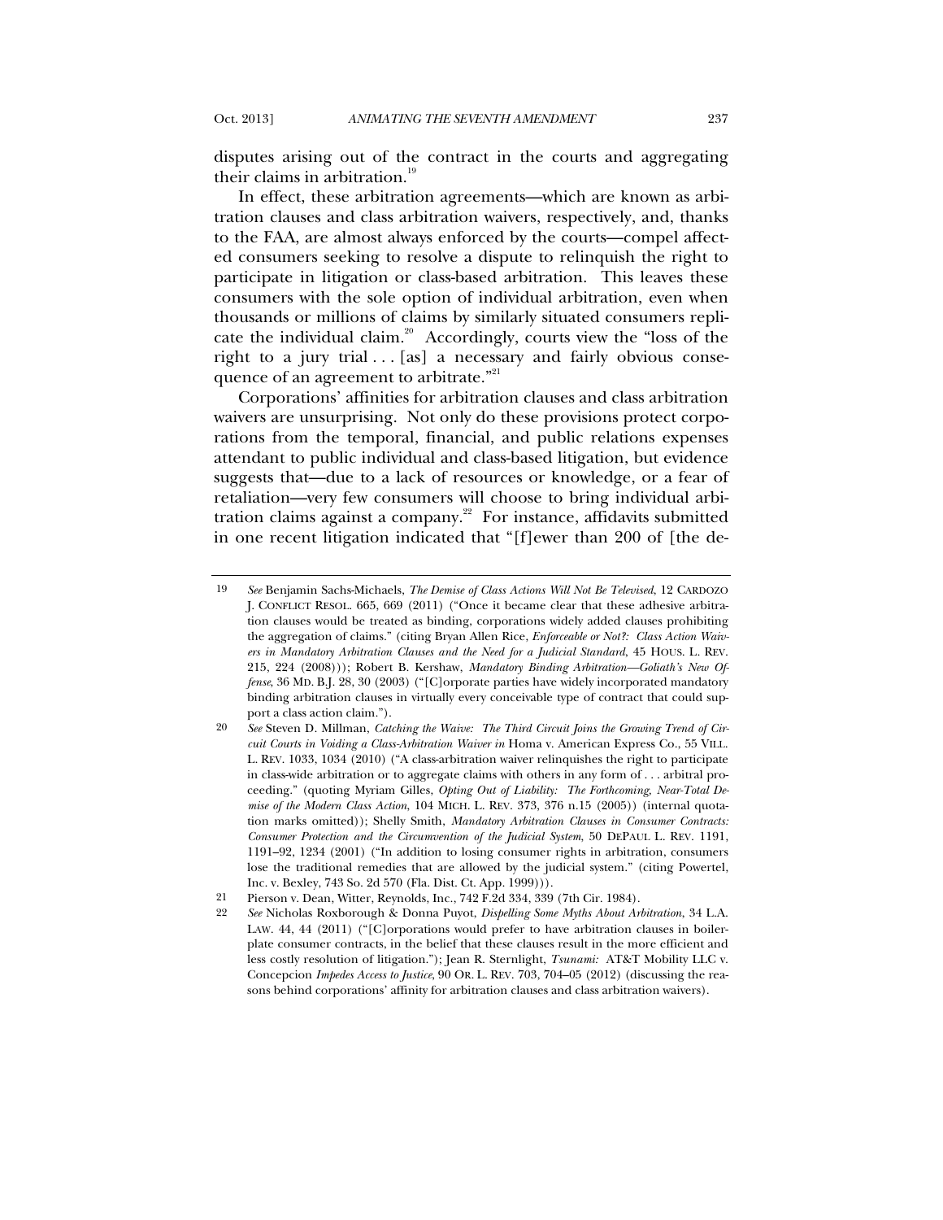disputes arising out of the contract in the courts and aggregating their claims in arbitration.[19]

In effect, these arbitration agreements—which are known as arbitration clauses and class arbitration waivers, respectively, and, thanks to the FAA, are almost always enforced by the courts—compel affected consumers seeking to resolve a dispute to relinquish the right to participate in litigation or class-based arbitration. This leaves these consumers with the sole option of individual arbitration, even when thousands or millions of claims by similarly situated consumers replicate the individual claim.[20] Accordingly, courts view the "loss of the right to a jury trial . . . [as] a necessary and fairly obvious consequence of an agreement to arbitrate."[21]

Corporations' affinities for arbitration clauses and class arbitration waivers are unsurprising. Not only do these provisions protect corporations from the temporal, financial, and public relations expenses attendant to public individual and class-based litigation, but evidence suggests that—due to a lack of resources or knowledge, or a fear of retaliation—very few consumers will choose to bring individual arbitration claims against a company.[22] For instance, affidavits submitted in one recent litigation indicated that "[f]ewer than 200 of [the de-

---

19 *See* Benjamin Sachs-Michaels, *The Demise of Class Actions Will Not Be Televised*, 12 CARDOZO J. CONFLICT RESOL. 665, 669 (2011) ("Once it became clear that these adhesive arbitration clauses would be treated as binding, corporations widely added clauses prohibiting the aggregation of claims." (citing Bryan Allen Rice, *Enforceable or Not?: Class Action Waivers in Mandatory Arbitration Clauses and the Need for a Judicial Standard*, 45 HOUS. L. REV. 215, 224 (2008))); Robert B. Kershaw, *Mandatory Binding Arbitration—Goliath's New Offense*, 36 MD. B.J. 28, 30 (2003) ("[C]orporate parties have widely incorporated mandatory binding arbitration clauses in virtually every conceivable type of contract that could support a class action claim.").

20 *See* Steven D. Millman, *Catching the Waive: The Third Circuit Joins the Growing Trend of Circuit Courts in Voiding a Class-Arbitration Waiver in* Homa v. American Express Co., 55 VILL. L. REV. 1033, 1034 (2010) ("A class-arbitration waiver relinquishes the right to participate in class-wide arbitration or to aggregate claims with others in any form of . . . arbitral proceeding." (quoting Myriam Gilles, *Opting Out of Liability: The Forthcoming, Near-Total Demise of the Modern Class Action*, 104 MICH. L. REV. 373, 376 n.15 (2005)) (internal quotation marks omitted)); Shelly Smith, *Mandatory Arbitration Clauses in Consumer Contracts: Consumer Protection and the Circumvention of the Judicial System*, 50 DEPAUL L. REV. 1191, 1191–92, 1234 (2001) ("In addition to losing consumer rights in arbitration, consumers lose the traditional remedies that are allowed by the judicial system." (citing Powertel, Inc. v. Bexley, 743 So. 2d 570 (Fla. Dist. Ct. App. 1999))).

21 Pierson v. Dean, Witter, Reynolds, Inc., 742 F.2d 334, 339 (7th Cir. 1984).

22 *See* Nicholas Roxborough & Donna Puyot, *Dispelling Some Myths About Arbitration*, 34 L.A. LAW. 44, 44 (2011) ("[C]orporations would prefer to have arbitration clauses in boilerplate consumer contracts, in the belief that these clauses result in the more efficient and less costly resolution of litigation."); Jean R. Sternlight, *Tsunami:* AT&T Mobility LLC v. Concepcion *Impedes Access to Justice*, 90 OR. L. REV. 703, 704–05 (2012) (discussing the reasons behind corporations' affinity for arbitration clauses and class arbitration waivers).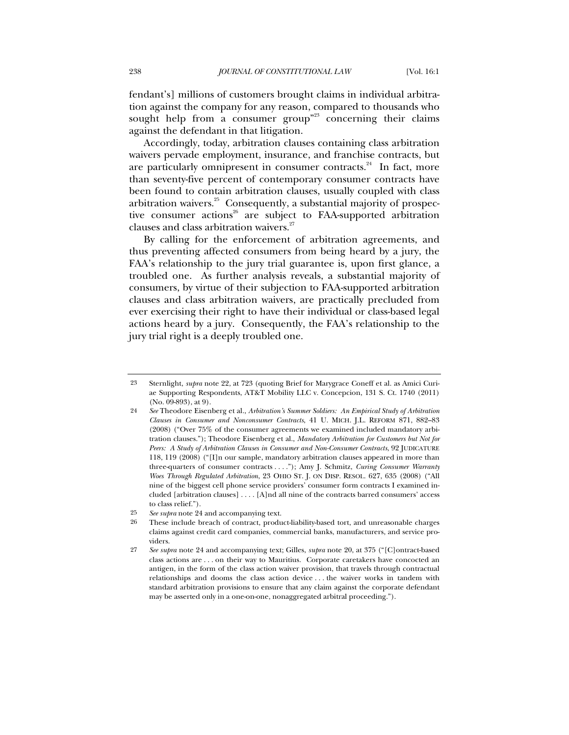fendant's] millions of customers brought claims in individual arbitration against the company for any reason, compared to thousands who sought help from a consumer group"[23] concerning their claims against the defendant in that litigation.

Accordingly, today, arbitration clauses containing class arbitration waivers pervade employment, insurance, and franchise contracts, but are particularly omnipresent in consumer contracts.[24] In fact, more than seventy-five percent of contemporary consumer contracts have been found to contain arbitration clauses, usually coupled with class arbitration waivers.[25] Consequently, a substantial majority of prospective consumer actions[26] are subject to FAA-supported arbitration clauses and class arbitration waivers.[27]

By calling for the enforcement of arbitration agreements, and thus preventing affected consumers from being heard by a jury, the FAA's relationship to the jury trial guarantee is, upon first glance, a troubled one. As further analysis reveals, a substantial majority of consumers, by virtue of their subjection to FAA-supported arbitration clauses and class arbitration waivers, are practically precluded from ever exercising their right to have their individual or class-based legal actions heard by a jury. Consequently, the FAA's relationship to the jury trial right is a deeply troubled one.

---

23 Sternlight, *supra* note 22, at 723 (quoting Brief for Marygrace Coneff et al. as Amici Curiae Supporting Respondents, AT&T Mobility LLC v. Concepcion, 131 S. Ct. 1740 (2011) (No. 09-893), at 9).

24 *See* Theodore Eisenberg et al., *Arbitration's Summer Soldiers: An Empirical Study of Arbitration Clauses in Consumer and Nonconsumer Contracts*, 41 U. MICH. J.L. REFORM 871, 882–83 (2008) ("Over 75% of the consumer agreements we examined included mandatory arbitration clauses."); Theodore Eisenberg et al., *Mandatory Arbitration for Customers but Not for Peers: A Study of Arbitration Clauses in Consumer and Non-Consumer Contracts*, 92 JUDICATURE 118, 119 (2008) ("[I]n our sample, mandatory arbitration clauses appeared in more than three-quarters of consumer contracts . . . ."); Amy J. Schmitz, *Curing Consumer Warranty Woes Through Regulated Arbitration*, 23 OHIO ST. J. ON DISP. RESOL. 627, 635 (2008) ("All nine of the biggest cell phone service providers' consumer form contracts I examined included [arbitration clauses] . . . . [A]nd all nine of the contracts barred consumers' access to class relief.").

25 *See supra* note 24 and accompanying text.

26 These include breach of contract, product-liability-based tort, and unreasonable charges claims against credit card companies, commercial banks, manufacturers, and service providers.

27 *See supra* note 24 and accompanying text; Gilles, *supra* note 20, at 375 ("[C]ontract-based class actions are . . . on their way to Mauritius. Corporate caretakers have concocted an antigen, in the form of the class action waiver provision, that travels through contractual relationships and dooms the class action device . . . the waiver works in tandem with standard arbitration provisions to ensure that any claim against the corporate defendant may be asserted only in a one-on-one, nonaggregated arbitral proceeding.").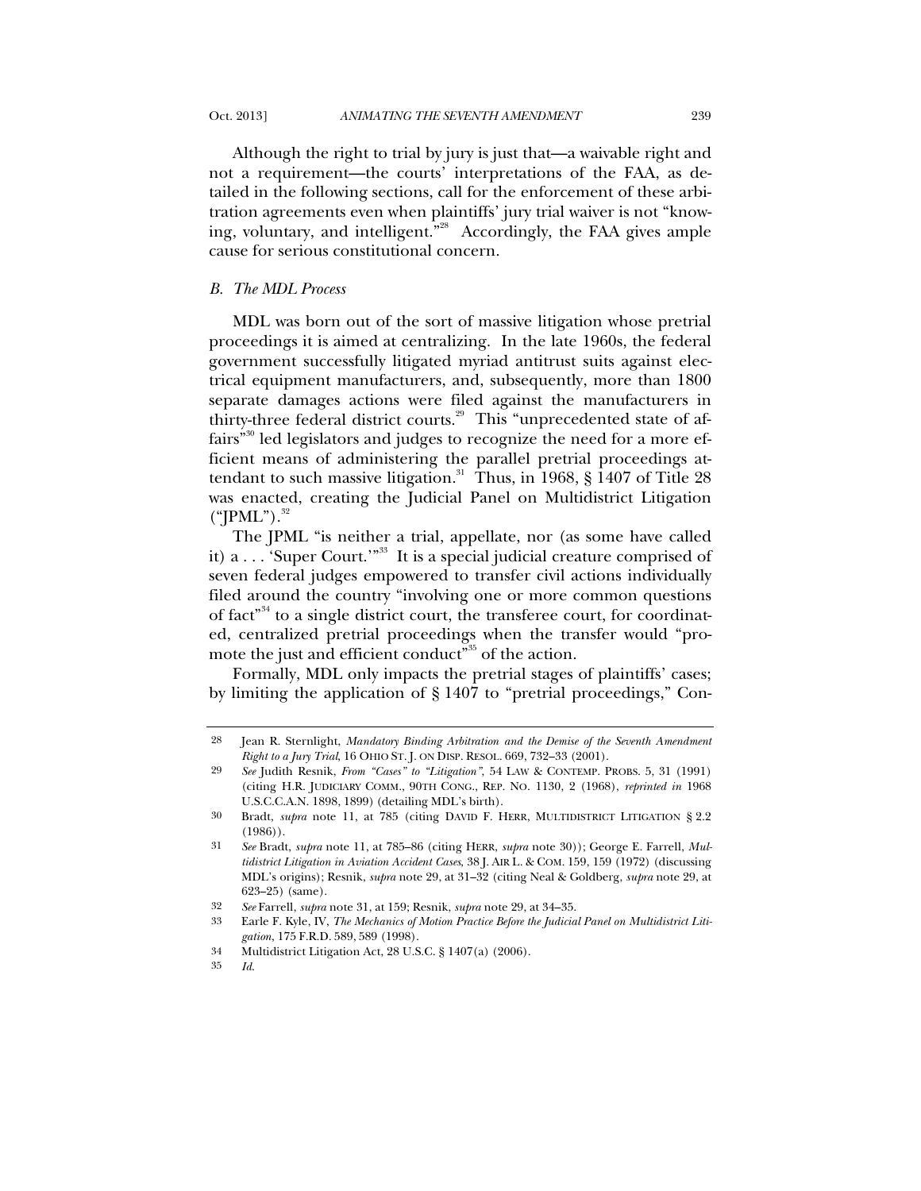Although the right to trial by jury is just that—a waivable right and not a requirement—the courts' interpretations of the FAA, as detailed in the following sections, call for the enforcement of these arbitration agreements even when plaintiffs' jury trial waiver is not "knowing, voluntary, and intelligent."[28] Accordingly, the FAA gives ample cause for serious constitutional concern.

### *B. The MDL Process*

MDL was born out of the sort of massive litigation whose pretrial proceedings it is aimed at centralizing. In the late 1960s, the federal government successfully litigated myriad antitrust suits against electrical equipment manufacturers, and, subsequently, more than 1800 separate damages actions were filed against the manufacturers in thirty-three federal district courts.[29] This "unprecedented state of affairs"[30] led legislators and judges to recognize the need for a more efficient means of administering the parallel pretrial proceedings attendant to such massive litigation.[31] Thus, in 1968, § 1407 of Title 28 was enacted, creating the Judicial Panel on Multidistrict Litigation ("JPML").[32]

The JPML "is neither a trial, appellate, nor (as some have called it) a . . . 'Super Court.'"[33] It is a special judicial creature comprised of seven federal judges empowered to transfer civil actions individually filed around the country "involving one or more common questions of fact"[34] to a single district court, the transferee court, for coordinated, centralized pretrial proceedings when the transfer would "promote the just and efficient conduct"[35] of the action.

Formally, MDL only impacts the pretrial stages of plaintiffs' cases; by limiting the application of § 1407 to "pretrial proceedings," Con-

---

28 Jean R. Sternlight, *Mandatory Binding Arbitration and the Demise of the Seventh Amendment Right to a Jury Trial*, 16 OHIO ST. J. ON DISP. RESOL. 669, 732–33 (2001).

29 *See* Judith Resnik, *From "Cases" to "Litigation"*, 54 LAW & CONTEMP. PROBS. 5, 31 (1991) (citing H.R. JUDICIARY COMM., 90TH CONG., REP. NO. 1130, 2 (1968), *reprinted in* 1968 U.S.C.C.A.N. 1898, 1899) (detailing MDL's birth).

30 Bradt, *supra* note 11, at 785 (citing DAVID F. HERR, MULTIDISTRICT LITIGATION § 2.2 (1986)).

31 *See* Bradt, *supra* note 11, at 785–86 (citing HERR, *supra* note 30)); George E. Farrell, *Multidistrict Litigation in Aviation Accident Cases*, 38 J. AIR L. & COM. 159, 159 (1972) (discussing MDL's origins); Resnik, *supra* note 29, at 31–32 (citing Neal & Goldberg, *supra* note 29, at 623–25) (same).

32 *See* Farrell, *supra* note 31, at 159; Resnik, *supra* note 29, at 34–35.

33 Earle F. Kyle, IV, *The Mechanics of Motion Practice Before the Judicial Panel on Multidistrict Litigation*, 175 F.R.D. 589, 589 (1998).

34 Multidistrict Litigation Act, 28 U.S.C. § 1407(a) (2006).

35 *Id.*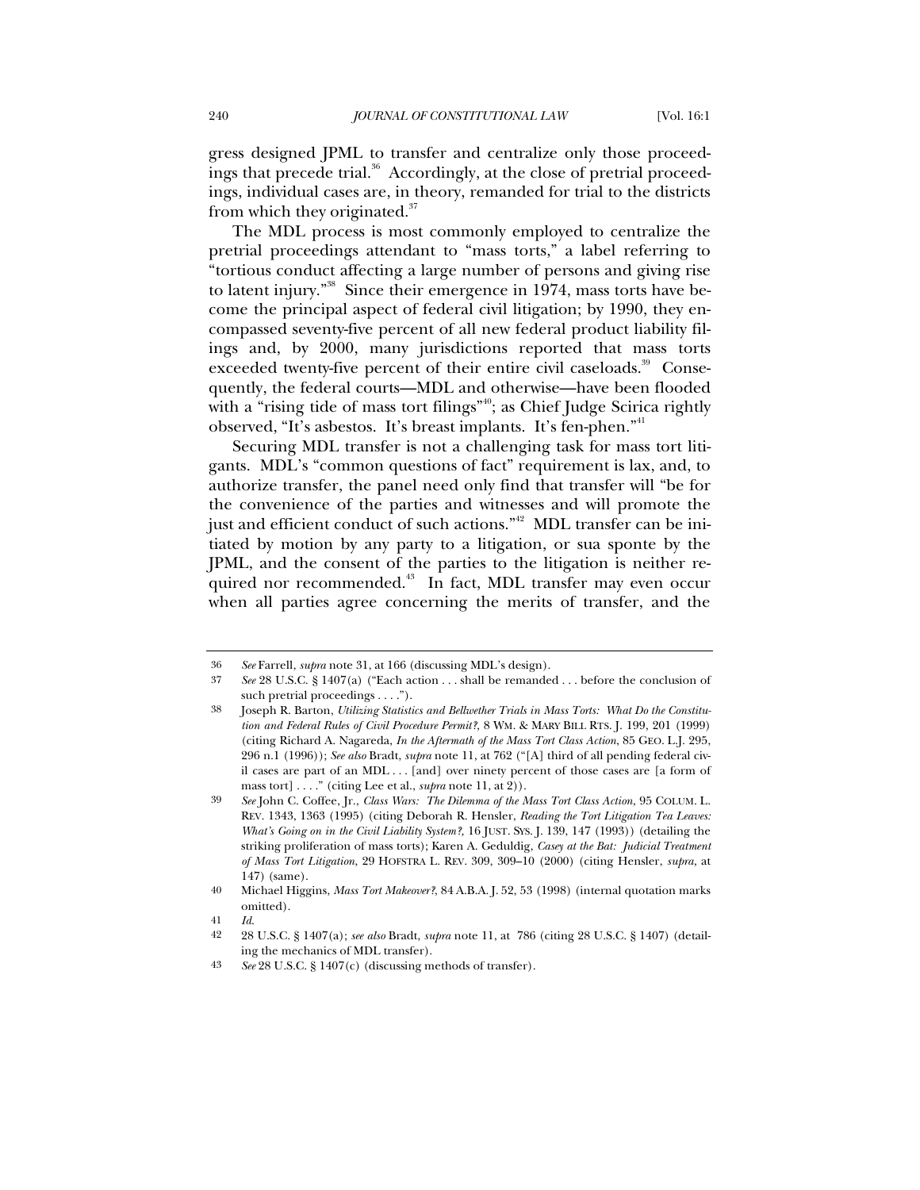gress designed JPML to transfer and centralize only those proceedings that precede trial.[36] Accordingly, at the close of pretrial proceedings, individual cases are, in theory, remanded for trial to the districts from which they originated.[37]

The MDL process is most commonly employed to centralize the pretrial proceedings attendant to "mass torts," a label referring to "tortious conduct affecting a large number of persons and giving rise to latent injury."[38] Since their emergence in 1974, mass torts have become the principal aspect of federal civil litigation; by 1990, they encompassed seventy-five percent of all new federal product liability filings and, by 2000, many jurisdictions reported that mass torts exceeded twenty-five percent of their entire civil caseloads.[39] Consequently, the federal courts—MDL and otherwise—have been flooded with a "rising tide of mass tort filings"[40]; as Chief Judge Scirica rightly observed, "It's asbestos. It's breast implants. It's fen-phen."[41]

Securing MDL transfer is not a challenging task for mass tort litigants. MDL's "common questions of fact" requirement is lax, and, to authorize transfer, the panel need only find that transfer will "be for the convenience of the parties and witnesses and will promote the just and efficient conduct of such actions."[42] MDL transfer can be initiated by motion by any party to a litigation, or sua sponte by the JPML, and the consent of the parties to the litigation is neither required nor recommended.[43] In fact, MDL transfer may even occur when all parties agree concerning the merits of transfer, and the

---

36 *See* Farrell, *supra* note 31, at 166 (discussing MDL's design).

37 *See* 28 U.S.C. § 1407(a) ("Each action . . . shall be remanded . . . before the conclusion of such pretrial proceedings . . . .").

38 Joseph R. Barton, *Utilizing Statistics and Bellwether Trials in Mass Torts: What Do the Constitution and Federal Rules of Civil Procedure Permit?*, 8 WM. & MARY BILL RTS. J. 199, 201 (1999) (citing Richard A. Nagareda, *In the Aftermath of the Mass Tort Class Action*, 85 GEO. L.J. 295, 296 n.1 (1996)); *See also* Bradt, *supra* note 11, at 762 ("[A] third of all pending federal civil cases are part of an MDL . . . [and] over ninety percent of those cases are [a form of mass tort] . . . ." (citing Lee et al., *supra* note 11, at 2)).

39 *See* John C. Coffee, Jr., *Class Wars: The Dilemma of the Mass Tort Class Action*, 95 COLUM. L. REV. 1343, 1363 (1995) (citing Deborah R. Hensler, *Reading the Tort Litigation Tea Leaves: What's Going on in the Civil Liability System?*, 16 JUST. SYS. J. 139, 147 (1993)) (detailing the striking proliferation of mass torts); Karen A. Geduldig, *Casey at the Bat: Judicial Treatment of Mass Tort Litigation*, 29 HOFSTRA L. REV. 309, 309–10 (2000) (citing Hensler, *supra*, at 147) (same).

40 Michael Higgins, *Mass Tort Makeover?*, 84 A.B.A. J. 52, 53 (1998) (internal quotation marks omitted).

41 *Id.*

42 28 U.S.C. § 1407(a); *see also* Bradt, *supra* note 11, at 786 (citing 28 U.S.C. § 1407) (detailing the mechanics of MDL transfer).

43 *See* 28 U.S.C. § 1407(c) (discussing methods of transfer).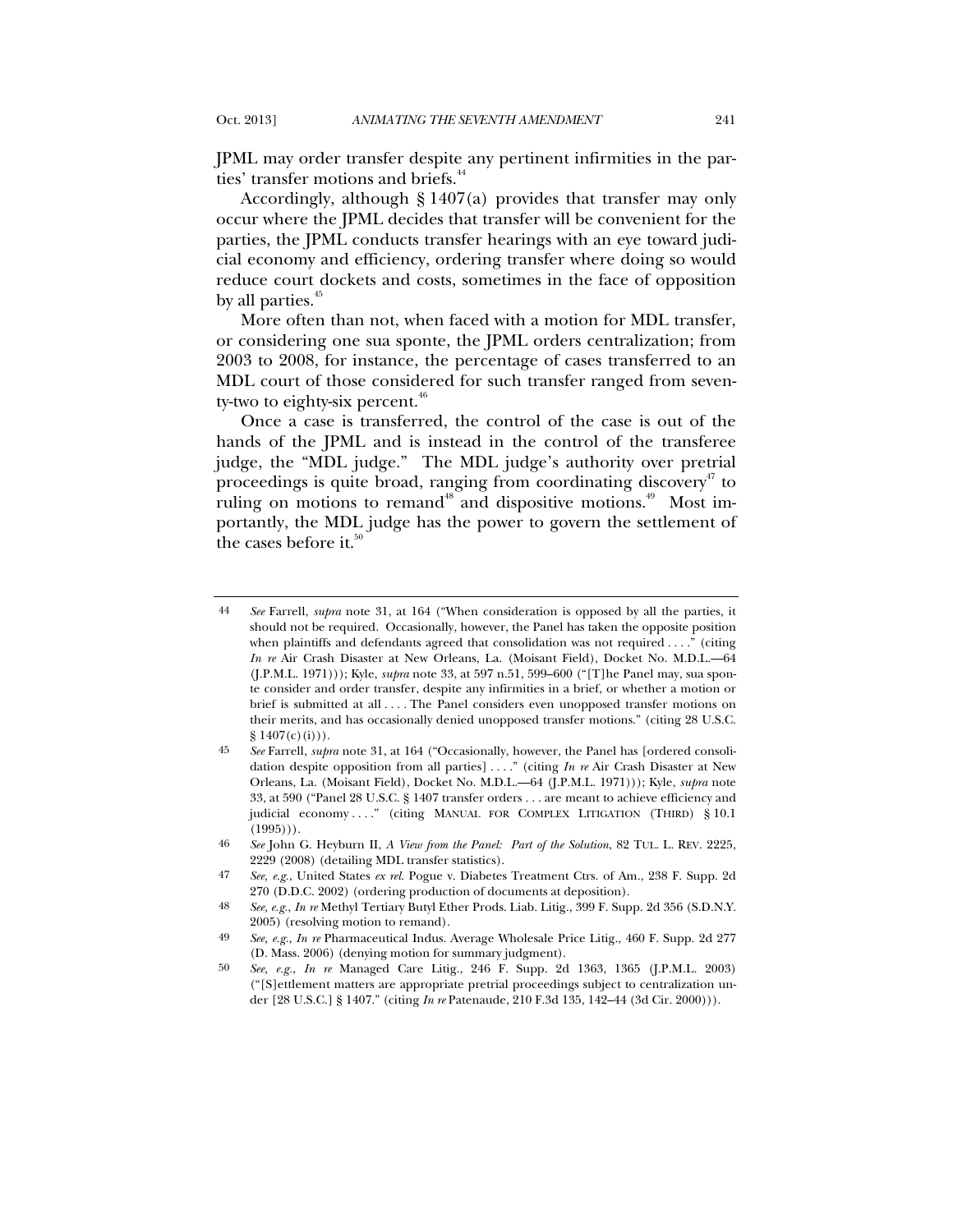JPML may order transfer despite any pertinent infirmities in the parties' transfer motions and briefs.[44]

Accordingly, although § 1407(a) provides that transfer may only occur where the JPML decides that transfer will be convenient for the parties, the JPML conducts transfer hearings with an eye toward judicial economy and efficiency, ordering transfer where doing so would reduce court dockets and costs, sometimes in the face of opposition by all parties.[45]

More often than not, when faced with a motion for MDL transfer, or considering one sua sponte, the JPML orders centralization; from 2003 to 2008, for instance, the percentage of cases transferred to an MDL court of those considered for such transfer ranged from seventy-two to eighty-six percent.[46]

Once a case is transferred, the control of the case is out of the hands of the JPML and is instead in the control of the transferee judge, the "MDL judge." The MDL judge's authority over pretrial proceedings is quite broad, ranging from coordinating discovery[47] to ruling on motions to remand[48] and dispositive motions.[49] Most importantly, the MDL judge has the power to govern the settlement of the cases before it.[50]

---

44 *See* Farrell, *supra* note 31, at 164 ("When consideration is opposed by all the parties, it should not be required. Occasionally, however, the Panel has taken the opposite position when plaintiffs and defendants agreed that consolidation was not required . . . ." (citing *In re* Air Crash Disaster at New Orleans, La. (Moisant Field), Docket No. M.D.L.—64 (J.P.M.L. 1971))); Kyle, *supra* note 33, at 597 n.51, 599–600 ("[T]he Panel may, sua sponte consider and order transfer, despite any infirmities in a brief, or whether a motion or brief is submitted at all . . . . The Panel considers even unopposed transfer motions on their merits, and has occasionally denied unopposed transfer motions." (citing 28 U.S.C. § 1407(c)(i))).

45 *See* Farrell, *supra* note 31, at 164 ("Occasionally, however, the Panel has [ordered consolidation despite opposition from all parties] . . . ." (citing *In re* Air Crash Disaster at New Orleans, La. (Moisant Field), Docket No. M.D.L.—64 (J.P.M.L. 1971))); Kyle, *supra* note 33, at 590 ("Panel 28 U.S.C. § 1407 transfer orders . . . are meant to achieve efficiency and judicial economy . . . ." (citing MANUAL FOR COMPLEX LITIGATION (THIRD) § 10.1 (1995))).

46 *See* John G. Heyburn II, *A View from the Panel: Part of the Solution*, 82 TUL. L. REV. 2225, 2229 (2008) (detailing MDL transfer statistics).

47 *See, e.g.*, United States *ex rel.* Pogue v. Diabetes Treatment Ctrs. of Am., 238 F. Supp. 2d 270 (D.D.C. 2002) (ordering production of documents at deposition).

48 *See, e.g.*, *In re* Methyl Tertiary Butyl Ether Prods. Liab. Litig., 399 F. Supp. 2d 356 (S.D.N.Y. 2005) (resolving motion to remand).

49 *See, e.g.*, *In re* Pharmaceutical Indus. Average Wholesale Price Litig., 460 F. Supp. 2d 277 (D. Mass. 2006) (denying motion for summary judgment).

50 *See, e.g.*, *In re* Managed Care Litig., 246 F. Supp. 2d 1363, 1365 (J.P.M.L. 2003) ("[S]ettlement matters are appropriate pretrial proceedings subject to centralization under [28 U.S.C.] § 1407." (citing *In re* Patenaude, 210 F.3d 135, 142–44 (3d Cir. 2000))).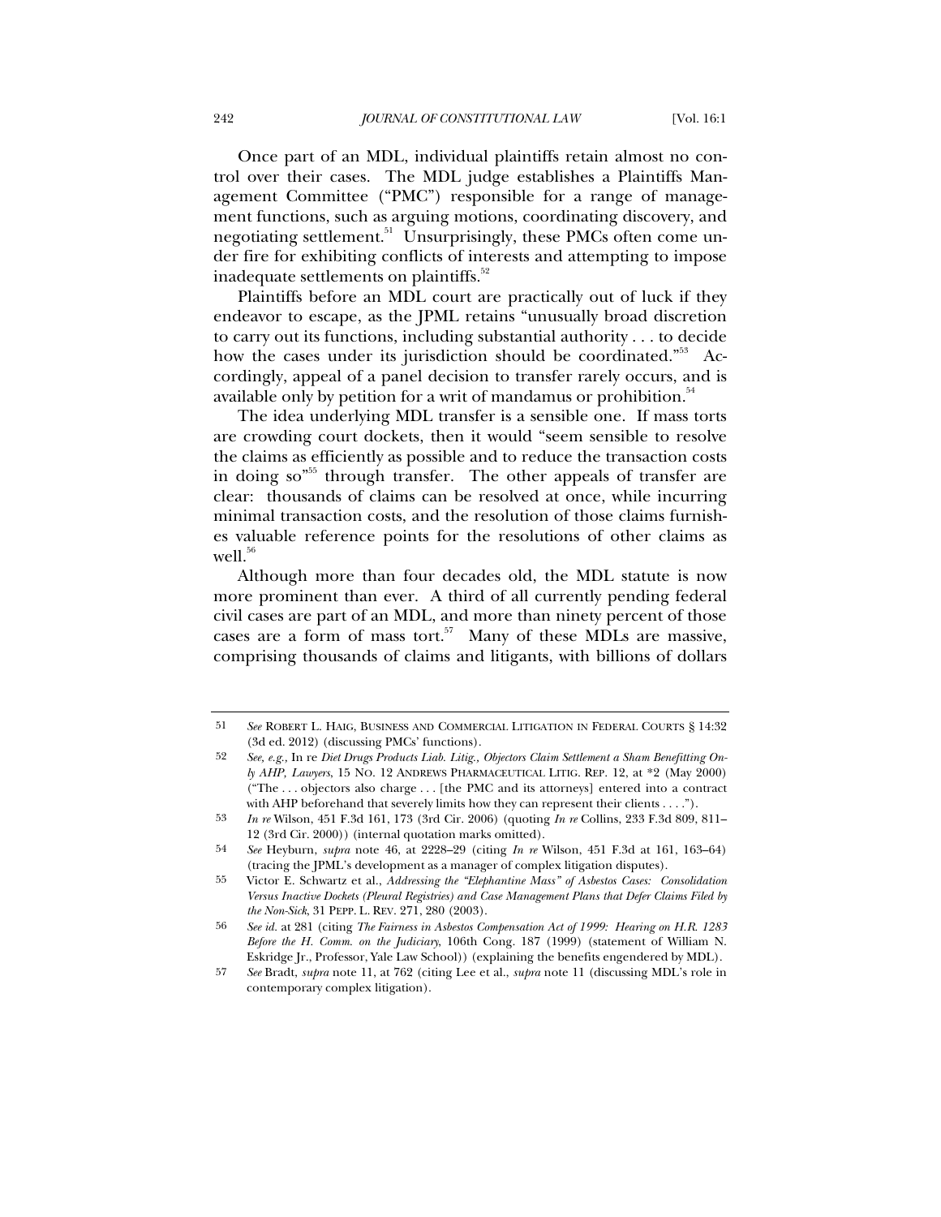Once part of an MDL, individual plaintiffs retain almost no control over their cases. The MDL judge establishes a Plaintiffs Management Committee ("PMC") responsible for a range of management functions, such as arguing motions, coordinating discovery, and negotiating settlement.[51] Unsurprisingly, these PMCs often come under fire for exhibiting conflicts of interests and attempting to impose inadequate settlements on plaintiffs.[52]

Plaintiffs before an MDL court are practically out of luck if they endeavor to escape, as the JPML retains "unusually broad discretion to carry out its functions, including substantial authority . . . to decide how the cases under its jurisdiction should be coordinated."[53] Accordingly, appeal of a panel decision to transfer rarely occurs, and is available only by petition for a writ of mandamus or prohibition.[54]

The idea underlying MDL transfer is a sensible one. If mass torts are crowding court dockets, then it would "seem sensible to resolve the claims as efficiently as possible and to reduce the transaction costs in doing so"[55] through transfer. The other appeals of transfer are clear: thousands of claims can be resolved at once, while incurring minimal transaction costs, and the resolution of those claims furnishes valuable reference points for the resolutions of other claims as well.[56]

Although more than four decades old, the MDL statute is now more prominent than ever. A third of all currently pending federal civil cases are part of an MDL, and more than ninety percent of those cases are a form of mass tort.[57] Many of these MDLs are massive, comprising thousands of claims and litigants, with billions of dollars

---

51 *See* ROBERT L. HAIG, BUSINESS AND COMMERCIAL LITIGATION IN FEDERAL COURTS § 14:32 (3d ed. 2012) (discussing PMCs' functions).

52 *See, e.g.*, In re *Diet Drugs Products Liab. Litig., Objectors Claim Settlement a Sham Benefitting Only AHP, Lawyers*, 15 NO. 12 ANDREWS PHARMACEUTICAL LITIG. REP. 12, at *2 (May 2000) ("The . . . objectors also charge . . . [the PMC and its attorneys] entered into a contract with AHP beforehand that severely limits how they can represent their clients . . . .").

53 *In re* Wilson, 451 F.3d 161, 173 (3rd Cir. 2006) (quoting *In re* Collins, 233 F.3d 809, 811–12 (3rd Cir. 2000)) (internal quotation marks omitted).

54 *See* Heyburn, *supra* note 46, at 2228–29 (citing *In re* Wilson, 451 F.3d at 161, 163–64) (tracing the JPML's development as a manager of complex litigation disputes).

55 Victor E. Schwartz et al., *Addressing the "Elephantine Mass" of Asbestos Cases: Consolidation Versus Inactive Dockets (Pleural Registries) and Case Management Plans that Defer Claims Filed by the Non-Sick*, 31 PEPP. L. REV. 271, 280 (2003).

56 *See id.* at 281 (citing *The Fairness in Asbestos Compensation Act of 1999: Hearing on H.R. 1283 Before the H. Comm. on the Judiciary*, 106th Cong. 187 (1999) (statement of William N. Eskridge Jr., Professor, Yale Law School)) (explaining the benefits engendered by MDL).

57 *See* Bradt, *supra* note 11, at 762 (citing Lee et al., *supra* note 11 (discussing MDL's role in contemporary complex litigation).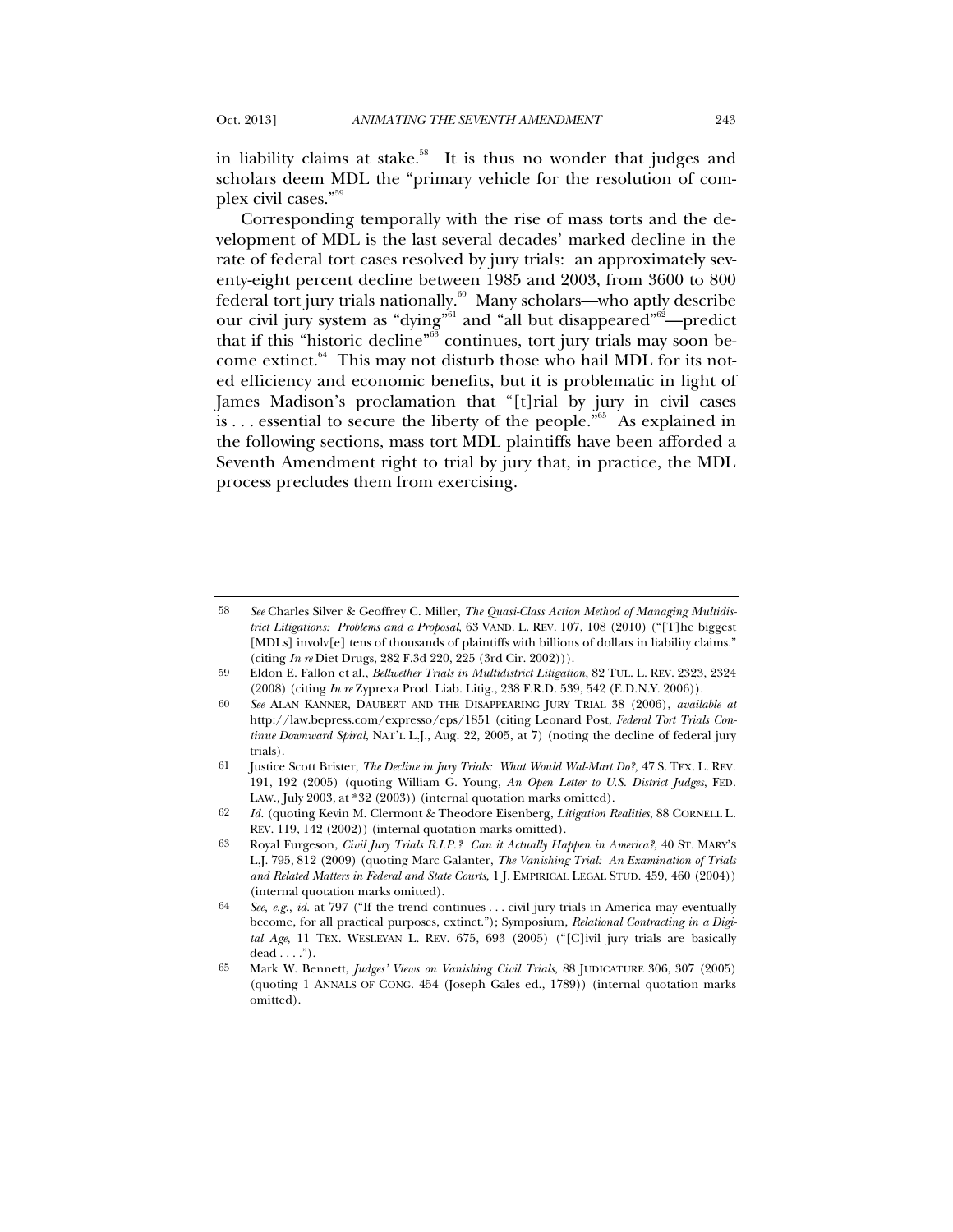in liability claims at stake.[58] It is thus no wonder that judges and scholars deem MDL the "primary vehicle for the resolution of complex civil cases."[59]

Corresponding temporally with the rise of mass torts and the development of MDL is the last several decades' marked decline in the rate of federal tort cases resolved by jury trials: an approximately seventy-eight percent decline between 1985 and 2003, from 3600 to 800 federal tort jury trials nationally.[60] Many scholars—who aptly describe our civil jury system as "dying"[61] and "all but disappeared"[62]—predict that if this "historic decline"[63] continues, tort jury trials may soon become extinct.[64] This may not disturb those who hail MDL for its noted efficiency and economic benefits, but it is problematic in light of James Madison's proclamation that "[t]rial by jury in civil cases is . . . essential to secure the liberty of the people."[65] As explained in the following sections, mass tort MDL plaintiffs have been afforded a Seventh Amendment right to trial by jury that, in practice, the MDL process precludes them from exercising.

---

58 *See* Charles Silver & Geoffrey C. Miller, *The Quasi-Class Action Method of Managing Multidistrict Litigations: Problems and a Proposal*, 63 VAND. L. REV. 107, 108 (2010) ("[T]he biggest [MDLs] involv[e] tens of thousands of plaintiffs with billions of dollars in liability claims." (citing *In re* Diet Drugs, 282 F.3d 220, 225 (3rd Cir. 2002))).

59 Eldon E. Fallon et al., *Bellwether Trials in Multidistrict Litigation*, 82 TUL. L. REV. 2323, 2324 (2008) (citing *In re* Zyprexa Prod. Liab. Litig., 238 F.R.D. 539, 542 (E.D.N.Y. 2006)).

60 *See* ALAN KANNER, DAUBERT AND THE DISAPPEARING JURY TRIAL 38 (2006), *available at* http://law.bepress.com/expresso/eps/1851 (citing Leonard Post, *Federal Tort Trials Continue Downward Spiral*, NAT'L L.J., Aug. 22, 2005, at 7) (noting the decline of federal jury trials).

61 Justice Scott Brister, *The Decline in Jury Trials: What Would Wal-Mart Do?*, 47 S. TEX. L. REV. 191, 192 (2005) (quoting William G. Young, *An Open Letter to U.S. District Judges*, FED. LAW., July 2003, at *32 (2003)) (internal quotation marks omitted).

62 *Id.* (quoting Kevin M. Clermont & Theodore Eisenberg, *Litigation Realities*, 88 CORNELL L. REV. 119, 142 (2002)) (internal quotation marks omitted).

63 Royal Furgeson, *Civil Jury Trials R.I.P.? Can it Actually Happen in America?*, 40 ST. MARY'S L.J. 795, 812 (2009) (quoting Marc Galanter, *The Vanishing Trial: An Examination of Trials and Related Matters in Federal and State Courts*, 1 J. EMPIRICAL LEGAL STUD. 459, 460 (2004)) (internal quotation marks omitted).

64 *See, e.g.*, *id.* at 797 ("If the trend continues . . . civil jury trials in America may eventually become, for all practical purposes, extinct."); Symposium, *Relational Contracting in a Digital Age*, 11 TEX. WESLEYAN L. REV. 675, 693 (2005) ("[C]ivil jury trials are basically dead . . . .").

65 Mark W. Bennett, *Judges' Views on Vanishing Civil Trials*, 88 JUDICATURE 306, 307 (2005) (quoting 1 ANNALS OF CONG. 454 (Joseph Gales ed., 1789)) (internal quotation marks omitted).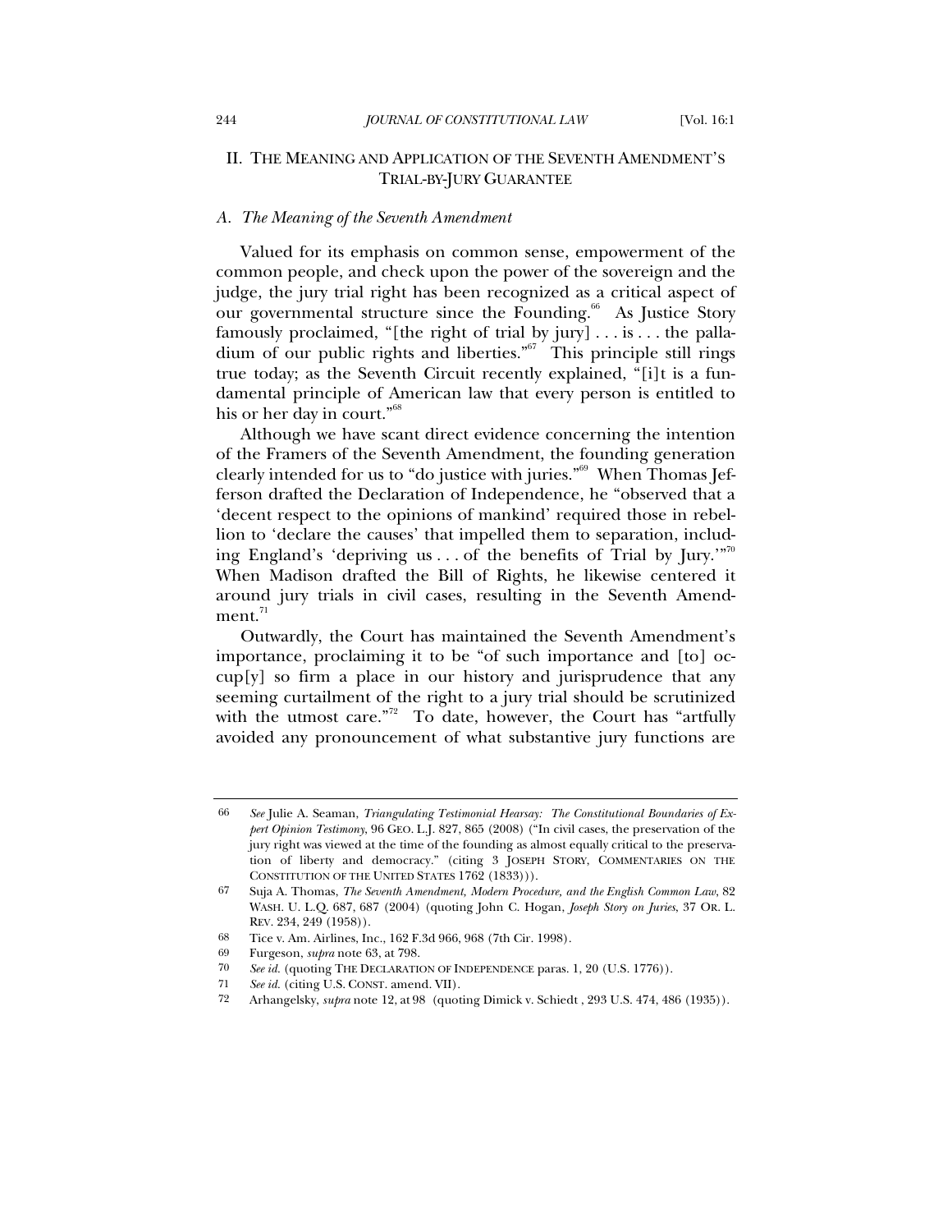## II. THE MEANING AND APPLICATION OF THE SEVENTH AMENDMENT'S TRIAL-BY-JURY GUARANTEE

### *A. The Meaning of the Seventh Amendment*

Valued for its emphasis on common sense, empowerment of the common people, and check upon the power of the sovereign and the judge, the jury trial right has been recognized as a critical aspect of our governmental structure since the Founding.[66] As Justice Story famously proclaimed, "[the right of trial by jury] . . . is . . . the palladium of our public rights and liberties."[67] This principle still rings true today; as the Seventh Circuit recently explained, "[i]t is a fundamental principle of American law that every person is entitled to his or her day in court."[68]

Although we have scant direct evidence concerning the intention of the Framers of the Seventh Amendment, the founding generation clearly intended for us to "do justice with juries."[69] When Thomas Jefferson drafted the Declaration of Independence, he "observed that a 'decent respect to the opinions of mankind' required those in rebellion to 'declare the causes' that impelled them to separation, including England's 'depriving us . . . of the benefits of Trial by Jury.'"[70] When Madison drafted the Bill of Rights, he likewise centered it around jury trials in civil cases, resulting in the Seventh Amendment.[71]

Outwardly, the Court has maintained the Seventh Amendment's importance, proclaiming it to be "of such importance and [to] occup[y] so firm a place in our history and jurisprudence that any seeming curtailment of the right to a jury trial should be scrutinized with the utmost care."[72] To date, however, the Court has "artfully avoided any pronouncement of what substantive jury functions are

---

66 *See* Julie A. Seaman, *Triangulating Testimonial Hearsay: The Constitutional Boundaries of Expert Opinion Testimony*, 96 GEO. L.J. 827, 865 (2008) ("In civil cases, the preservation of the jury right was viewed at the time of the founding as almost equally critical to the preservation of liberty and democracy." (citing 3 JOSEPH STORY, COMMENTARIES ON THE CONSTITUTION OF THE UNITED STATES 1762 (1833))).

67 Suja A. Thomas, *The Seventh Amendment, Modern Procedure, and the English Common Law*, 82 WASH. U. L.Q. 687, 687 (2004) (quoting John C. Hogan, *Joseph Story on Juries*, 37 OR. L. REV. 234, 249 (1958)).

68 Tice v. Am. Airlines, Inc., 162 F.3d 966, 968 (7th Cir. 1998).

69 Furgeson, *supra* note 63, at 798.

70 *See id.* (quoting THE DECLARATION OF INDEPENDENCE paras. 1, 20 (U.S. 1776)).

71 *See id.* (citing U.S. CONST. amend. VII).

72 Arhangelsky, *supra* note 12, at 98 (quoting Dimick v. Schiedt , 293 U.S. 474, 486 (1935)).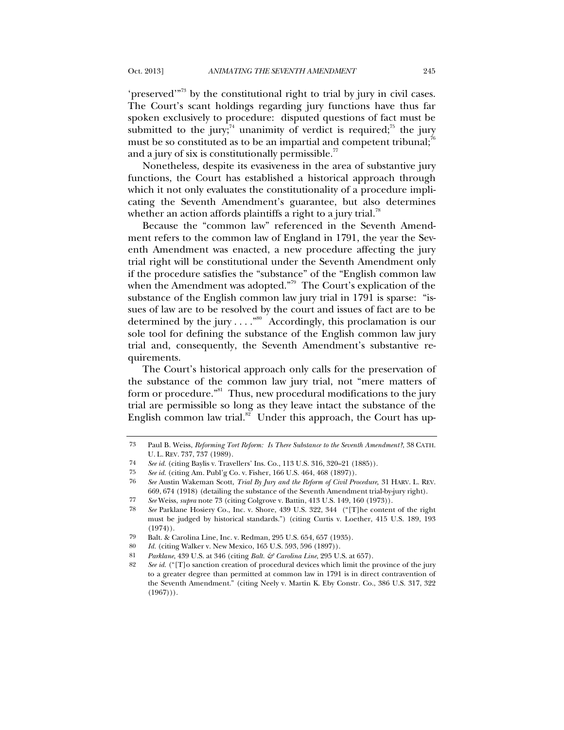'preserved'"[73] by the constitutional right to trial by jury in civil cases. The Court's scant holdings regarding jury functions have thus far spoken exclusively to procedure: disputed questions of fact must be submitted to the jury;[74] unanimity of verdict is required;[75] the jury must be so constituted as to be an impartial and competent tribunal;[76] and a jury of six is constitutionally permissible.[77]

Nonetheless, despite its evasiveness in the area of substantive jury functions, the Court has established a historical approach through which it not only evaluates the constitutionality of a procedure implicating the Seventh Amendment's guarantee, but also determines whether an action affords plaintiffs a right to a jury trial.[78]

Because the "common law" referenced in the Seventh Amendment refers to the common law of England in 1791, the year the Seventh Amendment was enacted, a new procedure affecting the jury trial right will be constitutional under the Seventh Amendment only if the procedure satisfies the "substance" of the "English common law when the Amendment was adopted."[79] The Court's explication of the substance of the English common law jury trial in 1791 is sparse: "issues of law are to be resolved by the court and issues of fact are to be determined by the jury . . . ."[80] Accordingly, this proclamation is our sole tool for defining the substance of the English common law jury trial and, consequently, the Seventh Amendment's substantive requirements.

The Court's historical approach only calls for the preservation of the substance of the common law jury trial, not "mere matters of form or procedure."[81] Thus, new procedural modifications to the jury trial are permissible so long as they leave intact the substance of the English common law trial.[82] Under this approach, the Court has up-

---

73 Paul B. Weiss, *Reforming Tort Reform: Is There Substance to the Seventh Amendment?*, 38 CATH. U. L. REV. 737, 737 (1989).

74 *See id.* (citing Baylis v. Travellers' Ins. Co., 113 U.S. 316, 320–21 (1885)).

75 *See id.* (citing Am. Publ'g Co. v. Fisher, 166 U.S. 464, 468 (1897)).

76 *See* Austin Wakeman Scott, *Trial By Jury and the Reform of Civil Procedure*, 31 HARV. L. REV. 669, 674 (1918) (detailing the substance of the Seventh Amendment trial-by-jury right).

77 *See* Weiss, *supra* note 73 (citing Colgrove v. Battin, 413 U.S. 149, 160 (1973)).

78 *See* Parklane Hosiery Co., Inc. v. Shore, 439 U.S. 322, 344 ("[T]he content of the right must be judged by historical standards.") (citing Curtis v. Loether, 415 U.S. 189, 193 (1974)).

79 Balt. & Carolina Line, Inc. v. Redman, 295 U.S. 654, 657 (1935).

80 *Id.* (citing Walker v. New Mexico, 165 U.S. 593, 596 (1897)).

81 *Parklane*, 439 U.S. at 346 (citing *Balt. & Carolina Line*, 295 U.S. at 657).

82 *See id.* ("[T]o sanction creation of procedural devices which limit the province of the jury to a greater degree than permitted at common law in 1791 is in direct contravention of the Seventh Amendment." (citing Neely v. Martin K. Eby Constr. Co., 386 U.S. 317, 322 (1967))).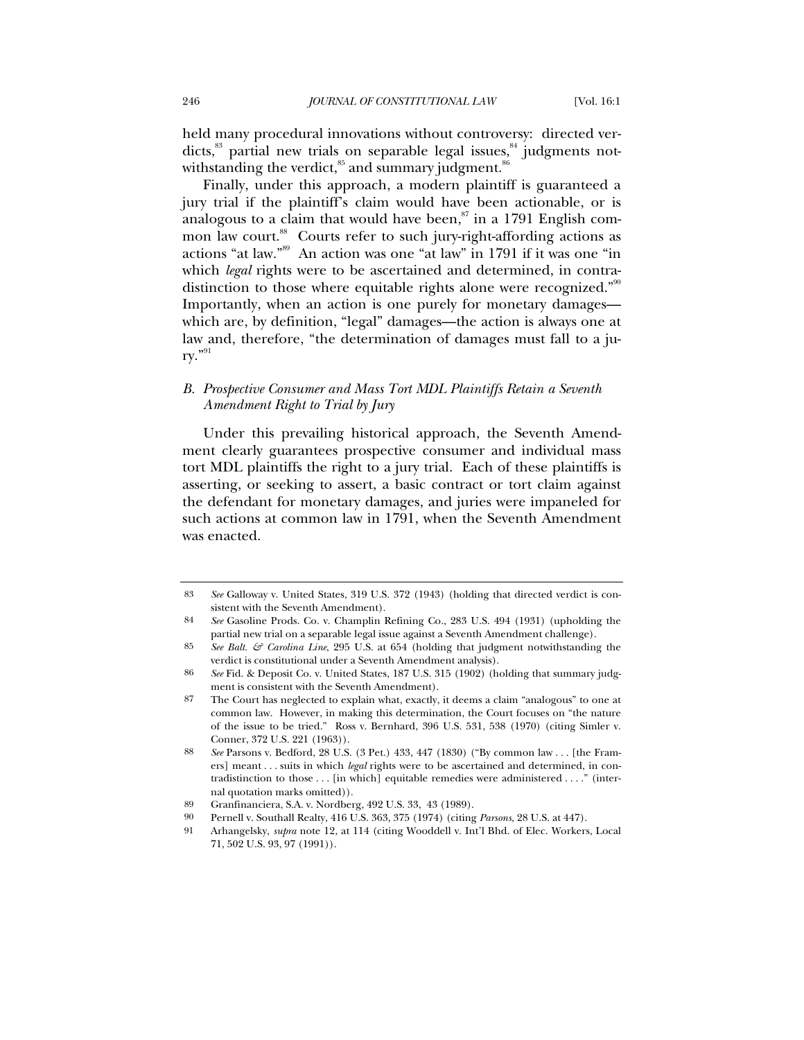held many procedural innovations without controversy: directed verdicts,[83] partial new trials on separable legal issues,[84] judgments notwithstanding the verdict,[85] and summary judgment.[86]

Finally, under this approach, a modern plaintiff is guaranteed a jury trial if the plaintiff's claim would have been actionable, or is analogous to a claim that would have been,[87] in a 1791 English common law court.[88] Courts refer to such jury-right-affording actions as actions "at law."[89] An action was one "at law" in 1791 if it was one "in which *legal* rights were to be ascertained and determined, in contradistinction to those where equitable rights alone were recognized."[90] Importantly, when an action is one purely for monetary damages—which are, by definition, "legal" damages—the action is always one at law and, therefore, "the determination of damages must fall to a jury."[91]

## *B. Prospective Consumer and Mass Tort MDL Plaintiffs Retain a Seventh Amendment Right to Trial by Jury*

Under this prevailing historical approach, the Seventh Amendment clearly guarantees prospective consumer and individual mass tort MDL plaintiffs the right to a jury trial. Each of these plaintiffs is asserting, or seeking to assert, a basic contract or tort claim against the defendant for monetary damages, and juries were impaneled for such actions at common law in 1791, when the Seventh Amendment was enacted.

---

83 *See* Galloway v. United States, 319 U.S. 372 (1943) (holding that directed verdict is consistent with the Seventh Amendment).

84 *See* Gasoline Prods. Co. v. Champlin Refining Co., 283 U.S. 494 (1931) (upholding the partial new trial on a separable legal issue against a Seventh Amendment challenge).

85 *See Balt. & Carolina Line*, 295 U.S. at 654 (holding that judgment notwithstanding the verdict is constitutional under a Seventh Amendment analysis).

86 *See* Fid. & Deposit Co. v. United States, 187 U.S. 315 (1902) (holding that summary judgment is consistent with the Seventh Amendment).

87 The Court has neglected to explain what, exactly, it deems a claim "analogous" to one at common law. However, in making this determination, the Court focuses on "the nature of the issue to be tried." Ross v. Bernhard, 396 U.S. 531, 538 (1970) (citing Simler v. Conner, 372 U.S. 221 (1963)).

88 *See* Parsons v. Bedford, 28 U.S. (3 Pet.) 433, 447 (1830) ("By common law . . . [the Framers] meant . . . suits in which *legal* rights were to be ascertained and determined, in contradistinction to those . . . [in which] equitable remedies were administered . . . ." (internal quotation marks omitted)).

89 Granfinanciera, S.A. v. Nordberg, 492 U.S. 33, 43 (1989).

90 Pernell v. Southall Realty, 416 U.S. 363, 375 (1974) (citing *Parsons*, 28 U.S. at 447).

91 Arhangelsky, *supra* note 12, at 114 (citing Wooddell v. Int'l Bhd. of Elec. Workers, Local 71, 502 U.S. 93, 97 (1991)).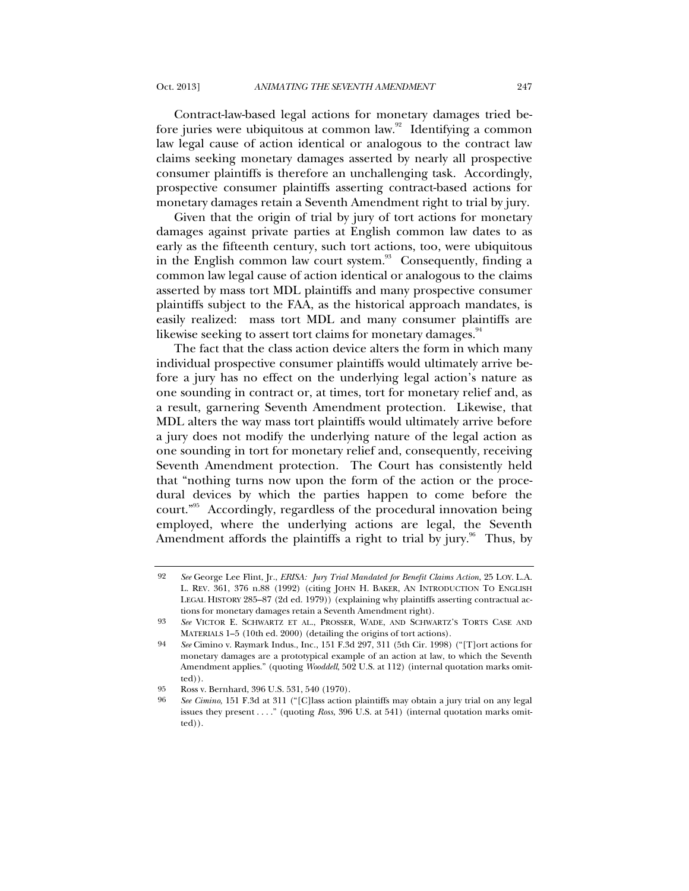Contract-law-based legal actions for monetary damages tried before juries were ubiquitous at common law.[92] Identifying a common law legal cause of action identical or analogous to the contract law claims seeking monetary damages asserted by nearly all prospective consumer plaintiffs is therefore an unchallenging task. Accordingly, prospective consumer plaintiffs asserting contract-based actions for monetary damages retain a Seventh Amendment right to trial by jury.

Given that the origin of trial by jury of tort actions for monetary damages against private parties at English common law dates to as early as the fifteenth century, such tort actions, too, were ubiquitous in the English common law court system.[93] Consequently, finding a common law legal cause of action identical or analogous to the claims asserted by mass tort MDL plaintiffs and many prospective consumer plaintiffs subject to the FAA, as the historical approach mandates, is easily realized: mass tort MDL and many consumer plaintiffs are likewise seeking to assert tort claims for monetary damages.[94]

The fact that the class action device alters the form in which many individual prospective consumer plaintiffs would ultimately arrive before a jury has no effect on the underlying legal action's nature as one sounding in contract or, at times, tort for monetary relief and, as a result, garnering Seventh Amendment protection. Likewise, that MDL alters the way mass tort plaintiffs would ultimately arrive before a jury does not modify the underlying nature of the legal action as one sounding in tort for monetary relief and, consequently, receiving Seventh Amendment protection. The Court has consistently held that "nothing turns now upon the form of the action or the procedural devices by which the parties happen to come before the court."[95] Accordingly, regardless of the procedural innovation being employed, where the underlying actions are legal, the Seventh Amendment affords the plaintiffs a right to trial by jury.[96] Thus, by

---

92 *See* George Lee Flint, Jr., *ERISA: Jury Trial Mandated for Benefit Claims Action*, 25 LOY. L.A. L. REV. 361, 376 n.88 (1992) (citing JOHN H. BAKER, AN INTRODUCTION TO ENGLISH LEGAL HISTORY 285–87 (2d ed. 1979)) (explaining why plaintiffs asserting contractual actions for monetary damages retain a Seventh Amendment right).

93 *See* VICTOR E. SCHWARTZ ET AL., PROSSER, WADE, AND SCHWARTZ'S TORTS CASE AND MATERIALS 1–5 (10th ed. 2000) (detailing the origins of tort actions).

94 *See* Cimino v. Raymark Indus., Inc., 151 F.3d 297, 311 (5th Cir. 1998) ("[T]ort actions for monetary damages are a prototypical example of an action at law, to which the Seventh Amendment applies." (quoting *Wooddell*, 502 U.S. at 112) (internal quotation marks omitted)).

95 Ross v. Bernhard, 396 U.S. 531, 540 (1970).

96 *See Cimino*, 151 F.3d at 311 ("[C]lass action plaintiffs may obtain a jury trial on any legal issues they present . . . ." (quoting *Ross*, 396 U.S. at 541) (internal quotation marks omitted)).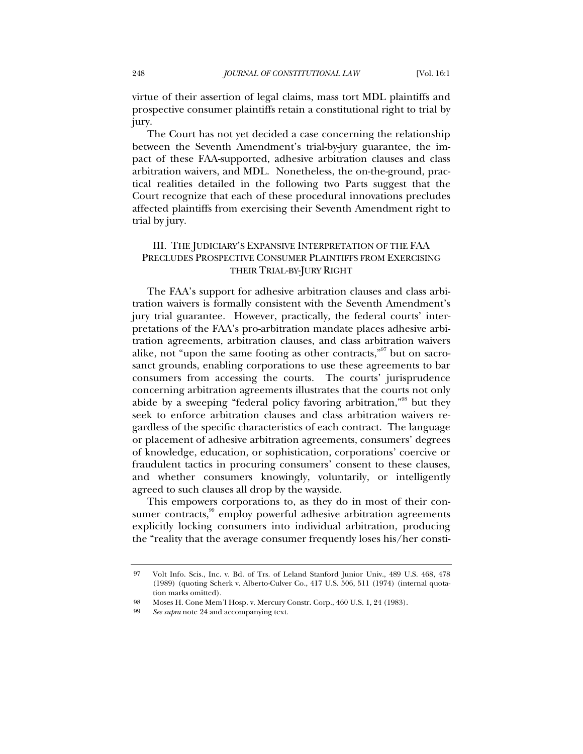virtue of their assertion of legal claims, mass tort MDL plaintiffs and prospective consumer plaintiffs retain a constitutional right to trial by jury.

The Court has not yet decided a case concerning the relationship between the Seventh Amendment's trial-by-jury guarantee, the impact of these FAA-supported, adhesive arbitration clauses and class arbitration waivers, and MDL. Nonetheless, the on-the-ground, practical realities detailed in the following two Parts suggest that the Court recognize that each of these procedural innovations precludes affected plaintiffs from exercising their Seventh Amendment right to trial by jury.

## III. The Judiciary's Expansive Interpretation of the FAA Precludes Prospective Consumer Plaintiffs from Exercising their Trial-by-Jury Right

The FAA's support for adhesive arbitration clauses and class arbitration waivers is formally consistent with the Seventh Amendment's jury trial guarantee. However, practically, the federal courts' interpretations of the FAA's pro-arbitration mandate places adhesive arbitration agreements, arbitration clauses, and class arbitration waivers alike, not "upon the same footing as other contracts,"[97] but on sacrosanct grounds, enabling corporations to use these agreements to bar consumers from accessing the courts. The courts' jurisprudence concerning arbitration agreements illustrates that the courts not only abide by a sweeping "federal policy favoring arbitration,"[98] but they seek to enforce arbitration clauses and class arbitration waivers regardless of the specific characteristics of each contract. The language or placement of adhesive arbitration agreements, consumers' degrees of knowledge, education, or sophistication, corporations' coercive or fraudulent tactics in procuring consumers' consent to these clauses, and whether consumers knowingly, voluntarily, or intelligently agreed to such clauses all drop by the wayside.

This empowers corporations to, as they do in most of their consumer contracts,[99] employ powerful adhesive arbitration agreements explicitly locking consumers into individual arbitration, producing the "reality that the average consumer frequently loses his/her consti-

---

97 Volt Info. Scis., Inc. v. Bd. of Trs. of Leland Stanford Junior Univ., 489 U.S. 468, 478 (1989) (quoting Scherk v. Alberto-Culver Co., 417 U.S. 506, 511 (1974) (internal quotation marks omitted).

98 Moses H. Cone Mem'l Hosp. v. Mercury Constr. Corp., 460 U.S. 1, 24 (1983).

99 *See supra* note 24 and accompanying text.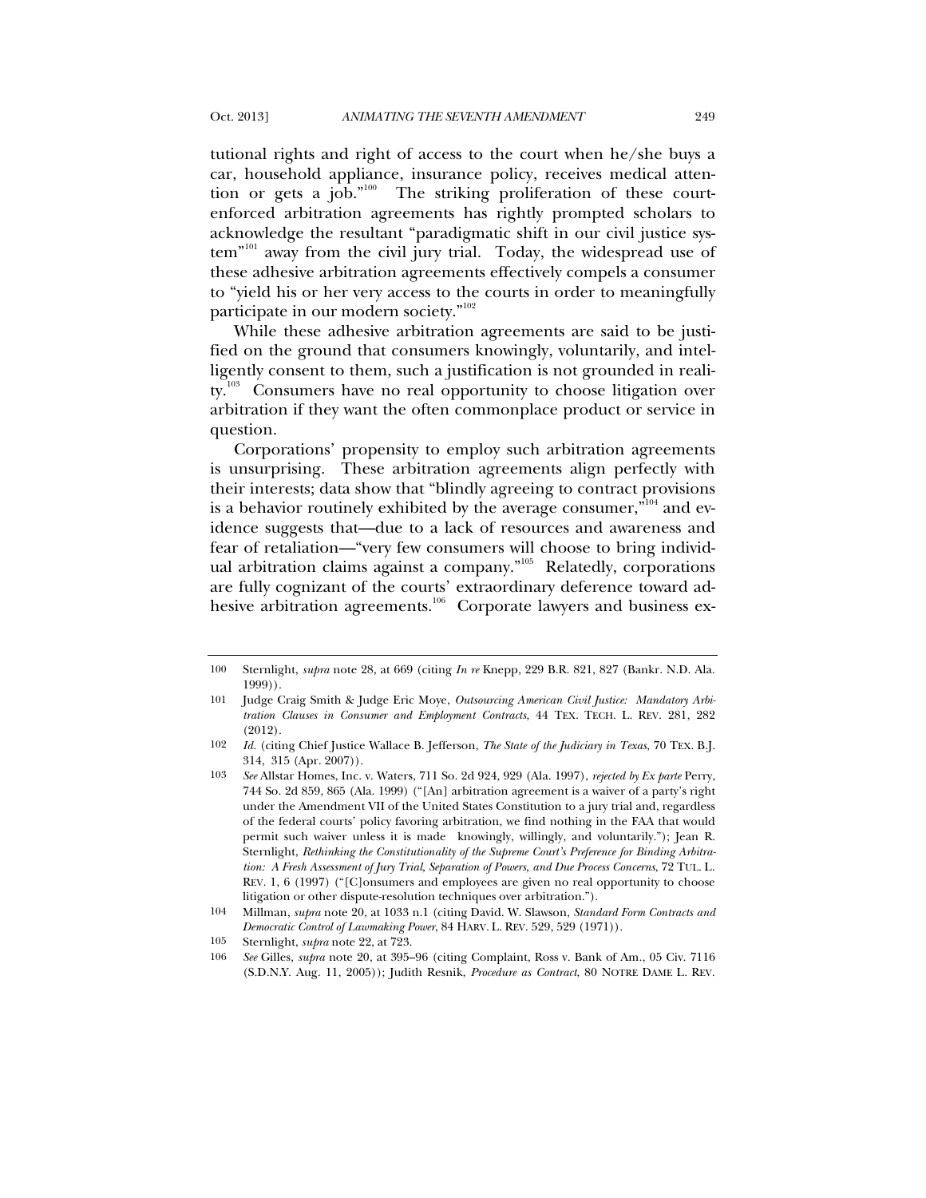tutional rights and right of access to the court when he/she buys a car, household appliance, insurance policy, receives medical attention or gets a job."[100] The striking proliferation of these court-enforced arbitration agreements has rightly prompted scholars to acknowledge the resultant "paradigmatic shift in our civil justice system"[101] away from the civil jury trial. Today, the widespread use of these adhesive arbitration agreements effectively compels a consumer to "yield his or her very access to the courts in order to meaningfully participate in our modern society."[102]

While these adhesive arbitration agreements are said to be justified on the ground that consumers knowingly, voluntarily, and intelligently consent to them, such a justification is not grounded in reality.[103] Consumers have no real opportunity to choose litigation over arbitration if they want the often commonplace product or service in question.

Corporations' propensity to employ such arbitration agreements is unsurprising. These arbitration agreements align perfectly with their interests; data show that "blindly agreeing to contract provisions is a behavior routinely exhibited by the average consumer,"[104] and evidence suggests that—due to a lack of resources and awareness and fear of retaliation—"very few consumers will choose to bring individual arbitration claims against a company."[105] Relatedly, corporations are fully cognizant of the courts' extraordinary deference toward adhesive arbitration agreements.[106] Corporate lawyers and business ex-

---

100 Sternlight, *supra* note 28, at 669 (citing *In re* Knepp, 229 B.R. 821, 827 (Bankr. N.D. Ala. 1999)).

101 Judge Craig Smith & Judge Eric Moye, *Outsourcing American Civil Justice: Mandatory Arbitration Clauses in Consumer and Employment Contracts*, 44 TEX. TECH. L. REV. 281, 282 (2012).

102 *Id.* (citing Chief Justice Wallace B. Jefferson, *The State of the Judiciary in Texas*, 70 TEX. B.J. 314, 315 (Apr. 2007)).

103 *See* Allstar Homes, Inc. v. Waters, 711 So. 2d 924, 929 (Ala. 1997), *rejected by Ex parte* Perry, 744 So. 2d 859, 865 (Ala. 1999) ("[An] arbitration agreement is a waiver of a party's right under the Amendment VII of the United States Constitution to a jury trial and, regardless of the federal courts' policy favoring arbitration, we find nothing in the FAA that would permit such waiver unless it is made knowingly, willingly, and voluntarily."); Jean R. Sternlight, *Rethinking the Constitutionality of the Supreme Court's Preference for Binding Arbitration: A Fresh Assessment of Jury Trial, Separation of Powers, and Due Process Concerns*, 72 TUL. L. REV. 1, 6 (1997) ("[C]onsumers and employees are given no real opportunity to choose litigation or other dispute-resolution techniques over arbitration.").

104 Millman, *supra* note 20, at 1033 n.1 (citing David. W. Slawson, *Standard Form Contracts and Democratic Control of Lawmaking Power*, 84 HARV. L. REV. 529, 529 (1971)).

105 Sternlight, *supra* note 22, at 723.

106 *See* Gilles, *supra* note 20, at 395–96 (citing Complaint, Ross v. Bank of Am., 05 Civ. 7116 (S.D.N.Y. Aug. 11, 2005)); Judith Resnik, *Procedure as Contract*, 80 NOTRE DAME L. REV.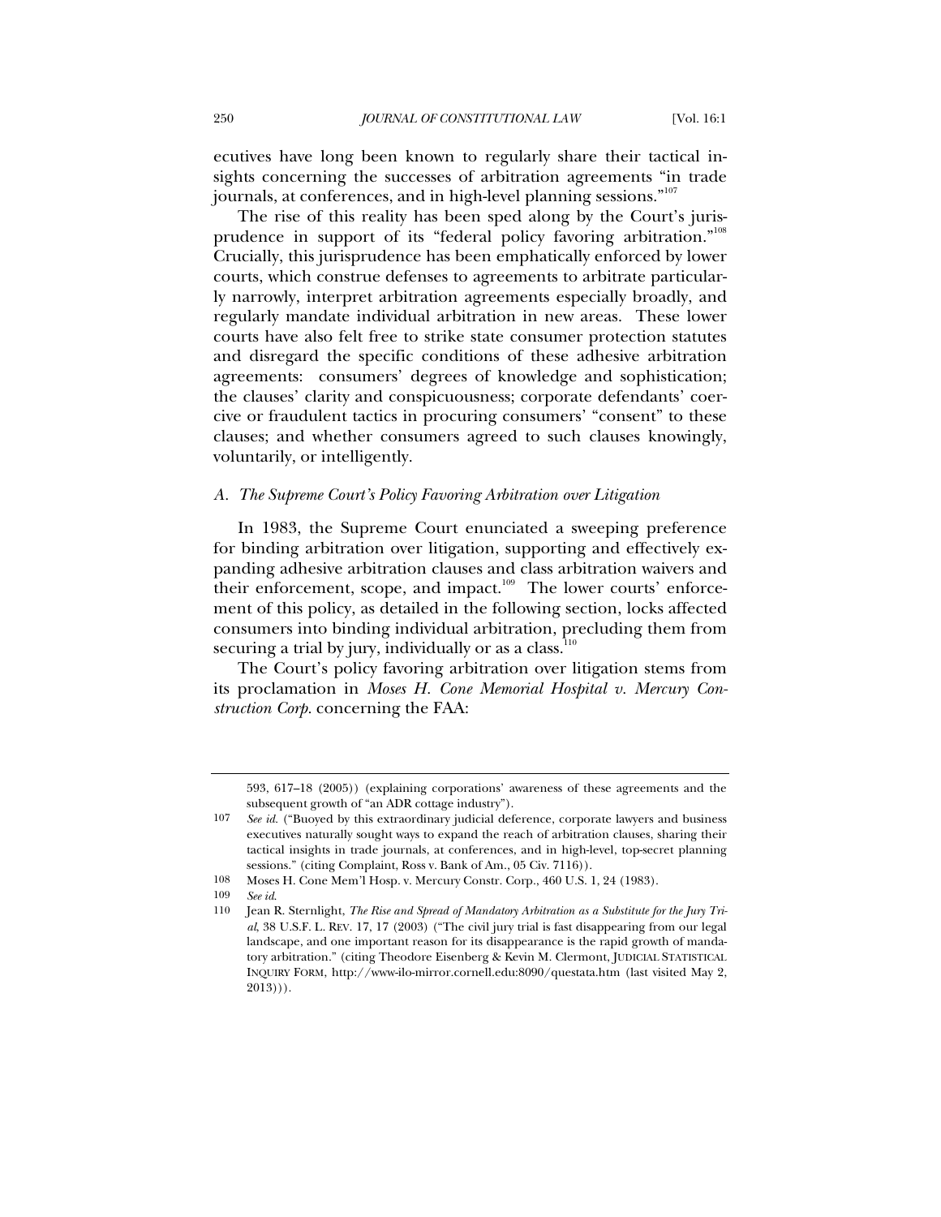ecutives have long been known to regularly share their tactical insights concerning the successes of arbitration agreements "in trade journals, at conferences, and in high-level planning sessions."[107]

The rise of this reality has been sped along by the Court's jurisprudence in support of its "federal policy favoring arbitration."[108] Crucially, this jurisprudence has been emphatically enforced by lower courts, which construe defenses to agreements to arbitrate particularly narrowly, interpret arbitration agreements especially broadly, and regularly mandate individual arbitration in new areas. These lower courts have also felt free to strike state consumer protection statutes and disregard the specific conditions of these adhesive arbitration agreements: consumers' degrees of knowledge and sophistication; the clauses' clarity and conspicuousness; corporate defendants' coercive or fraudulent tactics in procuring consumers' "consent" to these clauses; and whether consumers agreed to such clauses knowingly, voluntarily, or intelligently.

### *A. The Supreme Court's Policy Favoring Arbitration over Litigation*

In 1983, the Supreme Court enunciated a sweeping preference for binding arbitration over litigation, supporting and effectively expanding adhesive arbitration clauses and class arbitration waivers and their enforcement, scope, and impact.[109] The lower courts' enforcement of this policy, as detailed in the following section, locks affected consumers into binding individual arbitration, precluding them from securing a trial by jury, individually or as a class.[110]

The Court's policy favoring arbitration over litigation stems from its proclamation in *Moses H. Cone Memorial Hospital v. Mercury Construction Corp.* concerning the FAA:

---

593, 617–18 (2005)) (explaining corporations' awareness of these agreements and the subsequent growth of "an ADR cottage industry").

107 *See id.* ("Buoyed by this extraordinary judicial deference, corporate lawyers and business executives naturally sought ways to expand the reach of arbitration clauses, sharing their tactical insights in trade journals, at conferences, and in high-level, top-secret planning sessions." (citing Complaint, Ross v. Bank of Am., 05 Civ. 7116)).

108 Moses H. Cone Mem'l Hosp. v. Mercury Constr. Corp., 460 U.S. 1, 24 (1983).

109 *See id.*

110 Jean R. Sternlight, *The Rise and Spread of Mandatory Arbitration as a Substitute for the Jury Trial*, 38 U.S.F. L. REV. 17, 17 (2003) ("The civil jury trial is fast disappearing from our legal landscape, and one important reason for its disappearance is the rapid growth of mandatory arbitration." (citing Theodore Eisenberg & Kevin M. Clermont, JUDICIAL STATISTICAL INQUIRY FORM, http://www-ilo-mirror.cornell.edu:8090/questata.htm (last visited May 2, 2013))).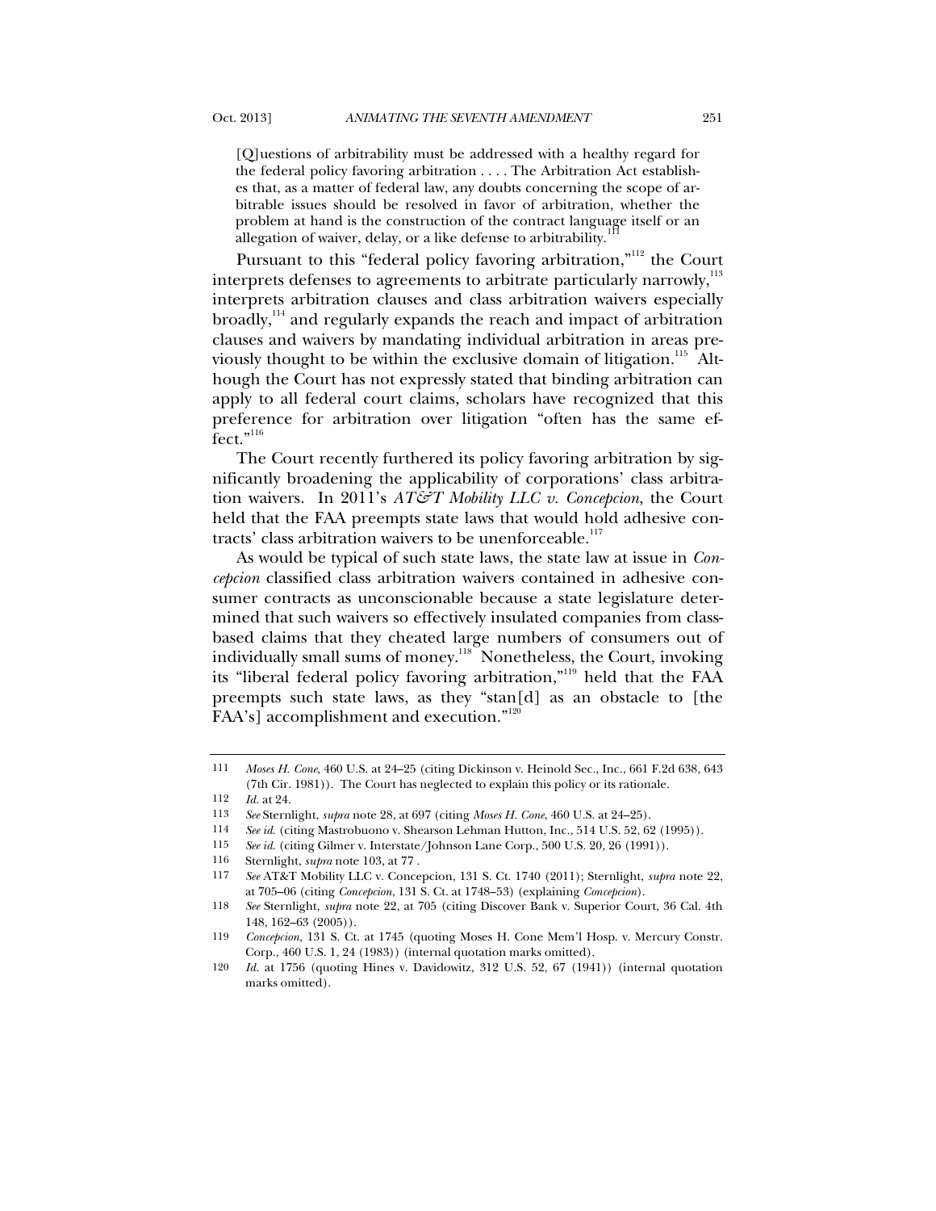> [Q]uestions of arbitrability must be addressed with a healthy regard for the federal policy favoring arbitration . . . . The Arbitration Act establishes that, as a matter of federal law, any doubts concerning the scope of arbitrable issues should be resolved in favor of arbitration, whether the problem at hand is the construction of the contract language itself or an allegation of waiver, delay, or a like defense to arbitrability.[111]

Pursuant to this "federal policy favoring arbitration,"[112] the Court interprets defenses to agreements to arbitrate particularly narrowly,[113] interprets arbitration clauses and class arbitration waivers especially broadly,[114] and regularly expands the reach and impact of arbitration clauses and waivers by mandating individual arbitration in areas previously thought to be within the exclusive domain of litigation.[115] Although the Court has not expressly stated that binding arbitration can apply to all federal court claims, scholars have recognized that this preference for arbitration over litigation "often has the same effect."[116]

The Court recently furthered its policy favoring arbitration by significantly broadening the applicability of corporations' class arbitration waivers. In 2011's *AT&T Mobility LLC v. Concepcion*, the Court held that the FAA preempts state laws that would hold adhesive contracts' class arbitration waivers to be unenforceable.[117]

As would be typical of such state laws, the state law at issue in *Concepcion* classified class arbitration waivers contained in adhesive consumer contracts as unconscionable because a state legislature determined that such waivers so effectively insulated companies from class-based claims that they cheated large numbers of consumers out of individually small sums of money.[118] Nonetheless, the Court, invoking its "liberal federal policy favoring arbitration,"[119] held that the FAA preempts such state laws, as they "stan[d] as an obstacle to [the FAA's] accomplishment and execution."[120]

---

111 *Moses H. Cone*, 460 U.S. at 24–25 (citing Dickinson v. Heinold Sec., Inc., 661 F.2d 638, 643 (7th Cir. 1981)). The Court has neglected to explain this policy or its rationale.

112 *Id.* at 24.

113 *See* Sternlight, *supra* note 28, at 697 (citing *Moses H. Cone*, 460 U.S. at 24–25).

114 *See id.* (citing Mastrobuono v. Shearson Lehman Hutton, Inc., 514 U.S. 52, 62 (1995)).

115 *See id.* (citing Gilmer v. Interstate/Johnson Lane Corp., 500 U.S. 20, 26 (1991)).

116 Sternlight, *supra* note 103, at 77 .

117 *See* AT&T Mobility LLC v. Concepcion, 131 S. Ct. 1740 (2011); Sternlight, *supra* note 22, at 705–06 (citing *Concepcion*, 131 S. Ct. at 1748–53) (explaining *Concepcion*).

118 *See* Sternlight, *supra* note 22, at 705 (citing Discover Bank v. Superior Court, 36 Cal. 4th 148, 162–63 (2005)).

119 *Concepcion*, 131 S. Ct. at 1745 (quoting Moses H. Cone Mem'l Hosp. v. Mercury Constr. Corp., 460 U.S. 1, 24 (1983)) (internal quotation marks omitted).

120 *Id.* at 1756 (quoting Hines v. Davidowitz, 312 U.S. 52, 67 (1941)) (internal quotation marks omitted).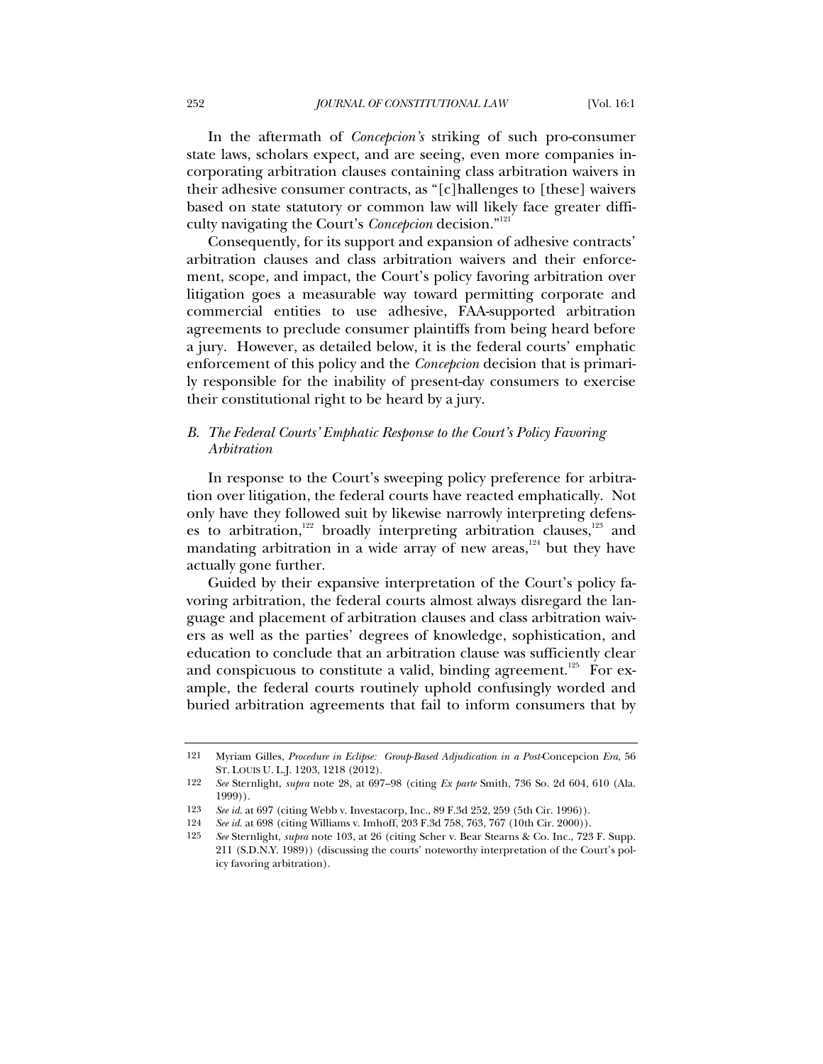In the aftermath of *Concepcion's* striking of such pro-consumer state laws, scholars expect, and are seeing, even more companies incorporating arbitration clauses containing class arbitration waivers in their adhesive consumer contracts, as "[c]hallenges to [these] waivers based on state statutory or common law will likely face greater difficulty navigating the Court's *Concepcion* decision."[121]

Consequently, for its support and expansion of adhesive contracts' arbitration clauses and class arbitration waivers and their enforcement, scope, and impact, the Court's policy favoring arbitration over litigation goes a measurable way toward permitting corporate and commercial entities to use adhesive, FAA-supported arbitration agreements to preclude consumer plaintiffs from being heard before a jury. However, as detailed below, it is the federal courts' emphatic enforcement of this policy and the *Concepcion* decision that is primarily responsible for the inability of present-day consumers to exercise their constitutional right to be heard by a jury.

### *B. The Federal Courts' Emphatic Response to the Court's Policy Favoring Arbitration*

In response to the Court's sweeping policy preference for arbitration over litigation, the federal courts have reacted emphatically. Not only have they followed suit by likewise narrowly interpreting defenses to arbitration,[122] broadly interpreting arbitration clauses,[123] and mandating arbitration in a wide array of new areas,[124] but they have actually gone further.

Guided by their expansive interpretation of the Court's policy favoring arbitration, the federal courts almost always disregard the language and placement of arbitration clauses and class arbitration waivers as well as the parties' degrees of knowledge, sophistication, and education to conclude that an arbitration clause was sufficiently clear and conspicuous to constitute a valid, binding agreement.[125] For example, the federal courts routinely uphold confusingly worded and buried arbitration agreements that fail to inform consumers that by

---

121 Myriam Gilles, *Procedure in Eclipse: Group-Based Adjudication in a Post-*Concepcion *Era*, 56 ST. LOUIS U. L.J. 1203, 1218 (2012).

122 *See* Sternlight, *supra* note 28, at 697–98 (citing *Ex parte* Smith, 736 So. 2d 604, 610 (Ala. 1999)).

123 *See id.* at 697 (citing Webb v. Investacorp, Inc., 89 F.3d 252, 259 (5th Cir. 1996)).

124 *See id.* at 698 (citing Williams v. Imhoff, 203 F.3d 758, 763, 767 (10th Cir. 2000)).

125 *See* Sternlight, *supra* note 103, at 26 (citing Scher v. Bear Stearns & Co. Inc., 723 F. Supp. 211 (S.D.N.Y. 1989)) (discussing the courts' noteworthy interpretation of the Court's policy favoring arbitration).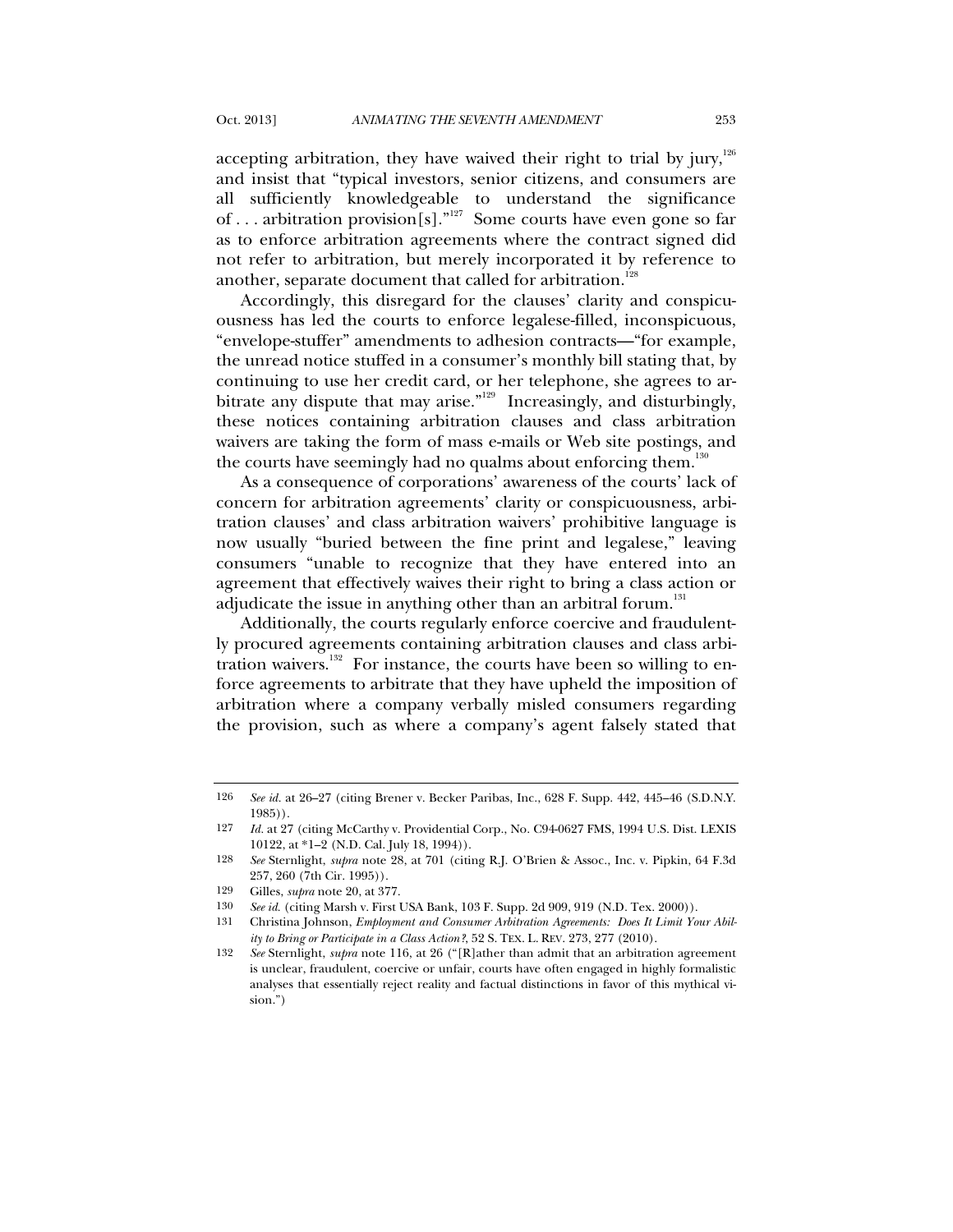accepting arbitration, they have waived their right to trial by jury,[126] and insist that "typical investors, senior citizens, and consumers are all sufficiently knowledgeable to understand the significance of . . . arbitration provision[s]."[127] Some courts have even gone so far as to enforce arbitration agreements where the contract signed did not refer to arbitration, but merely incorporated it by reference to another, separate document that called for arbitration.[128]

Accordingly, this disregard for the clauses' clarity and conspicuousness has led the courts to enforce legalese-filled, inconspicuous, "envelope-stuffer" amendments to adhesion contracts—"for example, the unread notice stuffed in a consumer's monthly bill stating that, by continuing to use her credit card, or her telephone, she agrees to arbitrate any dispute that may arise."[129] Increasingly, and disturbingly, these notices containing arbitration clauses and class arbitration waivers are taking the form of mass e-mails or Web site postings, and the courts have seemingly had no qualms about enforcing them.[130]

As a consequence of corporations' awareness of the courts' lack of concern for arbitration agreements' clarity or conspicuousness, arbitration clauses' and class arbitration waivers' prohibitive language is now usually "buried between the fine print and legalese," leaving consumers "unable to recognize that they have entered into an agreement that effectively waives their right to bring a class action or adjudicate the issue in anything other than an arbitral forum.[131]

Additionally, the courts regularly enforce coercive and fraudulently procured agreements containing arbitration clauses and class arbitration waivers.[132] For instance, the courts have been so willing to enforce agreements to arbitrate that they have upheld the imposition of arbitration where a company verbally misled consumers regarding the provision, such as where a company's agent falsely stated that

---

126 *See id.* at 26–27 (citing Brener v. Becker Paribas, Inc., 628 F. Supp. 442, 445–46 (S.D.N.Y. 1985)).

127 *Id.* at 27 (citing McCarthy v. Providential Corp., No. C94-0627 FMS, 1994 U.S. Dist. LEXIS 10122, at *1–2 (N.D. Cal. July 18, 1994)).

128 *See* Sternlight, *supra* note 28, at 701 (citing R.J. O'Brien & Assoc., Inc. v. Pipkin, 64 F.3d 257, 260 (7th Cir. 1995)).

129 Gilles, *supra* note 20, at 377.

130 *See id.* (citing Marsh v. First USA Bank, 103 F. Supp. 2d 909, 919 (N.D. Tex. 2000)).

131 Christina Johnson, *Employment and Consumer Arbitration Agreements: Does It Limit Your Ability to Bring or Participate in a Class Action?*, 52 S. TEX. L. REV. 273, 277 (2010).

132 *See* Sternlight, *supra* note 116, at 26 ("[R]ather than admit that an arbitration agreement is unclear, fraudulent, coercive or unfair, courts have often engaged in highly formalistic analyses that essentially reject reality and factual distinctions in favor of this mythical vision.")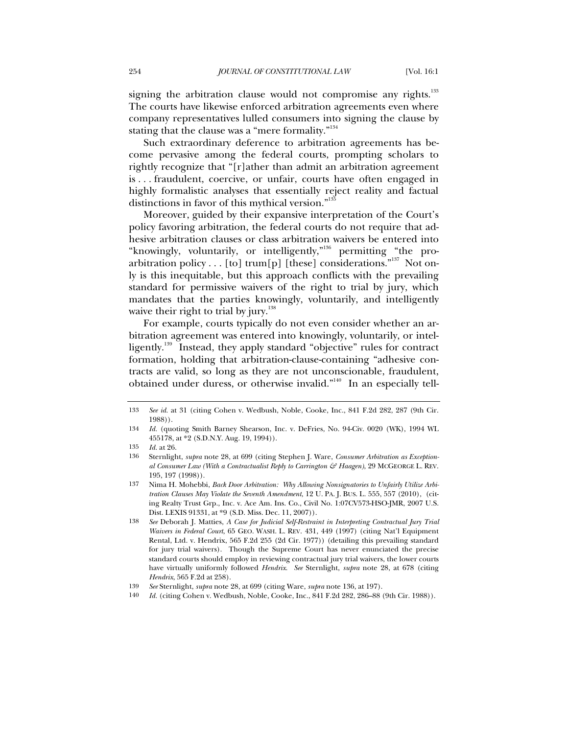signing the arbitration clause would not compromise any rights.[133] The courts have likewise enforced arbitration agreements even where company representatives lulled consumers into signing the clause by stating that the clause was a "mere formality."[134]

Such extraordinary deference to arbitration agreements has become pervasive among the federal courts, prompting scholars to rightly recognize that "[r]ather than admit an arbitration agreement is . . . fraudulent, coercive, or unfair, courts have often engaged in highly formalistic analyses that essentially reject reality and factual distinctions in favor of this mythical version."[135]

Moreover, guided by their expansive interpretation of the Court's policy favoring arbitration, the federal courts do not require that adhesive arbitration clauses or class arbitration waivers be entered into "knowingly, voluntarily, or intelligently,"[136] permitting "the pro-arbitration policy . . . [to] trum[p] [these] considerations."[137] Not only is this inequitable, but this approach conflicts with the prevailing standard for permissive waivers of the right to trial by jury, which mandates that the parties knowingly, voluntarily, and intelligently waive their right to trial by jury.[138]

For example, courts typically do not even consider whether an arbitration agreement was entered into knowingly, voluntarily, or intelligently.[139] Instead, they apply standard "objective" rules for contract formation, holding that arbitration-clause-containing "adhesive contracts are valid, so long as they are not unconscionable, fraudulent, obtained under duress, or otherwise invalid."[140] In an especially tell-

---

133 *See id.* at 31 (citing Cohen v. Wedbush, Noble, Cooke, Inc., 841 F.2d 282, 287 (9th Cir. 1988)).

134 *Id.* (quoting Smith Barney Shearson, Inc. v. DeFries, No. 94-Civ. 0020 (WK), 1994 WL 455178, at *2 (S.D.N.Y. Aug. 19, 1994)).

135 *Id.* at 26.

136 Sternlight, *supra* note 28, at 699 (citing Stephen J. Ware, *Consumer Arbitration as Exceptional Consumer Law (With a Contractualist Reply to Carrington & Haagen)*, 29 MCGEORGE L. REV. 195, 197 (1998)).

137 Nima H. Mohebbi, *Back Door Arbitration: Why Allowing Nonsignatories to Unfairly Utilize Arbitration Clauses May Violate the Seventh Amendment*, 12 U. PA. J. BUS. L. 555, 557 (2010), (citing Realty Trust Grp., Inc. v. Ace Am. Ins. Co., Civil No. 1:07CV573-HSO-JMR, 2007 U.S. Dist. LEXIS 91331, at *9 (S.D. Miss. Dec. 11, 2007)).

138 *See* Deborah J. Matties, *A Case for Judicial Self-Restraint in Interpreting Contractual Jury Trial Waivers in Federal Court*, 65 GEO. WASH. L. REV. 431, 449 (1997) (citing Nat'l Equipment Rental, Ltd. v. Hendrix, 565 F.2d 255 (2d Cir. 1977)) (detailing this prevailing standard for jury trial waivers). Though the Supreme Court has never enunciated the precise standard courts should employ in reviewing contractual jury trial waivers, the lower courts have virtually uniformly followed *Hendrix*. *See* Sternlight, *supra* note 28, at 678 (citing *Hendrix*, 565 F.2d at 258).

139 *See* Sternlight, *supra* note 28, at 699 (citing Ware, *supra* note 136, at 197).

140 *Id.* (citing Cohen v. Wedbush, Noble, Cooke, Inc., 841 F.2d 282, 286–88 (9th Cir. 1988)).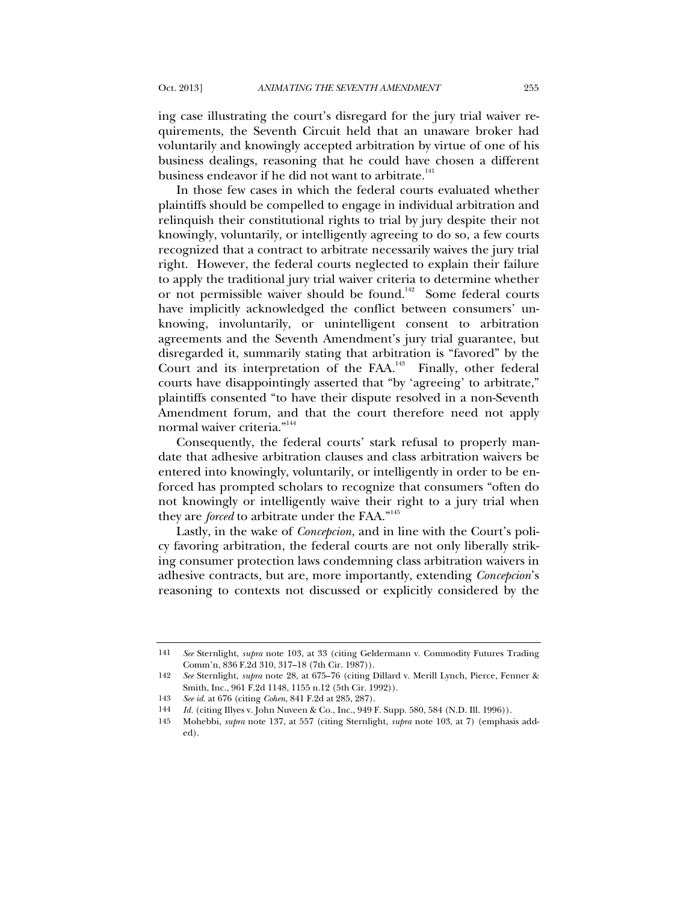ing case illustrating the court's disregard for the jury trial waiver requirements, the Seventh Circuit held that an unaware broker had voluntarily and knowingly accepted arbitration by virtue of one of his business dealings, reasoning that he could have chosen a different business endeavor if he did not want to arbitrate.[141]

In those few cases in which the federal courts evaluated whether plaintiffs should be compelled to engage in individual arbitration and relinquish their constitutional rights to trial by jury despite their not knowingly, voluntarily, or intelligently agreeing to do so, a few courts recognized that a contract to arbitrate necessarily waives the jury trial right. However, the federal courts neglected to explain their failure to apply the traditional jury trial waiver criteria to determine whether or not permissible waiver should be found.[142] Some federal courts have implicitly acknowledged the conflict between consumers' unknowing, involuntarily, or unintelligent consent to arbitration agreements and the Seventh Amendment's jury trial guarantee, but disregarded it, summarily stating that arbitration is "favored" by the Court and its interpretation of the FAA.[143] Finally, other federal courts have disappointingly asserted that "by 'agreeing' to arbitrate," plaintiffs consented "to have their dispute resolved in a non-Seventh Amendment forum, and that the court therefore need not apply normal waiver criteria."[144]

Consequently, the federal courts' stark refusal to properly mandate that adhesive arbitration clauses and class arbitration waivers be entered into knowingly, voluntarily, or intelligently in order to be enforced has prompted scholars to recognize that consumers "often do not knowingly or intelligently waive their right to a jury trial when they are *forced* to arbitrate under the FAA."[145]

Lastly, in the wake of *Concepcion*, and in line with the Court's policy favoring arbitration, the federal courts are not only liberally striking consumer protection laws condemning class arbitration waivers in adhesive contracts, but are, more importantly, extending *Concepcion*'s reasoning to contexts not discussed or explicitly considered by the

---

141 *See* Sternlight, *supra* note 103, at 33 (citing Geldermann v. Commodity Futures Trading Comm'n, 836 F.2d 310, 317–18 (7th Cir. 1987)).

142 *See* Sternlight, *supra* note 28, at 675–76 (citing Dillard v. Merill Lynch, Pierce, Fenner & Smith, Inc., 961 F.2d 1148, 1155 n.12 (5th Cir. 1992)).

143 *See id.* at 676 (citing *Cohen*, 841 F.2d at 285, 287).

144 *Id.* (citing Illyes v. John Nuveen & Co., Inc., 949 F. Supp. 580, 584 (N.D. Ill. 1996)).

145 Mohebbi, *supra* note 137, at 557 (citing Sternlight, *supra* note 103, at 7) (emphasis added).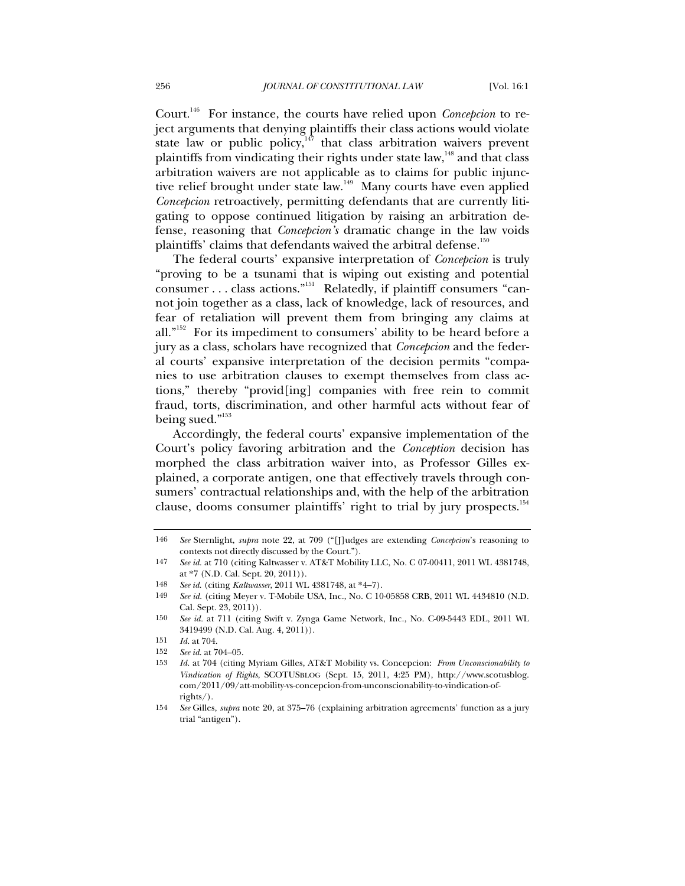Court.[146] For instance, the courts have relied upon *Concepcion* to reject arguments that denying plaintiffs their class actions would violate state law or public policy,[147] that class arbitration waivers prevent plaintiffs from vindicating their rights under state law,[148] and that class arbitration waivers are not applicable as to claims for public injunctive relief brought under state law.[149] Many courts have even applied *Concepcion* retroactively, permitting defendants that are currently litigating to oppose continued litigation by raising an arbitration defense, reasoning that *Concepcion's* dramatic change in the law voids plaintiffs' claims that defendants waived the arbitral defense.[150]

The federal courts' expansive interpretation of *Concepcion* is truly "proving to be a tsunami that is wiping out existing and potential consumer . . . class actions."[151] Relatedly, if plaintiff consumers "cannot join together as a class, lack of knowledge, lack of resources, and fear of retaliation will prevent them from bringing any claims at all."[152] For its impediment to consumers' ability to be heard before a jury as a class, scholars have recognized that *Concepcion* and the federal courts' expansive interpretation of the decision permits "companies to use arbitration clauses to exempt themselves from class actions," thereby "provid[ing] companies with free rein to commit fraud, torts, discrimination, and other harmful acts without fear of being sued."[153]

Accordingly, the federal courts' expansive implementation of the Court's policy favoring arbitration and the *Conception* decision has morphed the class arbitration waiver into, as Professor Gilles explained, a corporate antigen, one that effectively travels through consumers' contractual relationships and, with the help of the arbitration clause, dooms consumer plaintiffs' right to trial by jury prospects.[154]

---

146 *See* Sternlight, *supra* note 22, at 709 ("[J]udges are extending *Concepcion*'s reasoning to contexts not directly discussed by the Court.").

147 *See id.* at 710 (citing Kaltwasser v. AT&T Mobility LLC, No. C 07-00411, 2011 WL 4381748, at *7 (N.D. Cal. Sept. 20, 2011)).

148 *See id.* (citing *Kaltwasser*, 2011 WL 4381748, at *4–7).

149 *See id.* (citing Meyer v. T-Mobile USA, Inc., No. C 10-05858 CRB, 2011 WL 4434810 (N.D. Cal. Sept. 23, 2011)).

150 *See id.* at 711 (citing Swift v. Zynga Game Network, Inc., No. C-09-5443 EDL, 2011 WL 3419499 (N.D. Cal. Aug. 4, 2011)).

151 *Id.* at 704.

152 *See id.* at 704–05.

153 *Id.* at 704 (citing Myriam Gilles, AT&T Mobility vs. Concepcion: *From Unconscionability to Vindication of Rights*, SCOTUSBLOG (Sept. 15, 2011, 4:25 PM), http://www.scotusblog.com/2011/09/att-mobility-vs-concepcion-from-unconscionability-to-vindication-of-rights/).

154 *See* Gilles, *supra* note 20, at 375–76 (explaining arbitration agreements' function as a jury trial "antigen").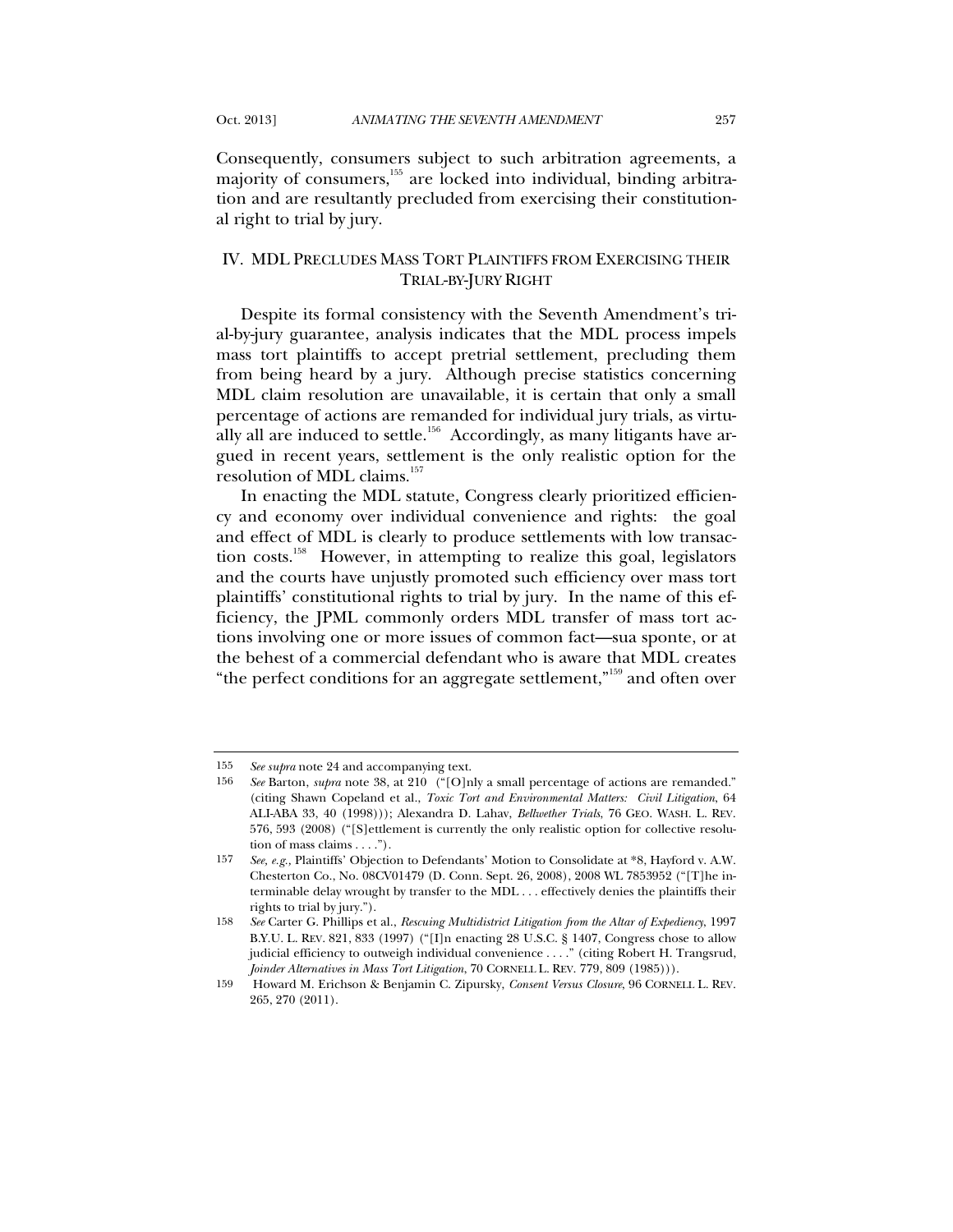Consequently, consumers subject to such arbitration agreements, a majority of consumers,[155] are locked into individual, binding arbitration and are resultantly precluded from exercising their constitutional right to trial by jury.

## IV. MDL PRECLUDES MASS TORT PLAINTIFFS FROM EXERCISING THEIR TRIAL-BY-JURY RIGHT

Despite its formal consistency with the Seventh Amendment's trial-by-jury guarantee, analysis indicates that the MDL process impels mass tort plaintiffs to accept pretrial settlement, precluding them from being heard by a jury. Although precise statistics concerning MDL claim resolution are unavailable, it is certain that only a small percentage of actions are remanded for individual jury trials, as virtually all are induced to settle.[156] Accordingly, as many litigants have argued in recent years, settlement is the only realistic option for the resolution of MDL claims.[157]

In enacting the MDL statute, Congress clearly prioritized efficiency and economy over individual convenience and rights: the goal and effect of MDL is clearly to produce settlements with low transaction costs.[158] However, in attempting to realize this goal, legislators and the courts have unjustly promoted such efficiency over mass tort plaintiffs' constitutional rights to trial by jury. In the name of this efficiency, the JPML commonly orders MDL transfer of mass tort actions involving one or more issues of common fact—sua sponte, or at the behest of a commercial defendant who is aware that MDL creates "the perfect conditions for an aggregate settlement,"[159] and often over

---

155 *See supra* note 24 and accompanying text.

156 *See* Barton, *supra* note 38, at 210 ("[O]nly a small percentage of actions are remanded." (citing Shawn Copeland et al., *Toxic Tort and Environmental Matters: Civil Litigation*, 64 ALI-ABA 33, 40 (1998))); Alexandra D. Lahav, *Bellwether Trials*, 76 GEO. WASH. L. REV. 576, 593 (2008) ("[S]ettlement is currently the only realistic option for collective resolution of mass claims . . . .").

157 *See, e.g.*, Plaintiffs' Objection to Defendants' Motion to Consolidate at *8, Hayford v. A.W. Chesterton Co., No. 08CV01479 (D. Conn. Sept. 26, 2008), 2008 WL 7853952 ("[T]he interminable delay wrought by transfer to the MDL . . . effectively denies the plaintiffs their rights to trial by jury.").

158 *See* Carter G. Phillips et al., *Rescuing Multidistrict Litigation from the Altar of Expediency*, 1997 B.Y.U. L. REV. 821, 833 (1997) ("[I]n enacting 28 U.S.C. § 1407, Congress chose to allow judicial efficiency to outweigh individual convenience . . . ." (citing Robert H. Transgrud, *Joinder Alternatives in Mass Tort Litigation*, 70 CORNELL L. REV. 779, 809 (1985))).

159 Howard M. Erichson & Benjamin C. Zipursky, *Consent Versus Closure*, 96 CORNELL L. REV. 265, 270 (2011).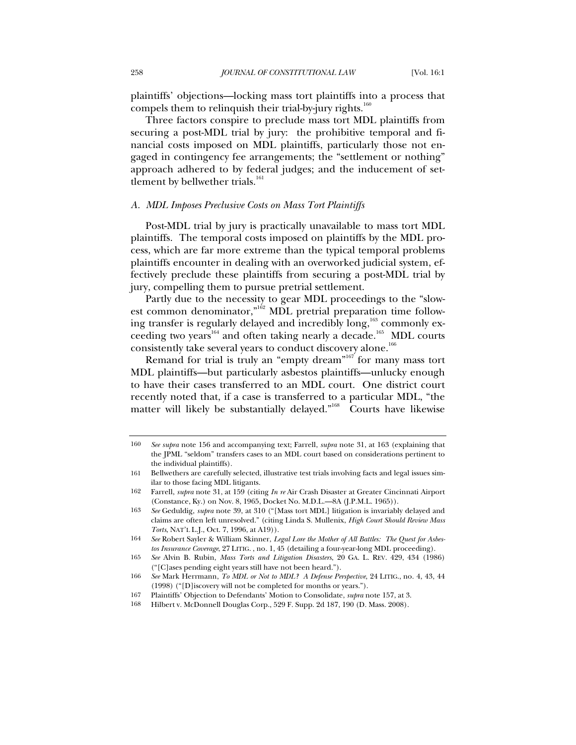plaintiffs' objections—locking mass tort plaintiffs into a process that compels them to relinquish their trial-by-jury rights.[160]

Three factors conspire to preclude mass tort MDL plaintiffs from securing a post-MDL trial by jury: the prohibitive temporal and financial costs imposed on MDL plaintiffs, particularly those not engaged in contingency fee arrangements; the "settlement or nothing" approach adhered to by federal judges; and the inducement of settlement by bellwether trials.[161]

### *A. MDL Imposes Preclusive Costs on Mass Tort Plaintiffs*

Post-MDL trial by jury is practically unavailable to mass tort MDL plaintiffs. The temporal costs imposed on plaintiffs by the MDL process, which are far more extreme than the typical temporal problems plaintiffs encounter in dealing with an overworked judicial system, effectively preclude these plaintiffs from securing a post-MDL trial by jury, compelling them to pursue pretrial settlement.

Partly due to the necessity to gear MDL proceedings to the "slowest common denominator,"[162] MDL pretrial preparation time following transfer is regularly delayed and incredibly long,[163] commonly exceeding two years[164] and often taking nearly a decade.[165] MDL courts consistently take several years to conduct discovery alone.[166]

Remand for trial is truly an "empty dream"[167] for many mass tort MDL plaintiffs—but particularly asbestos plaintiffs—unlucky enough to have their cases transferred to an MDL court. One district court recently noted that, if a case is transferred to a particular MDL, "the matter will likely be substantially delayed."[168] Courts have likewise

---

160 *See supra* note 156 and accompanying text; Farrell, *supra* note 31, at 163 (explaining that the JPML "seldom" transfers cases to an MDL court based on considerations pertinent to the individual plaintiffs).

161 Bellwethers are carefully selected, illustrative test trials involving facts and legal issues similar to those facing MDL litigants.

162 Farrell, *supra* note 31, at 159 (citing *In re* Air Crash Disaster at Greater Cincinnati Airport (Constance, Ky.) on Nov. 8, 1965, Docket No. M.D.L.—8A (J.P.M.L. 1965)).

163 *See* Geduldig, *supra* note 39, at 310 ("[Mass tort MDL] litigation is invariably delayed and claims are often left unresolved." (citing Linda S. Mullenix, *High Court Should Review Mass Torts*, NAT'L L.J., Oct. 7, 1996, at A19)).

164 *See* Robert Sayler & William Skinner, *Legal Lore the Mother of All Battles: The Quest for Asbestos Insurance Coverage*, 27 LITIG. , no. 1, 45 (detailing a four-year-long MDL proceeding).

165 *See* Alvin B. Rubin, *Mass Torts and Litigation Disasters*, 20 GA. L. REV. 429, 434 (1986) ("[C]ases pending eight years still have not been heard.").

166 *See* Mark Herrmann, *To MDL or Not to MDL? A Defense Perspective*, 24 LITIG., no. 4, 43, 44 (1998) ("[D]iscovery will not be completed for months or years.").

167 Plaintiffs' Objection to Defendants' Motion to Consolidate, *supra* note 157, at 3.

168 Hilbert v. McDonnell Douglas Corp., 529 F. Supp. 2d 187, 190 (D. Mass. 2008).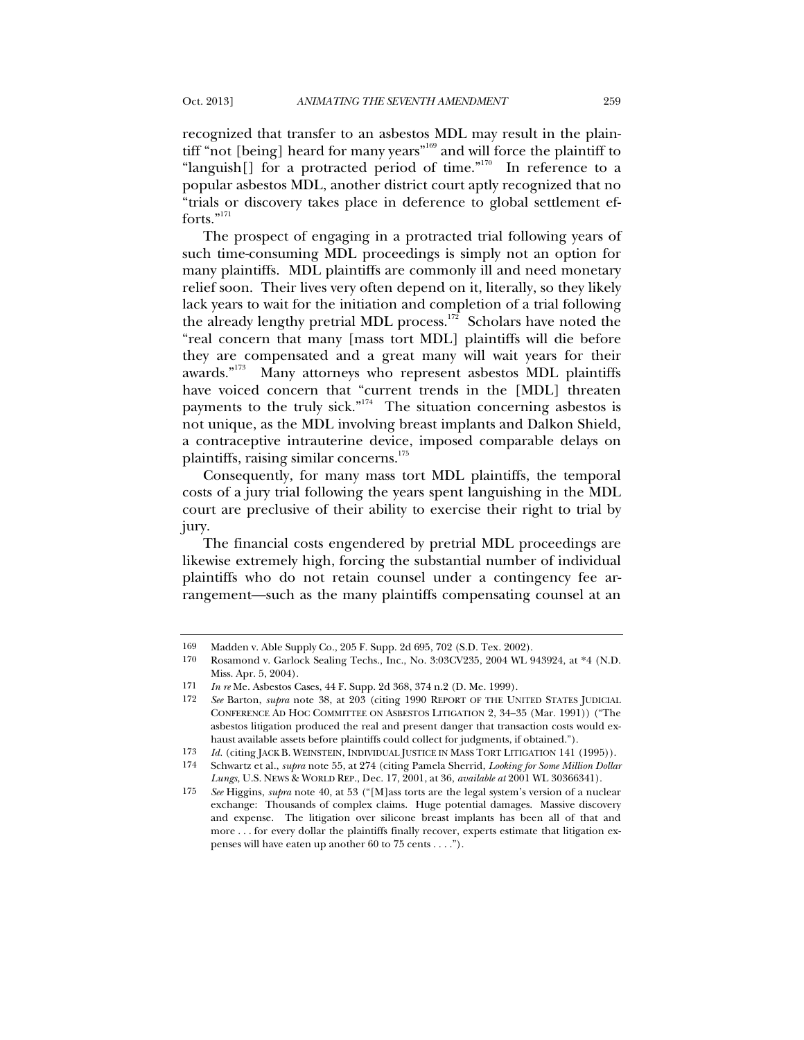recognized that transfer to an asbestos MDL may result in the plaintiff "not [being] heard for many years"[169] and will force the plaintiff to "languish[] for a protracted period of time."[170] In reference to a popular asbestos MDL, another district court aptly recognized that no "trials or discovery takes place in deference to global settlement efforts."[171]

The prospect of engaging in a protracted trial following years of such time-consuming MDL proceedings is simply not an option for many plaintiffs. MDL plaintiffs are commonly ill and need monetary relief soon. Their lives very often depend on it, literally, so they likely lack years to wait for the initiation and completion of a trial following the already lengthy pretrial MDL process.[172] Scholars have noted the "real concern that many [mass tort MDL] plaintiffs will die before they are compensated and a great many will wait years for their awards."[173] Many attorneys who represent asbestos MDL plaintiffs have voiced concern that "current trends in the [MDL] threaten payments to the truly sick."[174] The situation concerning asbestos is not unique, as the MDL involving breast implants and Dalkon Shield, a contraceptive intrauterine device, imposed comparable delays on plaintiffs, raising similar concerns.[175]

Consequently, for many mass tort MDL plaintiffs, the temporal costs of a jury trial following the years spent languishing in the MDL court are preclusive of their ability to exercise their right to trial by jury.

The financial costs engendered by pretrial MDL proceedings are likewise extremely high, forcing the substantial number of individual plaintiffs who do not retain counsel under a contingency fee arrangement—such as the many plaintiffs compensating counsel at an

---

169 Madden v. Able Supply Co., 205 F. Supp. 2d 695, 702 (S.D. Tex. 2002).

170 Rosamond v. Garlock Sealing Techs., Inc., No. 3:03CV235, 2004 WL 943924, at *4 (N.D. Miss. Apr. 5, 2004).

171 *In re* Me. Asbestos Cases, 44 F. Supp. 2d 368, 374 n.2 (D. Me. 1999).

172 *See* Barton, *supra* note 38, at 203 (citing 1990 REPORT OF THE UNITED STATES JUDICIAL CONFERENCE AD HOC COMMITTEE ON ASBESTOS LITIGATION 2, 34–35 (Mar. 1991)) ("The asbestos litigation produced the real and present danger that transaction costs would exhaust available assets before plaintiffs could collect for judgments, if obtained.").

173 *Id.* (citing JACK B. WEINSTEIN, INDIVIDUAL JUSTICE IN MASS TORT LITIGATION 141 (1995)).

174 Schwartz et al., *supra* note 55, at 274 (citing Pamela Sherrid, *Looking for Some Million Dollar Lungs*, U.S. NEWS & WORLD REP., Dec. 17, 2001, at 36, *available at* 2001 WL 30366341).

175 *See* Higgins, *supra* note 40, at 53 ("[M]ass torts are the legal system's version of a nuclear exchange: Thousands of complex claims. Huge potential damages. Massive discovery and expense. The litigation over silicone breast implants has been all of that and more . . . for every dollar the plaintiffs finally recover, experts estimate that litigation expenses will have eaten up another 60 to 75 cents . . . .").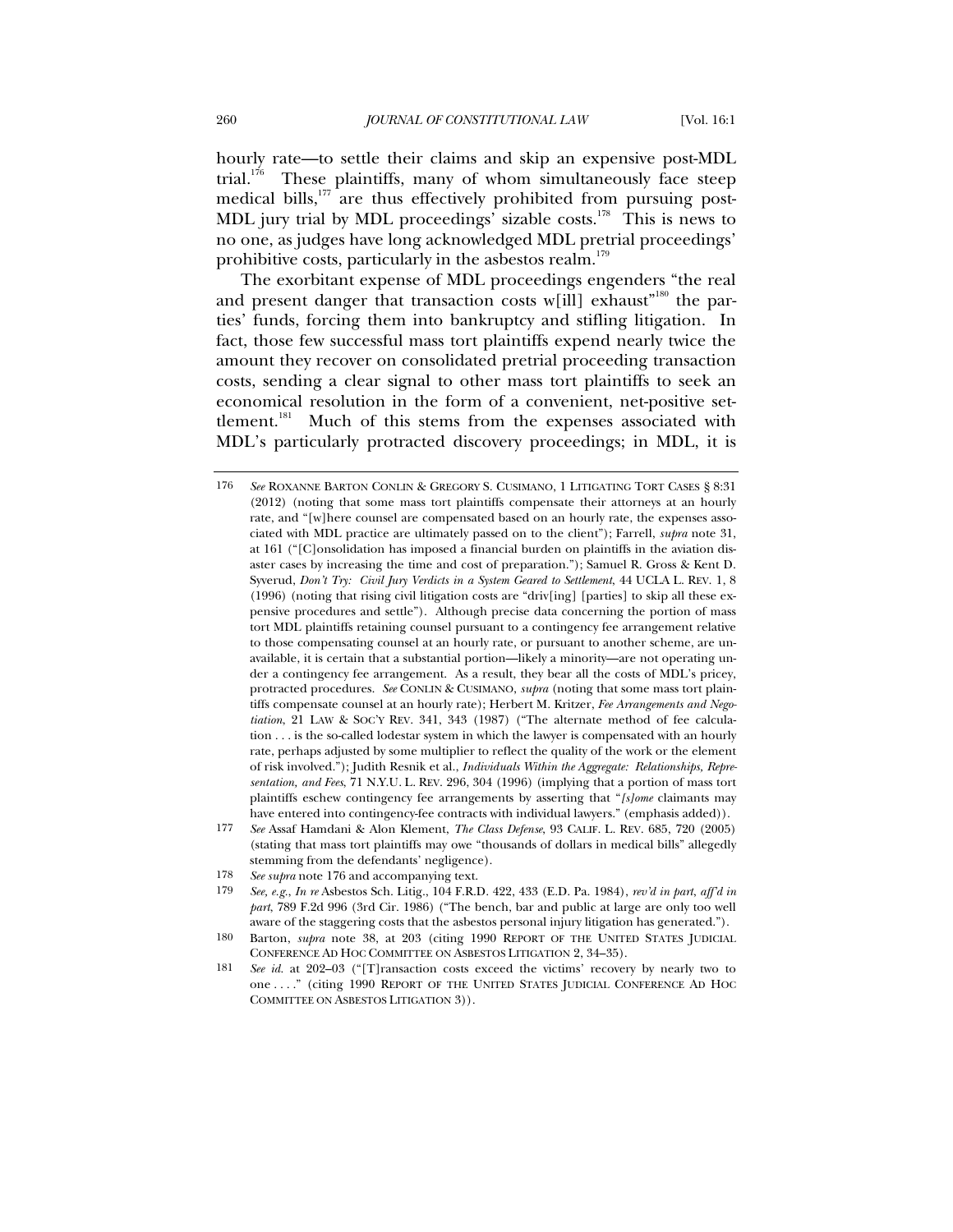hourly rate—to settle their claims and skip an expensive post-MDL trial.[176] These plaintiffs, many of whom simultaneously face steep medical bills,[177] are thus effectively prohibited from pursuing post-MDL jury trial by MDL proceedings' sizable costs.[178] This is news to no one, as judges have long acknowledged MDL pretrial proceedings' prohibitive costs, particularly in the asbestos realm.[179]

The exorbitant expense of MDL proceedings engenders "the real and present danger that transaction costs w[ill] exhaust"[180] the parties' funds, forcing them into bankruptcy and stifling litigation. In fact, those few successful mass tort plaintiffs expend nearly twice the amount they recover on consolidated pretrial proceeding transaction costs, sending a clear signal to other mass tort plaintiffs to seek an economical resolution in the form of a convenient, net-positive settlement.[181] Much of this stems from the expenses associated with MDL's particularly protracted discovery proceedings; in MDL, it is

---

176 *See* ROXANNE BARTON CONLIN & GREGORY S. CUSIMANO, 1 LITIGATING TORT CASES § 8:31 (2012) (noting that some mass tort plaintiffs compensate their attorneys at an hourly rate, and "[w]here counsel are compensated based on an hourly rate, the expenses associated with MDL practice are ultimately passed on to the client"); Farrell, *supra* note 31, at 161 ("[C]onsolidation has imposed a financial burden on plaintiffs in the aviation disaster cases by increasing the time and cost of preparation."); Samuel R. Gross & Kent D. Syverud, *Don't Try: Civil Jury Verdicts in a System Geared to Settlement*, 44 UCLA L. REV. 1, 8 (1996) (noting that rising civil litigation costs are "driv[ing] [parties] to skip all these expensive procedures and settle"). Although precise data concerning the portion of mass tort MDL plaintiffs retaining counsel pursuant to a contingency fee arrangement relative to those compensating counsel at an hourly rate, or pursuant to another scheme, are unavailable, it is certain that a substantial portion—likely a minority—are not operating under a contingency fee arrangement. As a result, they bear all the costs of MDL's pricey, protracted procedures. *See* CONLIN & CUSIMANO, *supra* (noting that some mass tort plaintiffs compensate counsel at an hourly rate); Herbert M. Kritzer, *Fee Arrangements and Negotiation*, 21 LAW & SOC'Y REV. 341, 343 (1987) ("The alternate method of fee calculation . . . is the so-called lodestar system in which the lawyer is compensated with an hourly rate, perhaps adjusted by some multiplier to reflect the quality of the work or the element of risk involved."); Judith Resnik et al., *Individuals Within the Aggregate: Relationships, Representation, and Fees*, 71 N.Y.U. L. REV. 296, 304 (1996) (implying that a portion of mass tort plaintiffs eschew contingency fee arrangements by asserting that "*[s]ome* claimants may have entered into contingency-fee contracts with individual lawyers." (emphasis added)).

177 *See* Assaf Hamdani & Alon Klement, *The Class Defense*, 93 CALIF. L. REV. 685, 720 (2005) (stating that mass tort plaintiffs may owe "thousands of dollars in medical bills" allegedly stemming from the defendants' negligence).

178 *See supra* note 176 and accompanying text.

179 *See, e.g.*, *In re* Asbestos Sch. Litig., 104 F.R.D. 422, 433 (E.D. Pa. 1984), *rev'd in part, aff'd in part*, 789 F.2d 996 (3rd Cir. 1986) ("The bench, bar and public at large are only too well aware of the staggering costs that the asbestos personal injury litigation has generated.").

180 Barton, *supra* note 38, at 203 (citing 1990 REPORT OF THE UNITED STATES JUDICIAL CONFERENCE AD HOC COMMITTEE ON ASBESTOS LITIGATION 2, 34–35).

181 *See id.* at 202–03 ("[T]ransaction costs exceed the victims' recovery by nearly two to one . . . ." (citing 1990 REPORT OF THE UNITED STATES JUDICIAL CONFERENCE AD HOC COMMITTEE ON ASBESTOS LITIGATION 3)).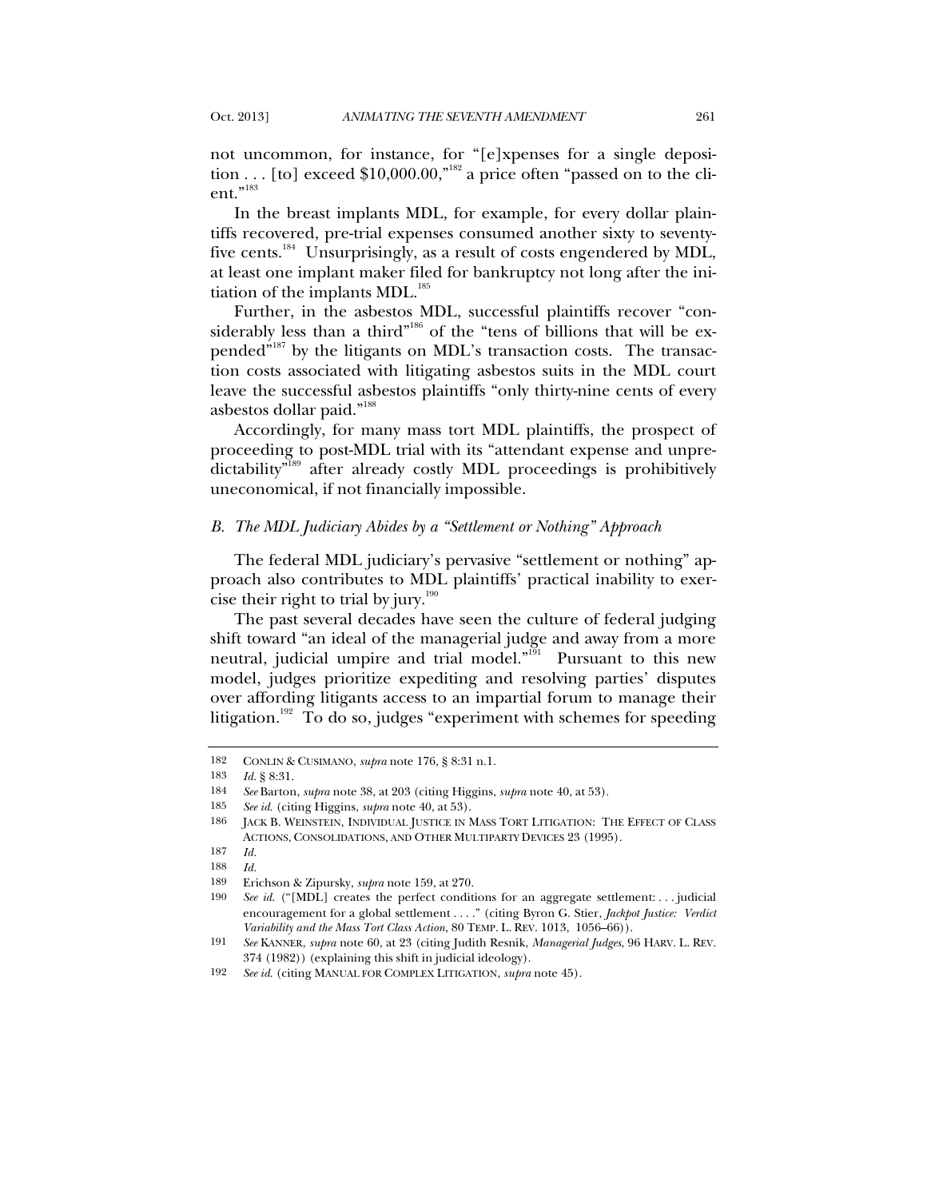not uncommon, for instance, for "[e]xpenses for a single deposition . . . [to] exceed $10,000.00,"[182] a price often "passed on to the client."[183]

In the breast implants MDL, for example, for every dollar plaintiffs recovered, pre-trial expenses consumed another sixty to seventy-five cents.[184] Unsurprisingly, as a result of costs engendered by MDL, at least one implant maker filed for bankruptcy not long after the initiation of the implants MDL.[185]

Further, in the asbestos MDL, successful plaintiffs recover "considerably less than a third"[186] of the "tens of billions that will be expended"[187] by the litigants on MDL's transaction costs. The transaction costs associated with litigating asbestos suits in the MDL court leave the successful asbestos plaintiffs "only thirty-nine cents of every asbestos dollar paid."[188]

Accordingly, for many mass tort MDL plaintiffs, the prospect of proceeding to post-MDL trial with its "attendant expense and unpredictability"[189] after already costly MDL proceedings is prohibitively uneconomical, if not financially impossible.

### *B. The MDL Judiciary Abides by a "Settlement or Nothing" Approach*

The federal MDL judiciary's pervasive "settlement or nothing" approach also contributes to MDL plaintiffs' practical inability to exercise their right to trial by jury.[190]

The past several decades have seen the culture of federal judging shift toward "an ideal of the managerial judge and away from a more neutral, judicial umpire and trial model."[191] Pursuant to this new model, judges prioritize expediting and resolving parties' disputes over affording litigants access to an impartial forum to manage their litigation.[192] To do so, judges "experiment with schemes for speeding

---

182 CONLIN & CUSIMANO, *supra* note 176, § 8:31 n.1.

183 *Id.* § 8:31.

184 *See* Barton, *supra* note 38, at 203 (citing Higgins, *supra* note 40, at 53).

185 *See id.* (citing Higgins, *supra* note 40, at 53).

186 JACK B. WEINSTEIN, INDIVIDUAL JUSTICE IN MASS TORT LITIGATION: THE EFFECT OF CLASS ACTIONS, CONSOLIDATIONS, AND OTHER MULTIPARTY DEVICES 23 (1995).

187 *Id.*

188 *Id.*

189 Erichson & Zipursky, *supra* note 159, at 270.

190 *See id.* ("[MDL] creates the perfect conditions for an aggregate settlement: . . . judicial encouragement for a global settlement . . . ." (citing Byron G. Stier, *Jackpot Justice: Verdict Variability and the Mass Tort Class Action*, 80 TEMP. L. REV. 1013, 1056–66)).

191 *See* KANNER, *supra* note 60, at 23 (citing Judith Resnik, *Managerial Judges*, 96 HARV. L. REV. 374 (1982)) (explaining this shift in judicial ideology).

192 *See id.* (citing MANUAL FOR COMPLEX LITIGATION, *supra* note 45).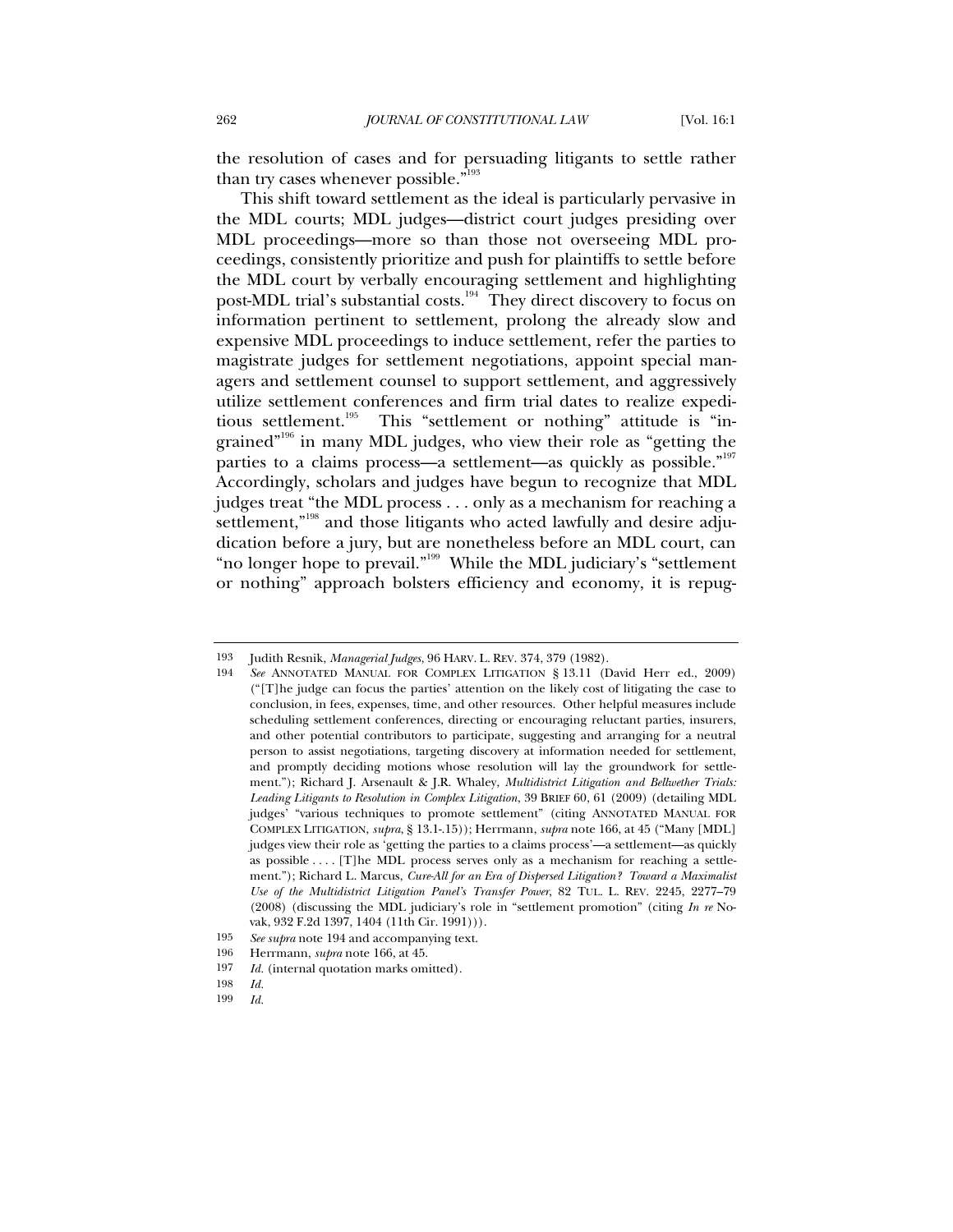the resolution of cases and for persuading litigants to settle rather than try cases whenever possible."[193]

This shift toward settlement as the ideal is particularly pervasive in the MDL courts; MDL judges—district court judges presiding over MDL proceedings—more so than those not overseeing MDL proceedings, consistently prioritize and push for plaintiffs to settle before the MDL court by verbally encouraging settlement and highlighting post-MDL trial's substantial costs.[194] They direct discovery to focus on information pertinent to settlement, prolong the already slow and expensive MDL proceedings to induce settlement, refer the parties to magistrate judges for settlement negotiations, appoint special managers and settlement counsel to support settlement, and aggressively utilize settlement conferences and firm trial dates to realize expeditious settlement.[195] This "settlement or nothing" attitude is "ingrained"[196] in many MDL judges, who view their role as "getting the parties to a claims process—a settlement—as quickly as possible."[197] Accordingly, scholars and judges have begun to recognize that MDL judges treat "the MDL process . . . only as a mechanism for reaching a settlement,"[198] and those litigants who acted lawfully and desire adjudication before a jury, but are nonetheless before an MDL court, can "no longer hope to prevail."[199] While the MDL judiciary's "settlement or nothing" approach bolsters efficiency and economy, it is repug-

---

193 Judith Resnik, *Managerial Judges*, 96 HARV. L. REV. 374, 379 (1982).

194 *See* ANNOTATED MANUAL FOR COMPLEX LITIGATION § 13.11 (David Herr ed., 2009) ("[T]he judge can focus the parties' attention on the likely cost of litigating the case to conclusion, in fees, expenses, time, and other resources. Other helpful measures include scheduling settlement conferences, directing or encouraging reluctant parties, insurers, and other potential contributors to participate, suggesting and arranging for a neutral person to assist negotiations, targeting discovery at information needed for settlement, and promptly deciding motions whose resolution will lay the groundwork for settlement."); Richard J. Arsenault & J.R. Whaley, *Multidistrict Litigation and Bellwether Trials: Leading Litigants to Resolution in Complex Litigation*, 39 BRIEF 60, 61 (2009) (detailing MDL judges' "various techniques to promote settlement" (citing ANNOTATED MANUAL FOR COMPLEX LITIGATION, *supra*, § 13.1-.15)); Herrmann, *supra* note 166, at 45 ("Many [MDL] judges view their role as 'getting the parties to a claims process'—a settlement—as quickly as possible . . . . [T]he MDL process serves only as a mechanism for reaching a settlement."); Richard L. Marcus, *Cure-All for an Era of Dispersed Litigation? Toward a Maximalist Use of the Multidistrict Litigation Panel's Transfer Power*, 82 TUL. L. REV. 2245, 2277–79 (2008) (discussing the MDL judiciary's role in "settlement promotion" (citing *In re* Novak, 932 F.2d 1397, 1404 (11th Cir. 1991))).

195 *See supra* note 194 and accompanying text.

196 Herrmann, *supra* note 166, at 45.

197 *Id.* (internal quotation marks omitted).

198 *Id.*

199 *Id.*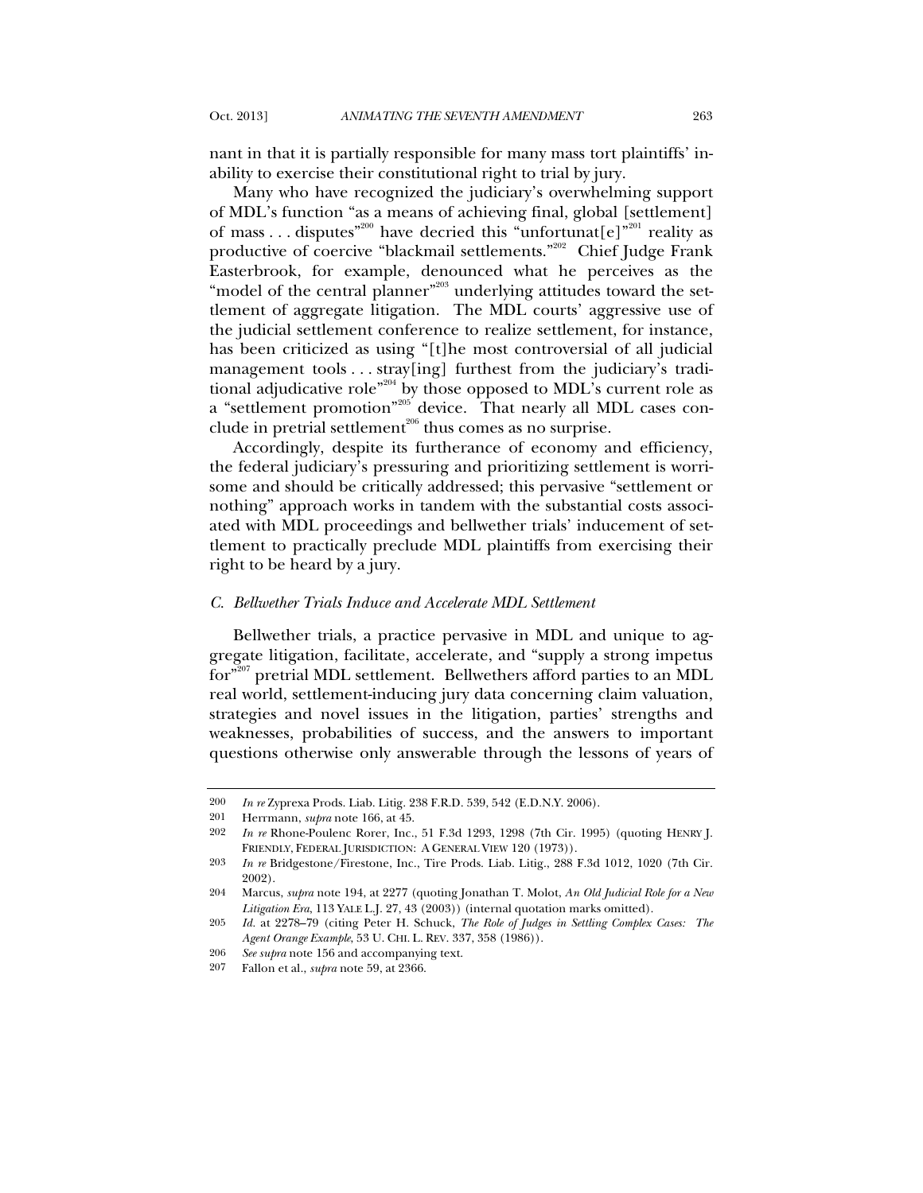nant in that it is partially responsible for many mass tort plaintiffs' inability to exercise their constitutional right to trial by jury.

Many who have recognized the judiciary's overwhelming support of MDL's function "as a means of achieving final, global [settlement] of mass . . . disputes"[200] have decried this "unfortunat[e]"[201] reality as productive of coercive "blackmail settlements."[202] Chief Judge Frank Easterbrook, for example, denounced what he perceives as the "model of the central planner"[203] underlying attitudes toward the settlement of aggregate litigation. The MDL courts' aggressive use of the judicial settlement conference to realize settlement, for instance, has been criticized as using "[t]he most controversial of all judicial management tools . . . stray[ing] furthest from the judiciary's traditional adjudicative role"[204] by those opposed to MDL's current role as a "settlement promotion"[205] device. That nearly all MDL cases conclude in pretrial settlement[206] thus comes as no surprise.

Accordingly, despite its furtherance of economy and efficiency, the federal judiciary's pressuring and prioritizing settlement is worrisome and should be critically addressed; this pervasive "settlement or nothing" approach works in tandem with the substantial costs associated with MDL proceedings and bellwether trials' inducement of settlement to practically preclude MDL plaintiffs from exercising their right to be heard by a jury.

### *C. Bellwether Trials Induce and Accelerate MDL Settlement*

Bellwether trials, a practice pervasive in MDL and unique to aggregate litigation, facilitate, accelerate, and "supply a strong impetus for"[207] pretrial MDL settlement. Bellwethers afford parties to an MDL real world, settlement-inducing jury data concerning claim valuation, strategies and novel issues in the litigation, parties' strengths and weaknesses, probabilities of success, and the answers to important questions otherwise only answerable through the lessons of years of

---

200 *In re* Zyprexa Prods. Liab. Litig. 238 F.R.D. 539, 542 (E.D.N.Y. 2006).

201 Herrmann, *supra* note 166, at 45.

202 *In re* Rhone-Poulenc Rorer, Inc., 51 F.3d 1293, 1298 (7th Cir. 1995) (quoting HENRY J. FRIENDLY, FEDERAL JURISDICTION: A GENERAL VIEW 120 (1973)).

203 *In re* Bridgestone/Firestone, Inc., Tire Prods. Liab. Litig., 288 F.3d 1012, 1020 (7th Cir. 2002).

204 Marcus, *supra* note 194, at 2277 (quoting Jonathan T. Molot, *An Old Judicial Role for a New Litigation Era*, 113 YALE L.J. 27, 43 (2003)) (internal quotation marks omitted).

205 *Id.* at 2278–79 (citing Peter H. Schuck, *The Role of Judges in Settling Complex Cases: The Agent Orange Example*, 53 U. CHI. L. REV. 337, 358 (1986)).

206 *See supra* note 156 and accompanying text.

207 Fallon et al., *supra* note 59, at 2366.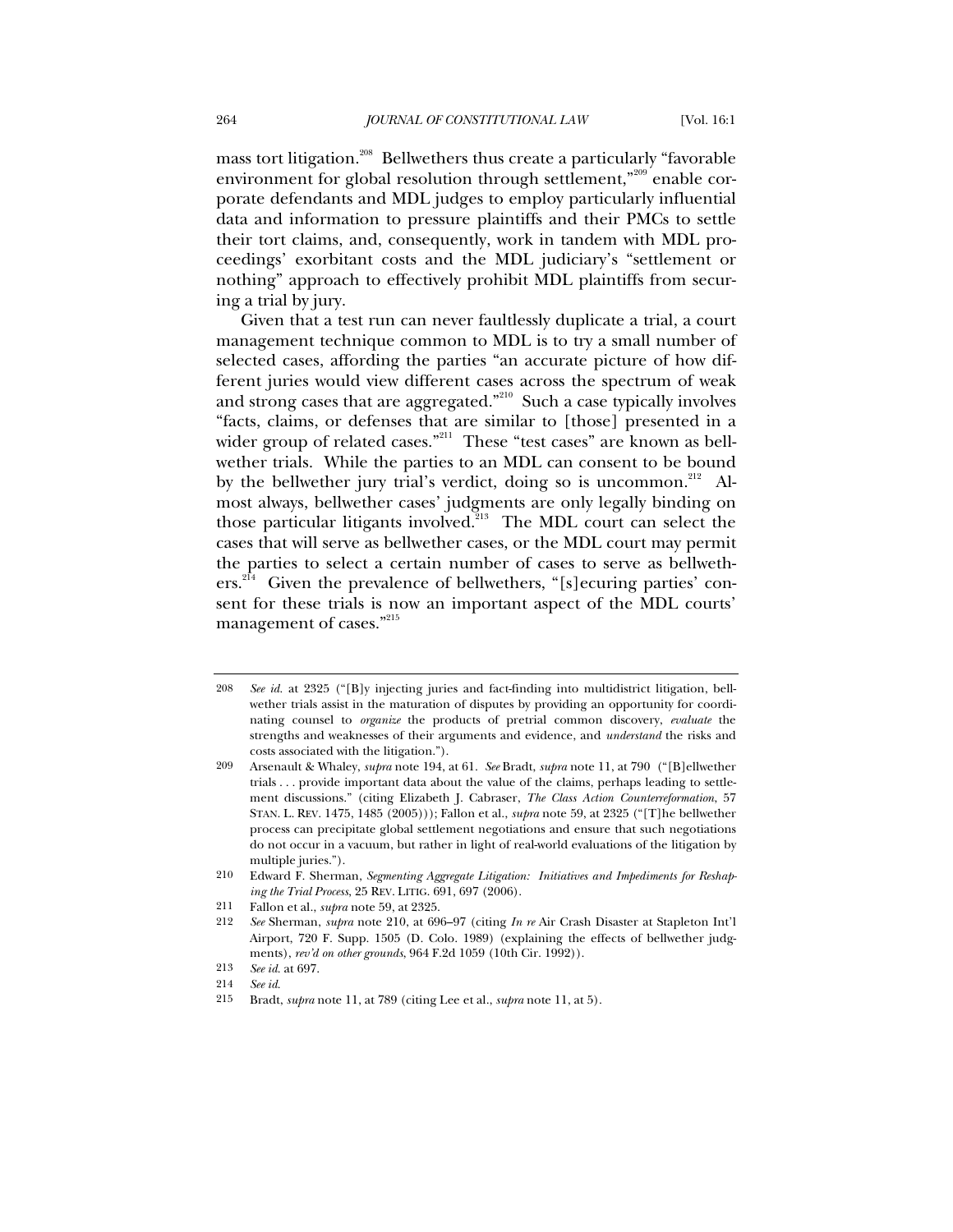mass tort litigation.[208] Bellwethers thus create a particularly "favorable environment for global resolution through settlement,"[209] enable corporate defendants and MDL judges to employ particularly influential data and information to pressure plaintiffs and their PMCs to settle their tort claims, and, consequently, work in tandem with MDL proceedings' exorbitant costs and the MDL judiciary's "settlement or nothing" approach to effectively prohibit MDL plaintiffs from securing a trial by jury.

Given that a test run can never faultlessly duplicate a trial, a court management technique common to MDL is to try a small number of selected cases, affording the parties "an accurate picture of how different juries would view different cases across the spectrum of weak and strong cases that are aggregated."[210] Such a case typically involves "facts, claims, or defenses that are similar to [those] presented in a wider group of related cases."[211] These "test cases" are known as bellwether trials. While the parties to an MDL can consent to be bound by the bellwether jury trial's verdict, doing so is uncommon.[212] Almost always, bellwether cases' judgments are only legally binding on those particular litigants involved.[213] The MDL court can select the cases that will serve as bellwether cases, or the MDL court may permit the parties to select a certain number of cases to serve as bellwethers.[214] Given the prevalence of bellwethers, "[s]ecuring parties' consent for these trials is now an important aspect of the MDL courts' management of cases."[215]

---

208 *See id.* at 2325 ("[B]y injecting juries and fact-finding into multidistrict litigation, bellwether trials assist in the maturation of disputes by providing an opportunity for coordinating counsel to *organize* the products of pretrial common discovery, *evaluate* the strengths and weaknesses of their arguments and evidence, and *understand* the risks and costs associated with the litigation.").

209 Arsenault & Whaley, *supra* note 194, at 61. *See* Bradt, *supra* note 11, at 790 ("[B]ellwether trials . . . provide important data about the value of the claims, perhaps leading to settlement discussions." (citing Elizabeth J. Cabraser, *The Class Action Counterreformation*, 57 STAN. L. REV. 1475, 1485 (2005))); Fallon et al., *supra* note 59, at 2325 ("[T]he bellwether process can precipitate global settlement negotiations and ensure that such negotiations do not occur in a vacuum, but rather in light of real-world evaluations of the litigation by multiple juries.").

210 Edward F. Sherman, *Segmenting Aggregate Litigation: Initiatives and Impediments for Reshaping the Trial Process*, 25 REV. LITIG. 691, 697 (2006).

211 Fallon et al., *supra* note 59, at 2325.

212 *See* Sherman, *supra* note 210, at 696–97 (citing *In re* Air Crash Disaster at Stapleton Int'l Airport, 720 F. Supp. 1505 (D. Colo. 1989) (explaining the effects of bellwether judgments), *rev'd on other grounds*, 964 F.2d 1059 (10th Cir. 1992)).

213 *See id.* at 697.

214 *See id.*

215 Bradt, *supra* note 11, at 789 (citing Lee et al., *supra* note 11, at 5).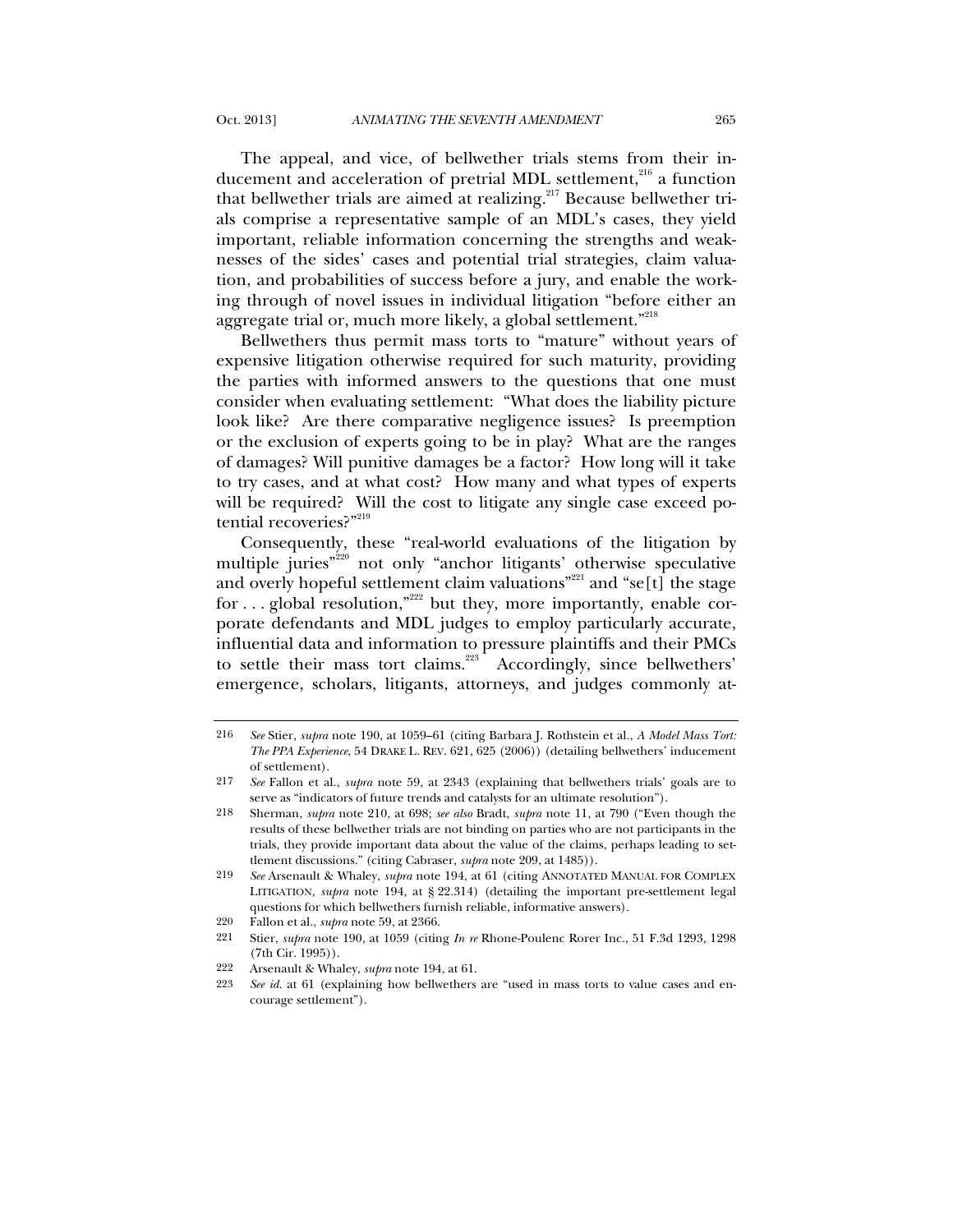The appeal, and vice, of bellwether trials stems from their inducement and acceleration of pretrial MDL settlement,[216] a function that bellwether trials are aimed at realizing.[217] Because bellwether trials comprise a representative sample of an MDL's cases, they yield important, reliable information concerning the strengths and weaknesses of the sides' cases and potential trial strategies, claim valuation, and probabilities of success before a jury, and enable the working through of novel issues in individual litigation "before either an aggregate trial or, much more likely, a global settlement."[218]

Bellwethers thus permit mass torts to "mature" without years of expensive litigation otherwise required for such maturity, providing the parties with informed answers to the questions that one must consider when evaluating settlement: "What does the liability picture look like? Are there comparative negligence issues? Is preemption or the exclusion of experts going to be in play? What are the ranges of damages? Will punitive damages be a factor? How long will it take to try cases, and at what cost? How many and what types of experts will be required? Will the cost to litigate any single case exceed potential recoveries?"[219]

Consequently, these "real-world evaluations of the litigation by multiple juries"[220] not only "anchor litigants' otherwise speculative and overly hopeful settlement claim valuations"[221] and "se[t] the stage for . . . global resolution,"[222] but they, more importantly, enable corporate defendants and MDL judges to employ particularly accurate, influential data and information to pressure plaintiffs and their PMCs to settle their mass tort claims.[223] Accordingly, since bellwethers' emergence, scholars, litigants, attorneys, and judges commonly at-

---

216 *See* Stier, *supra* note 190, at 1059–61 (citing Barbara J. Rothstein et al., *A Model Mass Tort: The PPA Experience*, 54 DRAKE L. REV. 621, 625 (2006)) (detailing bellwethers' inducement of settlement).

217 *See* Fallon et al., *supra* note 59, at 2343 (explaining that bellwethers trials' goals are to serve as "indicators of future trends and catalysts for an ultimate resolution").

218 Sherman, *supra* note 210, at 698; *see also* Bradt, *supra* note 11, at 790 ("Even though the results of these bellwether trials are not binding on parties who are not participants in the trials, they provide important data about the value of the claims, perhaps leading to settlement discussions." (citing Cabraser, *supra* note 209, at 1485)).

219 *See* Arsenault & Whaley, *supra* note 194, at 61 (citing ANNOTATED MANUAL FOR COMPLEX LITIGATION, *supra* note 194, at § 22.314) (detailing the important pre-settlement legal questions for which bellwethers furnish reliable, informative answers).

220 Fallon et al., *supra* note 59, at 2366.

221 Stier, *supra* note 190, at 1059 (citing *In re* Rhone-Poulenc Rorer Inc., 51 F.3d 1293, 1298 (7th Cir. 1995)).

222 Arsenault & Whaley, *supra* note 194, at 61.

223 *See id.* at 61 (explaining how bellwethers are "used in mass torts to value cases and encourage settlement").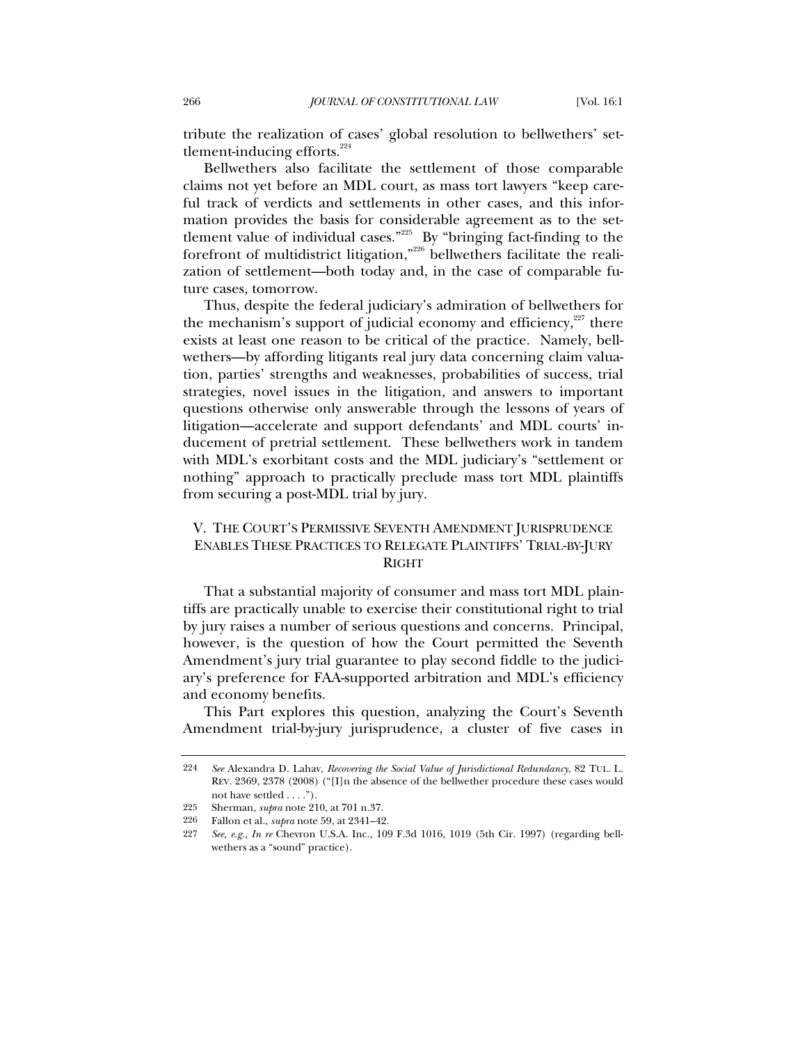tribute the realization of cases' global resolution to bellwethers' settlement-inducing efforts.[224]

Bellwethers also facilitate the settlement of those comparable claims not yet before an MDL court, as mass tort lawyers "keep careful track of verdicts and settlements in other cases, and this information provides the basis for considerable agreement as to the settlement value of individual cases."[225] By "bringing fact-finding to the forefront of multidistrict litigation,"[226] bellwethers facilitate the realization of settlement—both today and, in the case of comparable future cases, tomorrow.

Thus, despite the federal judiciary's admiration of bellwethers for the mechanism's support of judicial economy and efficiency,[227] there exists at least one reason to be critical of the practice. Namely, bellwethers—by affording litigants real jury data concerning claim valuation, parties' strengths and weaknesses, probabilities of success, trial strategies, novel issues in the litigation, and answers to important questions otherwise only answerable through the lessons of years of litigation—accelerate and support defendants' and MDL courts' inducement of pretrial settlement. These bellwethers work in tandem with MDL's exorbitant costs and the MDL judiciary's "settlement or nothing" approach to practically preclude mass tort MDL plaintiffs from securing a post-MDL trial by jury.

## V. THE COURT'S PERMISSIVE SEVENTH AMENDMENT JURISPRUDENCE ENABLES THESE PRACTICES TO RELEGATE PLAINTIFFS' TRIAL-BY-JURY RIGHT

That a substantial majority of consumer and mass tort MDL plaintiffs are practically unable to exercise their constitutional right to trial by jury raises a number of serious questions and concerns. Principal, however, is the question of how the Court permitted the Seventh Amendment's jury trial guarantee to play second fiddle to the judiciary's preference for FAA-supported arbitration and MDL's efficiency and economy benefits.

This Part explores this question, analyzing the Court's Seventh Amendment trial-by-jury jurisprudence, a cluster of five cases in

---

224 *See* Alexandra D. Lahav, *Recovering the Social Value of Jurisdictional Redundancy*, 82 TUL. L. REV. 2369, 2378 (2008) ("[I]n the absence of the bellwether procedure these cases would not have settled . . . .").

225 Sherman, *supra* note 210, at 701 n.37.

226 Fallon et al., *supra* note 59, at 2341–42.

227 *See, e.g.*, *In re* Chevron U.S.A. Inc., 109 F.3d 1016, 1019 (5th Cir. 1997) (regarding bellwethers as a "sound" practice).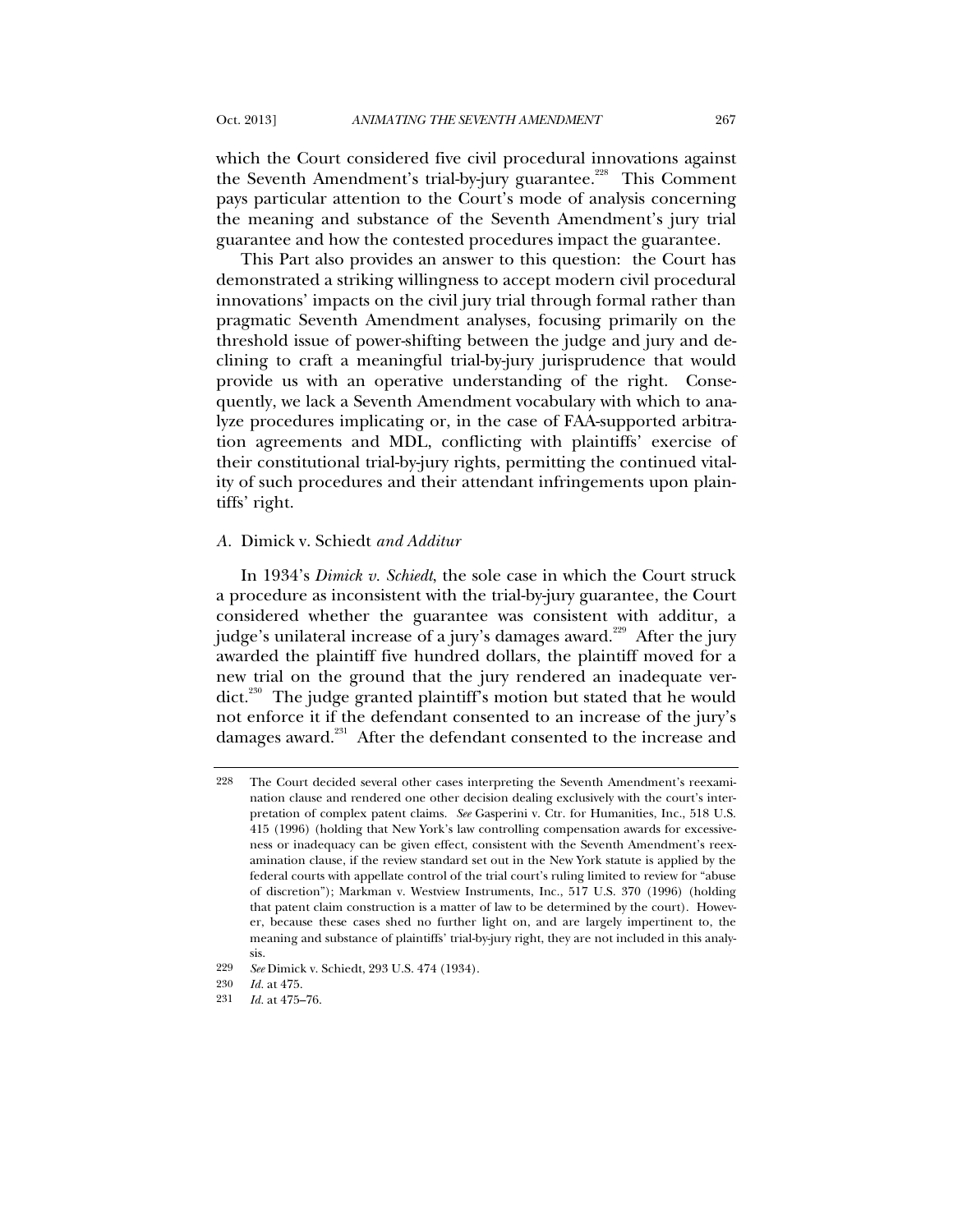which the Court considered five civil procedural innovations against the Seventh Amendment's trial-by-jury guarantee.[228] This Comment pays particular attention to the Court's mode of analysis concerning the meaning and substance of the Seventh Amendment's jury trial guarantee and how the contested procedures impact the guarantee.

This Part also provides an answer to this question: the Court has demonstrated a striking willingness to accept modern civil procedural innovations' impacts on the civil jury trial through formal rather than pragmatic Seventh Amendment analyses, focusing primarily on the threshold issue of power-shifting between the judge and jury and declining to craft a meaningful trial-by-jury jurisprudence that would provide us with an operative understanding of the right. Consequently, we lack a Seventh Amendment vocabulary with which to analyze procedures implicating or, in the case of FAA-supported arbitration agreements and MDL, conflicting with plaintiffs' exercise of their constitutional trial-by-jury rights, permitting the continued vitality of such procedures and their attendant infringements upon plaintiffs' right.

### *A.* Dimick v. Schiedt *and Additur*

In 1934's *Dimick v. Schiedt*, the sole case in which the Court struck a procedure as inconsistent with the trial-by-jury guarantee, the Court considered whether the guarantee was consistent with additur, a judge's unilateral increase of a jury's damages award.[229] After the jury awarded the plaintiff five hundred dollars, the plaintiff moved for a new trial on the ground that the jury rendered an inadequate verdict.[230] The judge granted plaintiff's motion but stated that he would not enforce it if the defendant consented to an increase of the jury's damages award.[231] After the defendant consented to the increase and

---

228 The Court decided several other cases interpreting the Seventh Amendment's reexamination clause and rendered one other decision dealing exclusively with the court's interpretation of complex patent claims. *See* Gasperini v. Ctr. for Humanities, Inc., 518 U.S. 415 (1996) (holding that New York's law controlling compensation awards for excessiveness or inadequacy can be given effect, consistent with the Seventh Amendment's reexamination clause, if the review standard set out in the New York statute is applied by the federal courts with appellate control of the trial court's ruling limited to review for "abuse of discretion"); Markman v. Westview Instruments, Inc., 517 U.S. 370 (1996) (holding that patent claim construction is a matter of law to be determined by the court). However, because these cases shed no further light on, and are largely impertinent to, the meaning and substance of plaintiffs' trial-by-jury right, they are not included in this analysis.

229 *See* Dimick v. Schiedt, 293 U.S. 474 (1934).

230 *Id.* at 475.

231 *Id.* at 475–76.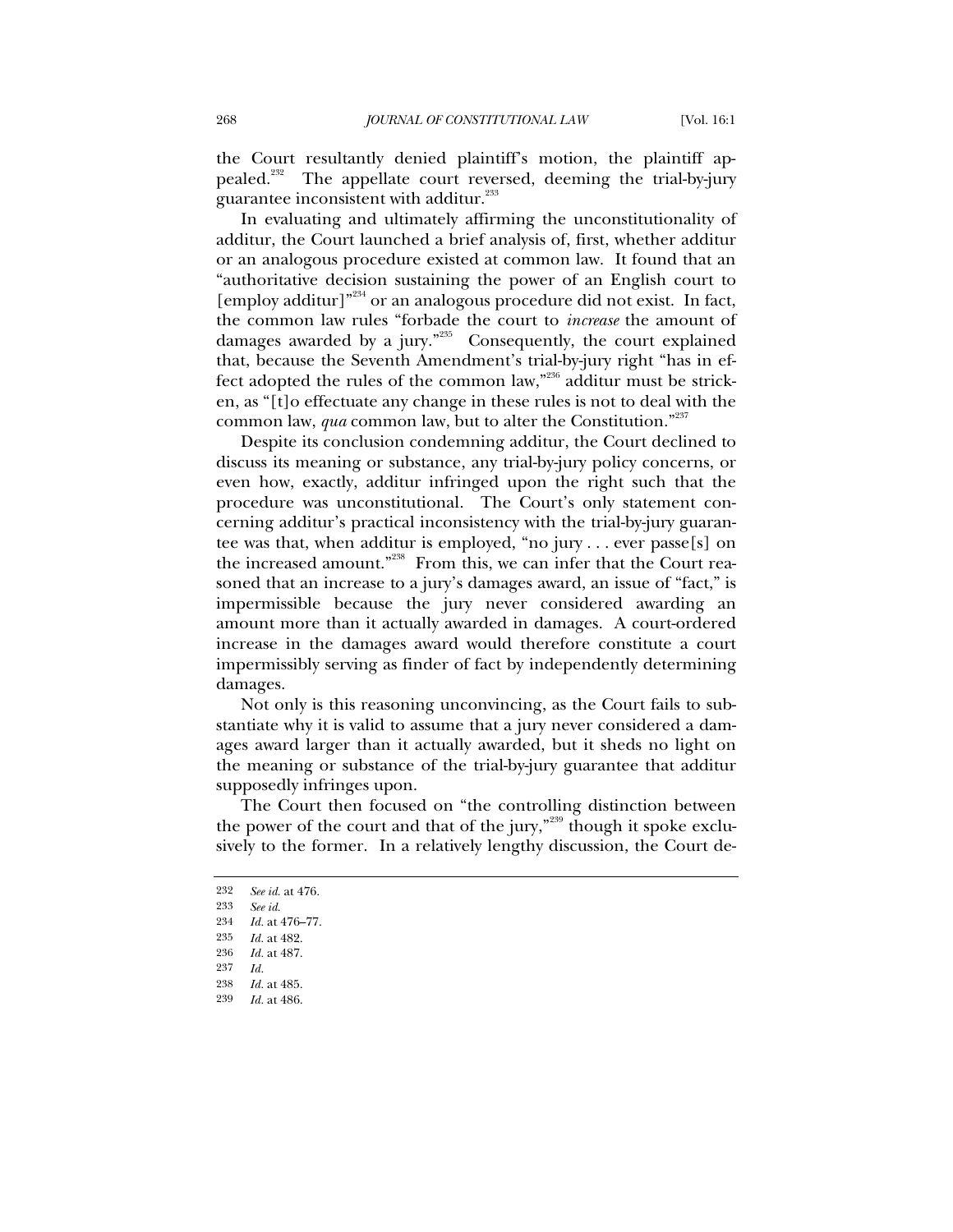the Court resultantly denied plaintiff's motion, the plaintiff appealed.[232] The appellate court reversed, deeming the trial-by-jury guarantee inconsistent with additur.[233]

In evaluating and ultimately affirming the unconstitutionality of additur, the Court launched a brief analysis of, first, whether additur or an analogous procedure existed at common law. It found that an "authoritative decision sustaining the power of an English court to [employ additur]"[234] or an analogous procedure did not exist. In fact, the common law rules "forbade the court to *increase* the amount of damages awarded by a jury."[235] Consequently, the court explained that, because the Seventh Amendment's trial-by-jury right "has in effect adopted the rules of the common law,"[236] additur must be stricken, as "[t]o effectuate any change in these rules is not to deal with the common law, *qua* common law, but to alter the Constitution."[237]

Despite its conclusion condemning additur, the Court declined to discuss its meaning or substance, any trial-by-jury policy concerns, or even how, exactly, additur infringed upon the right such that the procedure was unconstitutional. The Court's only statement concerning additur's practical inconsistency with the trial-by-jury guarantee was that, when additur is employed, "no jury . . . ever passe[s] on the increased amount."[238] From this, we can infer that the Court reasoned that an increase to a jury's damages award, an issue of "fact," is impermissible because the jury never considered awarding an amount more than it actually awarded in damages. A court-ordered increase in the damages award would therefore constitute a court impermissibly serving as finder of fact by independently determining damages.

Not only is this reasoning unconvincing, as the Court fails to substantiate why it is valid to assume that a jury never considered a damages award larger than it actually awarded, but it sheds no light on the meaning or substance of the trial-by-jury guarantee that additur supposedly infringes upon.

The Court then focused on "the controlling distinction between the power of the court and that of the jury,"[239] though it spoke exclusively to the former. In a relatively lengthy discussion, the Court de-

---

232 *See id.* at 476.

233 *See id.*

234 *Id.* at 476–77.

235 *Id.* at 482.

236 *Id.* at 487.

237 *Id.*

238 *Id.* at 485.

239 *Id.* at 486.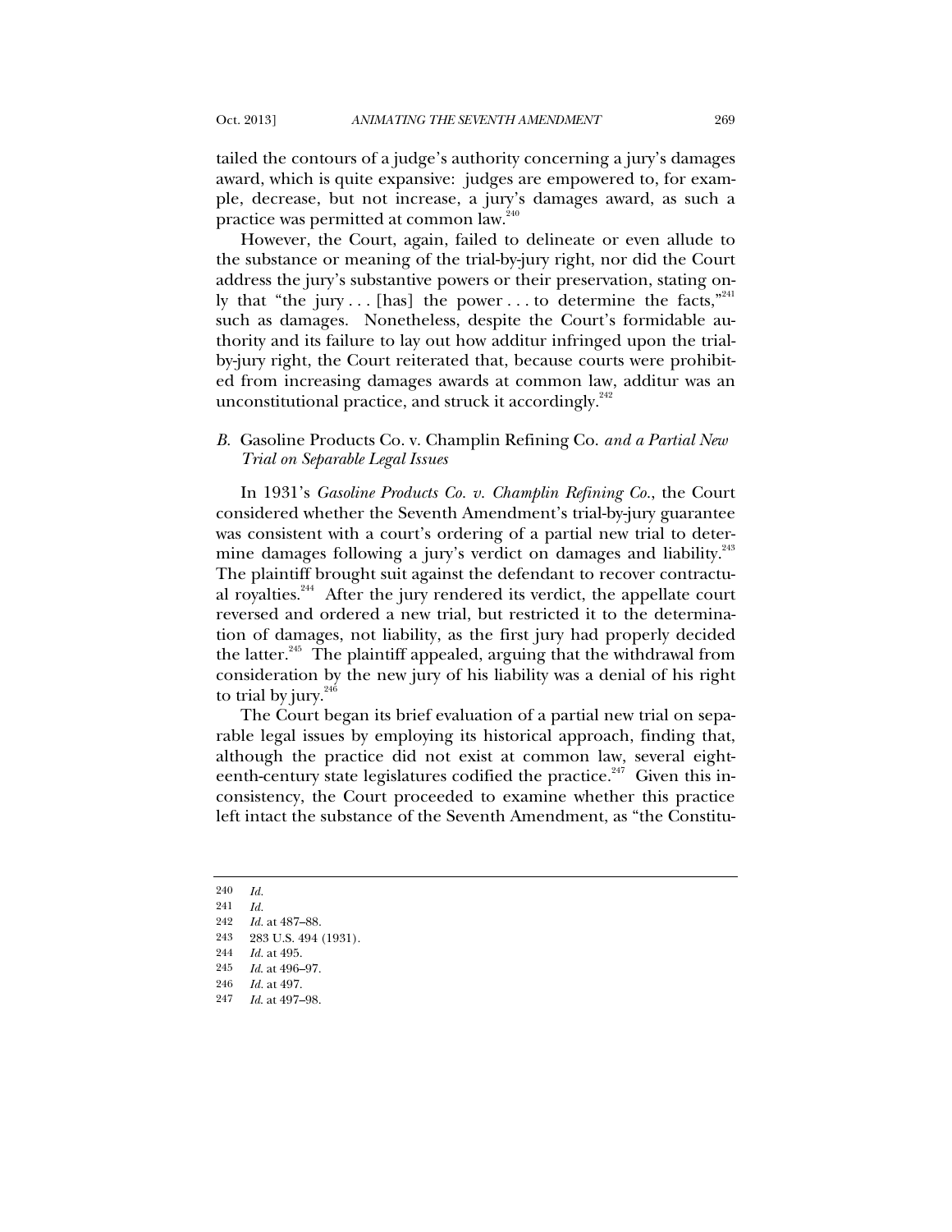tailed the contours of a judge's authority concerning a jury's damages award, which is quite expansive: judges are empowered to, for example, decrease, but not increase, a jury's damages award, as such a practice was permitted at common law.[240]

However, the Court, again, failed to delineate or even allude to the substance or meaning of the trial-by-jury right, nor did the Court address the jury's substantive powers or their preservation, stating only that "the jury . . . [has] the power . . . to determine the facts,"[241] such as damages. Nonetheless, despite the Court's formidable authority and its failure to lay out how additur infringed upon the trial-by-jury right, the Court reiterated that, because courts were prohibited from increasing damages awards at common law, additur was an unconstitutional practice, and struck it accordingly.[242]

### *B.* Gasoline Products Co. v. Champlin Refining Co. *and a Partial New Trial on Separable Legal Issues*

In 1931's *Gasoline Products Co. v. Champlin Refining Co.*, the Court considered whether the Seventh Amendment's trial-by-jury guarantee was consistent with a court's ordering of a partial new trial to determine damages following a jury's verdict on damages and liability.[243] The plaintiff brought suit against the defendant to recover contractual royalties.[244] After the jury rendered its verdict, the appellate court reversed and ordered a new trial, but restricted it to the determination of damages, not liability, as the first jury had properly decided the latter.[245] The plaintiff appealed, arguing that the withdrawal from consideration by the new jury of his liability was a denial of his right to trial by jury.[246]

The Court began its brief evaluation of a partial new trial on separable legal issues by employing its historical approach, finding that, although the practice did not exist at common law, several eighteenth-century state legislatures codified the practice.[247] Given this inconsistency, the Court proceeded to examine whether this practice left intact the substance of the Seventh Amendment, as "the Constitu-

---

240 *Id.*

241 *Id.*

242 *Id.* at 487–88.

243 283 U.S. 494 (1931).

244 *Id.* at 495.

245 *Id.* at 496–97.

246 *Id.* at 497.

247 *Id.* at 497–98.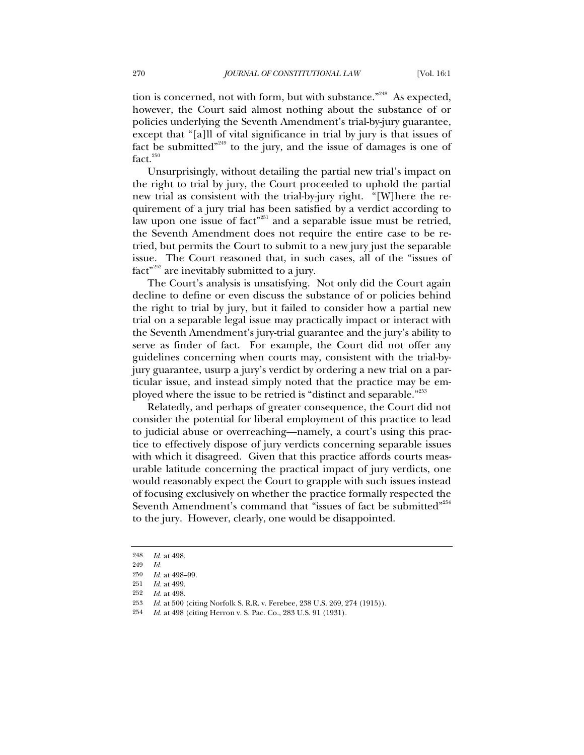tion is concerned, not with form, but with substance."[248] As expected, however, the Court said almost nothing about the substance of or policies underlying the Seventh Amendment's trial-by-jury guarantee, except that "[a]ll of vital significance in trial by jury is that issues of fact be submitted"[249] to the jury, and the issue of damages is one of fact.[250]

Unsurprisingly, without detailing the partial new trial's impact on the right to trial by jury, the Court proceeded to uphold the partial new trial as consistent with the trial-by-jury right. "[W]here the requirement of a jury trial has been satisfied by a verdict according to law upon one issue of fact"[251] and a separable issue must be retried, the Seventh Amendment does not require the entire case to be retried, but permits the Court to submit to a new jury just the separable issue. The Court reasoned that, in such cases, all of the "issues of fact"[252] are inevitably submitted to a jury.

The Court's analysis is unsatisfying. Not only did the Court again decline to define or even discuss the substance of or policies behind the right to trial by jury, but it failed to consider how a partial new trial on a separable legal issue may practically impact or interact with the Seventh Amendment's jury-trial guarantee and the jury's ability to serve as finder of fact. For example, the Court did not offer any guidelines concerning when courts may, consistent with the trial-by-jury guarantee, usurp a jury's verdict by ordering a new trial on a particular issue, and instead simply noted that the practice may be employed where the issue to be retried is "distinct and separable."[253]

Relatedly, and perhaps of greater consequence, the Court did not consider the potential for liberal employment of this practice to lead to judicial abuse or overreaching—namely, a court's using this practice to effectively dispose of jury verdicts concerning separable issues with which it disagreed. Given that this practice affords courts measurable latitude concerning the practical impact of jury verdicts, one would reasonably expect the Court to grapple with such issues instead of focusing exclusively on whether the practice formally respected the Seventh Amendment's command that "issues of fact be submitted"[254] to the jury. However, clearly, one would be disappointed.

---

248 *Id.* at 498.

249 *Id.*

250 *Id.* at 498–99.

251 *Id.* at 499.

252 *Id.* at 498.

253 *Id.* at 500 (citing Norfolk S. R.R. v. Ferebee, 238 U.S. 269, 274 (1915)).

254 *Id.* at 498 (citing Herron v. S. Pac. Co., 283 U.S. 91 (1931).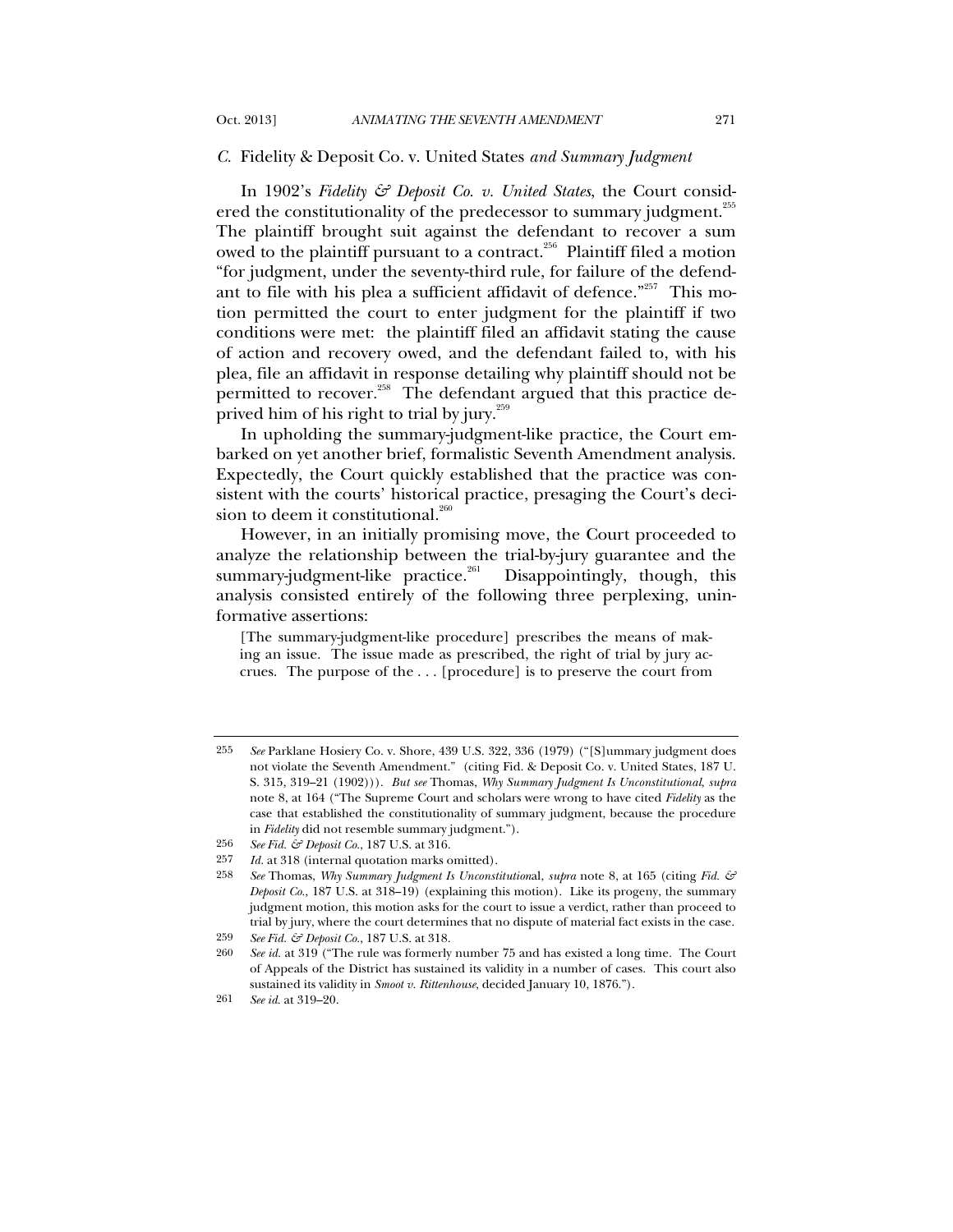### *C.* Fidelity & Deposit Co. v. United States *and Summary Judgment*

In 1902's *Fidelity & Deposit Co. v. United States*, the Court considered the constitutionality of the predecessor to summary judgment.[255] The plaintiff brought suit against the defendant to recover a sum owed to the plaintiff pursuant to a contract.[256] Plaintiff filed a motion "for judgment, under the seventy-third rule, for failure of the defendant to file with his plea a sufficient affidavit of defence."[257] This motion permitted the court to enter judgment for the plaintiff if two conditions were met: the plaintiff filed an affidavit stating the cause of action and recovery owed, and the defendant failed to, with his plea, file an affidavit in response detailing why plaintiff should not be permitted to recover.[258] The defendant argued that this practice deprived him of his right to trial by jury.[259]

In upholding the summary-judgment-like practice, the Court embarked on yet another brief, formalistic Seventh Amendment analysis. Expectedly, the Court quickly established that the practice was consistent with the courts' historical practice, presaging the Court's decision to deem it constitutional.[260]

However, in an initially promising move, the Court proceeded to analyze the relationship between the trial-by-jury guarantee and the summary-judgment-like practice.[261] Disappointingly, though, this analysis consisted entirely of the following three perplexing, uninformative assertions:

> [The summary-judgment-like procedure] prescribes the means of making an issue. The issue made as prescribed, the right of trial by jury accrues. The purpose of the . . . [procedure] is to preserve the court from

---

255 *See* Parklane Hosiery Co. v. Shore, 439 U.S. 322, 336 (1979) ("[S]ummary judgment does not violate the Seventh Amendment." (citing Fid. & Deposit Co. v. United States, 187 U. S. 315, 319–21 (1902))). *But see* Thomas, *Why Summary Judgment Is Unconstitutional*, *supra* note 8, at 164 ("The Supreme Court and scholars were wrong to have cited *Fidelity* as the case that established the constitutionality of summary judgment, because the procedure in *Fidelity* did not resemble summary judgment.").

256 *See Fid. & Deposit Co.*, 187 U.S. at 316.

257 *Id.* at 318 (internal quotation marks omitted).

258 *See* Thomas, *Why Summary Judgment Is Unconstitutional*, *supra* note 8, at 165 (citing *Fid. & Deposit Co.*, 187 U.S. at 318–19) (explaining this motion). Like its progeny, the summary judgment motion, this motion asks for the court to issue a verdict, rather than proceed to trial by jury, where the court determines that no dispute of material fact exists in the case.

259 *See Fid. & Deposit Co.*, 187 U.S. at 318.

260 *See id.* at 319 ("The rule was formerly number 75 and has existed a long time. The Court of Appeals of the District has sustained its validity in a number of cases. This court also sustained its validity in *Smoot v. Rittenhouse*, decided January 10, 1876.").

261 *See id.* at 319–20.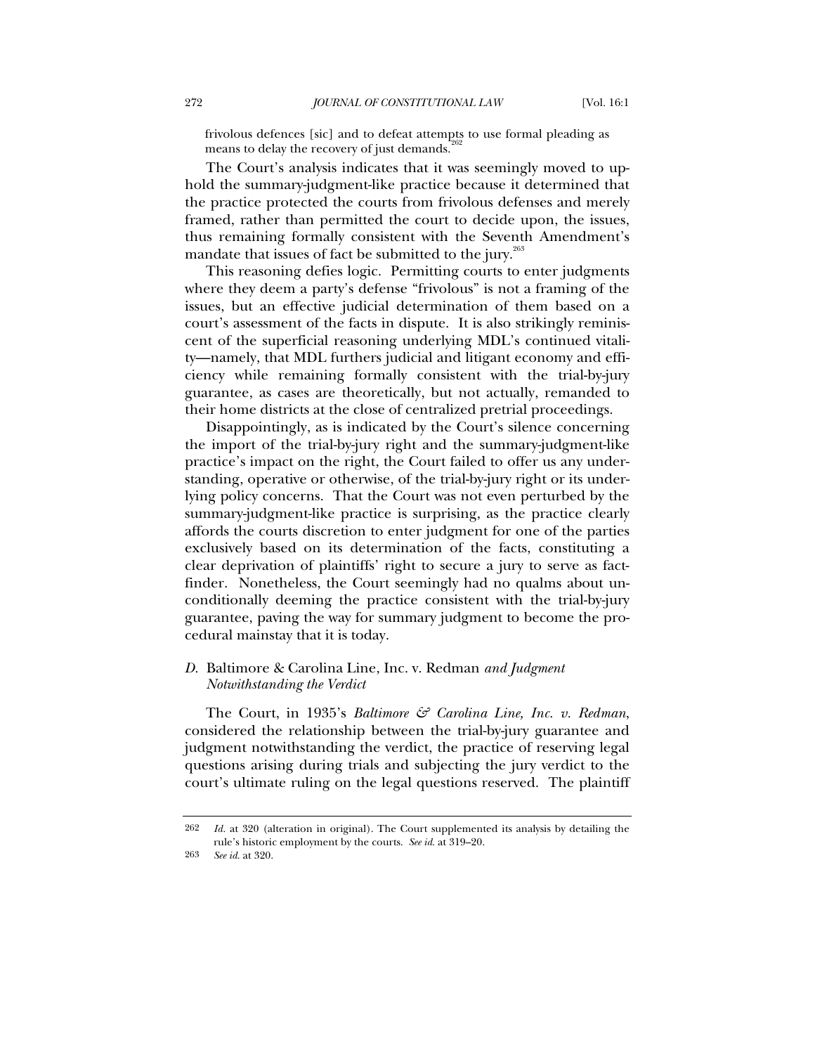> frivolous defences [sic] and to defeat attempts to use formal pleading as means to delay the recovery of just demands.[262]

The Court's analysis indicates that it was seemingly moved to uphold the summary-judgment-like practice because it determined that the practice protected the courts from frivolous defenses and merely framed, rather than permitted the court to decide upon, the issues, thus remaining formally consistent with the Seventh Amendment's mandate that issues of fact be submitted to the jury.[263]

This reasoning defies logic. Permitting courts to enter judgments where they deem a party's defense "frivolous" is not a framing of the issues, but an effective judicial determination of them based on a court's assessment of the facts in dispute. It is also strikingly reminiscent of the superficial reasoning underlying MDL's continued vitality—namely, that MDL furthers judicial and litigant economy and efficiency while remaining formally consistent with the trial-by-jury guarantee, as cases are theoretically, but not actually, remanded to their home districts at the close of centralized pretrial proceedings.

Disappointingly, as is indicated by the Court's silence concerning the import of the trial-by-jury right and the summary-judgment-like practice's impact on the right, the Court failed to offer us any understanding, operative or otherwise, of the trial-by-jury right or its underlying policy concerns. That the Court was not even perturbed by the summary-judgment-like practice is surprising, as the practice clearly affords the courts discretion to enter judgment for one of the parties exclusively based on its determination of the facts, constituting a clear deprivation of plaintiffs' right to secure a jury to serve as fact-finder. Nonetheless, the Court seemingly had no qualms about unconditionally deeming the practice consistent with the trial-by-jury guarantee, paving the way for summary judgment to become the procedural mainstay that it is today.

### *D.* Baltimore & Carolina Line, Inc. v. Redman *and Judgment Notwithstanding the Verdict*

The Court, in 1935's *Baltimore & Carolina Line, Inc. v. Redman*, considered the relationship between the trial-by-jury guarantee and judgment notwithstanding the verdict, the practice of reserving legal questions arising during trials and subjecting the jury verdict to the court's ultimate ruling on the legal questions reserved. The plaintiff

---

262 *Id.* at 320 (alteration in original). The Court supplemented its analysis by detailing the rule's historic employment by the courts. *See id.* at 319–20.

263 *See id.* at 320.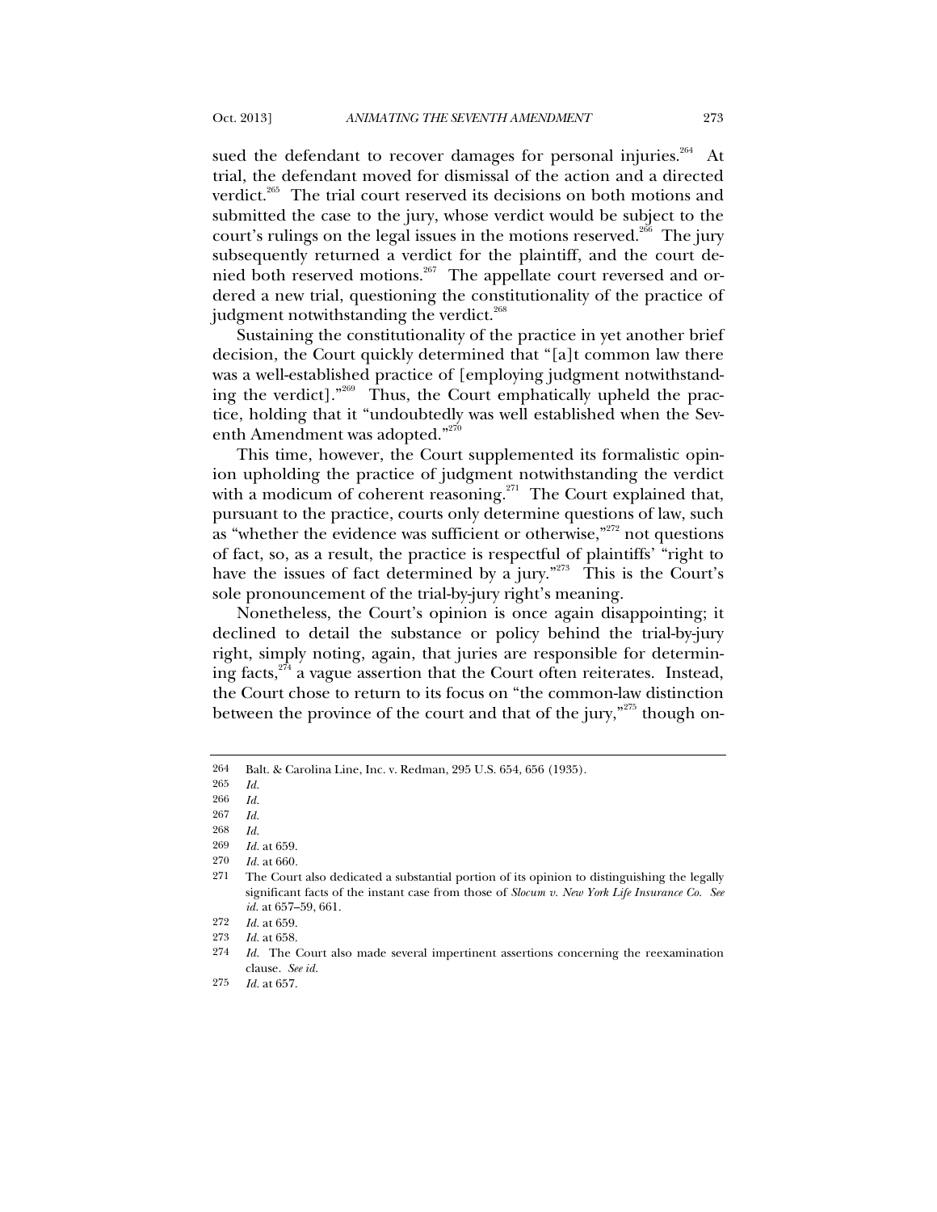sued the defendant to recover damages for personal injuries.[264] At trial, the defendant moved for dismissal of the action and a directed verdict.[265] The trial court reserved its decisions on both motions and submitted the case to the jury, whose verdict would be subject to the court's rulings on the legal issues in the motions reserved.[266] The jury subsequently returned a verdict for the plaintiff, and the court denied both reserved motions.[267] The appellate court reversed and ordered a new trial, questioning the constitutionality of the practice of judgment notwithstanding the verdict.[268]

Sustaining the constitutionality of the practice in yet another brief decision, the Court quickly determined that "[a]t common law there was a well-established practice of [employing judgment notwithstanding the verdict]."[269] Thus, the Court emphatically upheld the practice, holding that it "undoubtedly was well established when the Seventh Amendment was adopted."[270]

This time, however, the Court supplemented its formalistic opinion upholding the practice of judgment notwithstanding the verdict with a modicum of coherent reasoning.[271] The Court explained that, pursuant to the practice, courts only determine questions of law, such as "whether the evidence was sufficient or otherwise,"[272] not questions of fact, so, as a result, the practice is respectful of plaintiffs' "right to have the issues of fact determined by a jury."[273] This is the Court's sole pronouncement of the trial-by-jury right's meaning.

Nonetheless, the Court's opinion is once again disappointing; it declined to detail the substance or policy behind the trial-by-jury right, simply noting, again, that juries are responsible for determining facts,[274] a vague assertion that the Court often reiterates. Instead, the Court chose to return to its focus on "the common-law distinction between the province of the court and that of the jury,"[275] though on-

---

264 Balt. & Carolina Line, Inc. v. Redman, 295 U.S. 654, 656 (1935).

265 *Id.*

266 *Id.*

267 *Id.*

268 *Id.*

269 *Id.* at 659.

270 *Id.* at 660.

271 The Court also dedicated a substantial portion of its opinion to distinguishing the legally significant facts of the instant case from those of *Slocum v. New York Life Insurance Co. See id.* at 657–59, 661.

272 *Id.* at 659.

273 *Id.* at 658.

274 *Id.* The Court also made several impertinent assertions concerning the reexamination clause. *See id.*

275 *Id.* at 657.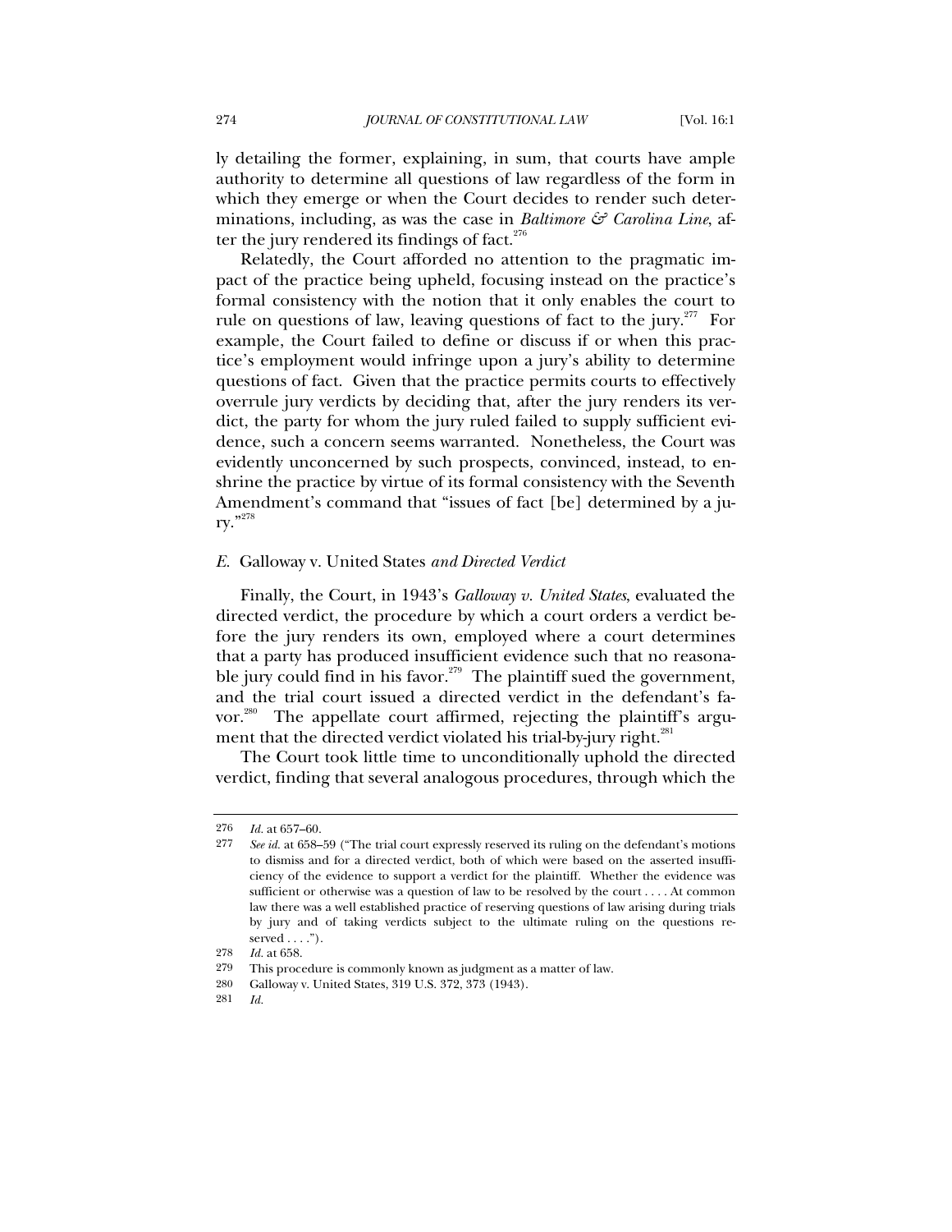ly detailing the former, explaining, in sum, that courts have ample authority to determine all questions of law regardless of the form in which they emerge or when the Court decides to render such determinations, including, as was the case in *Baltimore & Carolina Line*, after the jury rendered its findings of fact.[276]

Relatedly, the Court afforded no attention to the pragmatic impact of the practice being upheld, focusing instead on the practice's formal consistency with the notion that it only enables the court to rule on questions of law, leaving questions of fact to the jury.[277] For example, the Court failed to define or discuss if or when this practice's employment would infringe upon a jury's ability to determine questions of fact. Given that the practice permits courts to effectively overrule jury verdicts by deciding that, after the jury renders its verdict, the party for whom the jury ruled failed to supply sufficient evidence, such a concern seems warranted. Nonetheless, the Court was evidently unconcerned by such prospects, convinced, instead, to enshrine the practice by virtue of its formal consistency with the Seventh Amendment's command that "issues of fact [be] determined by a jury."[278]

### *E.* Galloway v. United States *and Directed Verdict*

Finally, the Court, in 1943's *Galloway v. United States*, evaluated the directed verdict, the procedure by which a court orders a verdict before the jury renders its own, employed where a court determines that a party has produced insufficient evidence such that no reasonable jury could find in his favor.[279] The plaintiff sued the government, and the trial court issued a directed verdict in the defendant's favor.[280] The appellate court affirmed, rejecting the plaintiff's argument that the directed verdict violated his trial-by-jury right.[281]

The Court took little time to unconditionally uphold the directed verdict, finding that several analogous procedures, through which the

---

276 *Id.* at 657–60.

277 *See id.* at 658–59 ("The trial court expressly reserved its ruling on the defendant's motions to dismiss and for a directed verdict, both of which were based on the asserted insufficiency of the evidence to support a verdict for the plaintiff. Whether the evidence was sufficient or otherwise was a question of law to be resolved by the court . . . . At common law there was a well established practice of reserving questions of law arising during trials by jury and of taking verdicts subject to the ultimate ruling on the questions reserved . . . .").

278 *Id.* at 658.

279 This procedure is commonly known as judgment as a matter of law.

280 Galloway v. United States, 319 U.S. 372, 373 (1943).

281 *Id.*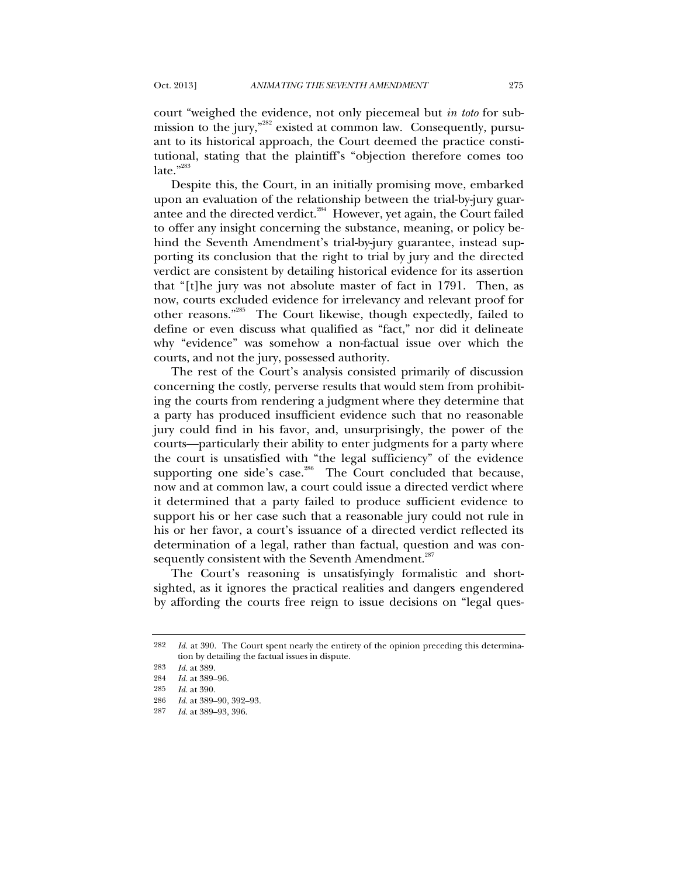court "weighed the evidence, not only piecemeal but *in toto* for submission to the jury,"[282] existed at common law. Consequently, pursuant to its historical approach, the Court deemed the practice constitutional, stating that the plaintiff's "objection therefore comes too late."[283]

Despite this, the Court, in an initially promising move, embarked upon an evaluation of the relationship between the trial-by-jury guarantee and the directed verdict.[284] However, yet again, the Court failed to offer any insight concerning the substance, meaning, or policy behind the Seventh Amendment's trial-by-jury guarantee, instead supporting its conclusion that the right to trial by jury and the directed verdict are consistent by detailing historical evidence for its assertion that "[t]he jury was not absolute master of fact in 1791. Then, as now, courts excluded evidence for irrelevancy and relevant proof for other reasons."[285] The Court likewise, though expectedly, failed to define or even discuss what qualified as "fact," nor did it delineate why "evidence" was somehow a non-factual issue over which the courts, and not the jury, possessed authority.

The rest of the Court's analysis consisted primarily of discussion concerning the costly, perverse results that would stem from prohibiting the courts from rendering a judgment where they determine that a party has produced insufficient evidence such that no reasonable jury could find in his favor, and, unsurprisingly, the power of the courts—particularly their ability to enter judgments for a party where the court is unsatisfied with "the legal sufficiency" of the evidence supporting one side's case.[286] The Court concluded that because, now and at common law, a court could issue a directed verdict where it determined that a party failed to produce sufficient evidence to support his or her case such that a reasonable jury could not rule in his or her favor, a court's issuance of a directed verdict reflected its determination of a legal, rather than factual, question and was consequently consistent with the Seventh Amendment.[287]

The Court's reasoning is unsatisfyingly formalistic and shortsighted, as it ignores the practical realities and dangers engendered by affording the courts free reign to issue decisions on "legal ques-

---

282 *Id.* at 390. The Court spent nearly the entirety of the opinion preceding this determination by detailing the factual issues in dispute.

283 *Id.* at 389.

284 *Id.* at 389–96.

285 *Id.* at 390.

286 *Id.* at 389–90, 392–93.

287 *Id.* at 389–93, 396.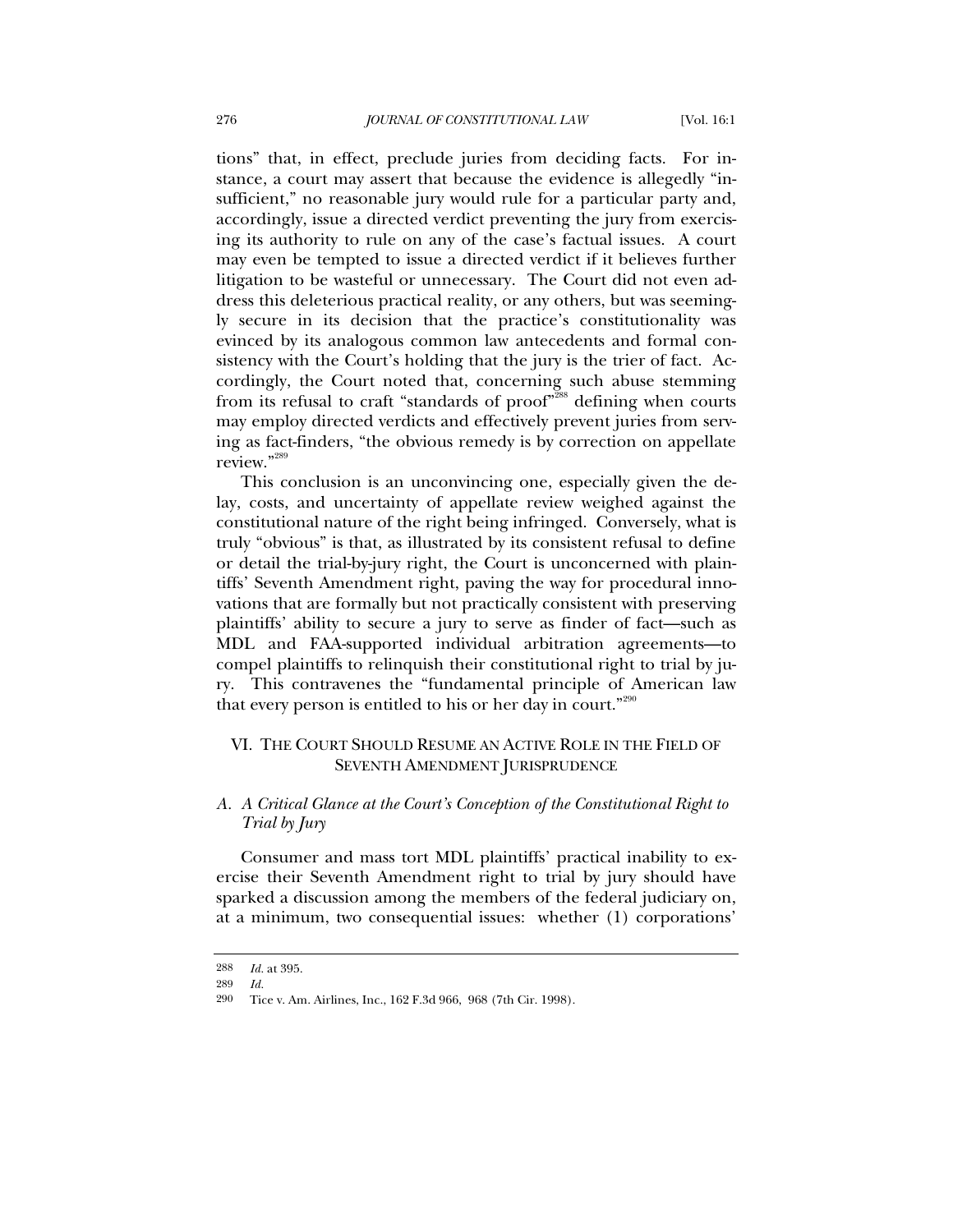tions" that, in effect, preclude juries from deciding facts. For instance, a court may assert that because the evidence is allegedly "insufficient," no reasonable jury would rule for a particular party and, accordingly, issue a directed verdict preventing the jury from exercising its authority to rule on any of the case's factual issues. A court may even be tempted to issue a directed verdict if it believes further litigation to be wasteful or unnecessary. The Court did not even address this deleterious practical reality, or any others, but was seemingly secure in its decision that the practice's constitutionality was evinced by its analogous common law antecedents and formal consistency with the Court's holding that the jury is the trier of fact. Accordingly, the Court noted that, concerning such abuse stemming from its refusal to craft "standards of proof"[288] defining when courts may employ directed verdicts and effectively prevent juries from serving as fact-finders, "the obvious remedy is by correction on appellate review."[289]

This conclusion is an unconvincing one, especially given the delay, costs, and uncertainty of appellate review weighed against the constitutional nature of the right being infringed. Conversely, what is truly "obvious" is that, as illustrated by its consistent refusal to define or detail the trial-by-jury right, the Court is unconcerned with plaintiffs' Seventh Amendment right, paving the way for procedural innovations that are formally but not practically consistent with preserving plaintiffs' ability to secure a jury to serve as finder of fact—such as MDL and FAA-supported individual arbitration agreements—to compel plaintiffs to relinquish their constitutional right to trial by jury. This contravenes the "fundamental principle of American law that every person is entitled to his or her day in court."[290]

## VI. The Court Should Resume an Active Role in the Field of Seventh Amendment Jurisprudence

### *A. A Critical Glance at the Court's Conception of the Constitutional Right to Trial by Jury*

Consumer and mass tort MDL plaintiffs' practical inability to exercise their Seventh Amendment right to trial by jury should have sparked a discussion among the members of the federal judiciary on, at a minimum, two consequential issues: whether (1) corporations'

---

288 *Id.* at 395.

289 *Id.*

290 Tice v. Am. Airlines, Inc., 162 F.3d 966, 968 (7th Cir. 1998).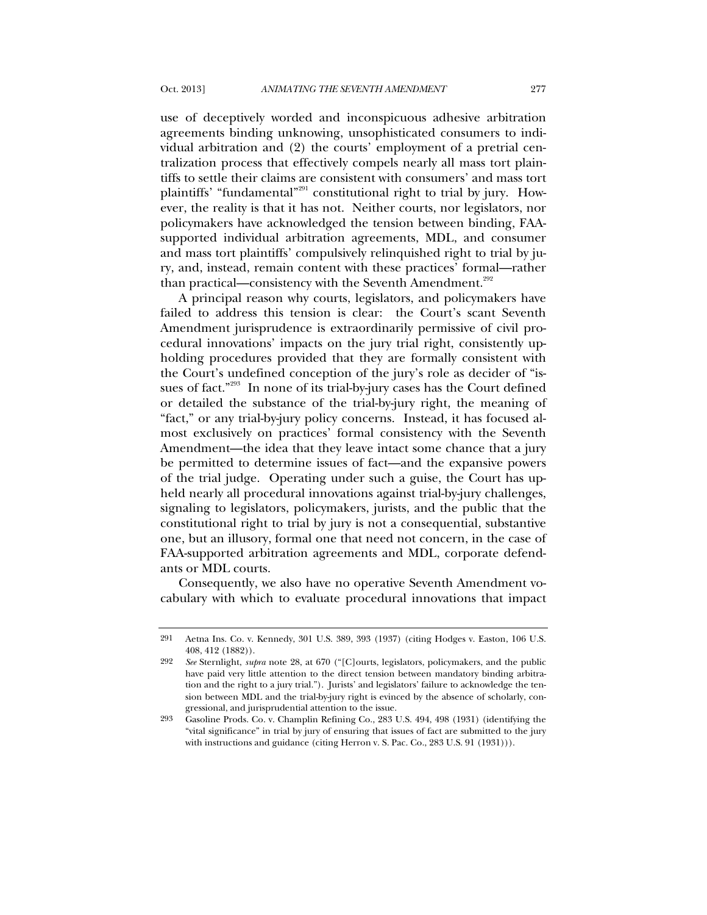use of deceptively worded and inconspicuous adhesive arbitration agreements binding unknowing, unsophisticated consumers to individual arbitration and (2) the courts' employment of a pretrial centralization process that effectively compels nearly all mass tort plaintiffs to settle their claims are consistent with consumers' and mass tort plaintiffs' "fundamental"[291] constitutional right to trial by jury. However, the reality is that it has not. Neither courts, nor legislators, nor policymakers have acknowledged the tension between binding, FAA-supported individual arbitration agreements, MDL, and consumer and mass tort plaintiffs' compulsively relinquished right to trial by jury, and, instead, remain content with these practices' formal—rather than practical—consistency with the Seventh Amendment.[292]

A principal reason why courts, legislators, and policymakers have failed to address this tension is clear: the Court's scant Seventh Amendment jurisprudence is extraordinarily permissive of civil procedural innovations' impacts on the jury trial right, consistently upholding procedures provided that they are formally consistent with the Court's undefined conception of the jury's role as decider of "issues of fact."[293] In none of its trial-by-jury cases has the Court defined or detailed the substance of the trial-by-jury right, the meaning of "fact," or any trial-by-jury policy concerns. Instead, it has focused almost exclusively on practices' formal consistency with the Seventh Amendment—the idea that they leave intact some chance that a jury be permitted to determine issues of fact—and the expansive powers of the trial judge. Operating under such a guise, the Court has upheld nearly all procedural innovations against trial-by-jury challenges, signaling to legislators, policymakers, jurists, and the public that the constitutional right to trial by jury is not a consequential, substantive one, but an illusory, formal one that need not concern, in the case of FAA-supported arbitration agreements and MDL, corporate defendants or MDL courts.

Consequently, we also have no operative Seventh Amendment vocabulary with which to evaluate procedural innovations that impact

---

291 Aetna Ins. Co. v. Kennedy, 301 U.S. 389, 393 (1937) (citing Hodges v. Easton, 106 U.S. 408, 412 (1882)).

292 *See* Sternlight, *supra* note 28, at 670 ("[C]ourts, legislators, policymakers, and the public have paid very little attention to the direct tension between mandatory binding arbitration and the right to a jury trial."). Jurists' and legislators' failure to acknowledge the tension between MDL and the trial-by-jury right is evinced by the absence of scholarly, congressional, and jurisprudential attention to the issue.

293 Gasoline Prods. Co. v. Champlin Refining Co., 283 U.S. 494, 498 (1931) (identifying the "vital significance" in trial by jury of ensuring that issues of fact are submitted to the jury with instructions and guidance (citing Herron v. S. Pac. Co., 283 U.S. 91 (1931))).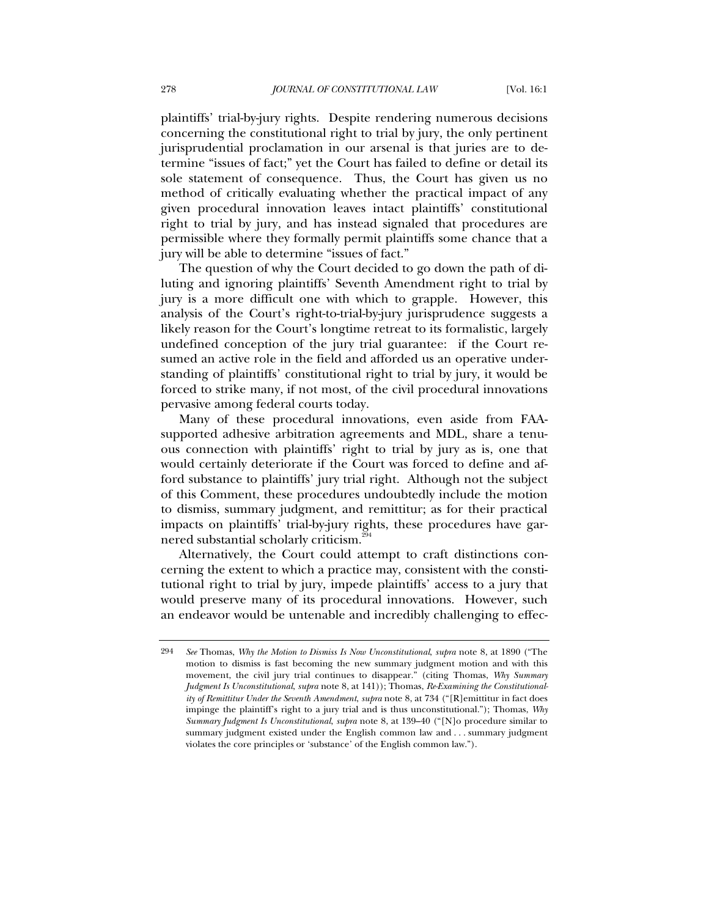plaintiffs' trial-by-jury rights. Despite rendering numerous decisions concerning the constitutional right to trial by jury, the only pertinent jurisprudential proclamation in our arsenal is that juries are to determine "issues of fact;" yet the Court has failed to define or detail its sole statement of consequence. Thus, the Court has given us no method of critically evaluating whether the practical impact of any given procedural innovation leaves intact plaintiffs' constitutional right to trial by jury, and has instead signaled that procedures are permissible where they formally permit plaintiffs some chance that a jury will be able to determine "issues of fact."

The question of why the Court decided to go down the path of diluting and ignoring plaintiffs' Seventh Amendment right to trial by jury is a more difficult one with which to grapple. However, this analysis of the Court's right-to-trial-by-jury jurisprudence suggests a likely reason for the Court's longtime retreat to its formalistic, largely undefined conception of the jury trial guarantee: if the Court resumed an active role in the field and afforded us an operative understanding of plaintiffs' constitutional right to trial by jury, it would be forced to strike many, if not most, of the civil procedural innovations pervasive among federal courts today.

Many of these procedural innovations, even aside from FAA-supported adhesive arbitration agreements and MDL, share a tenuous connection with plaintiffs' right to trial by jury as is, one that would certainly deteriorate if the Court was forced to define and afford substance to plaintiffs' jury trial right. Although not the subject of this Comment, these procedures undoubtedly include the motion to dismiss, summary judgment, and remittitur; as for their practical impacts on plaintiffs' trial-by-jury rights, these procedures have garnered substantial scholarly criticism.[294]

Alternatively, the Court could attempt to craft distinctions concerning the extent to which a practice may, consistent with the constitutional right to trial by jury, impede plaintiffs' access to a jury that would preserve many of its procedural innovations. However, such an endeavor would be untenable and incredibly challenging to effec-

---

294 *See* Thomas, *Why the Motion to Dismiss Is Now Unconstitutional*, *supra* note 8, at 1890 ("The motion to dismiss is fast becoming the new summary judgment motion and with this movement, the civil jury trial continues to disappear." (citing Thomas, *Why Summary Judgment Is Unconstitutional*, *supra* note 8, at 141)); Thomas, *Re-Examining the Constitutionality of Remittitur Under the Seventh Amendment*, *supra* note 8, at 734 ("[R]emittitur in fact does impinge the plaintiff's right to a jury trial and is thus unconstitutional."); Thomas, *Why Summary Judgment Is Unconstitutional*, *supra* note 8, at 139–40 ("[N]o procedure similar to summary judgment existed under the English common law and . . . summary judgment violates the core principles or 'substance' of the English common law.").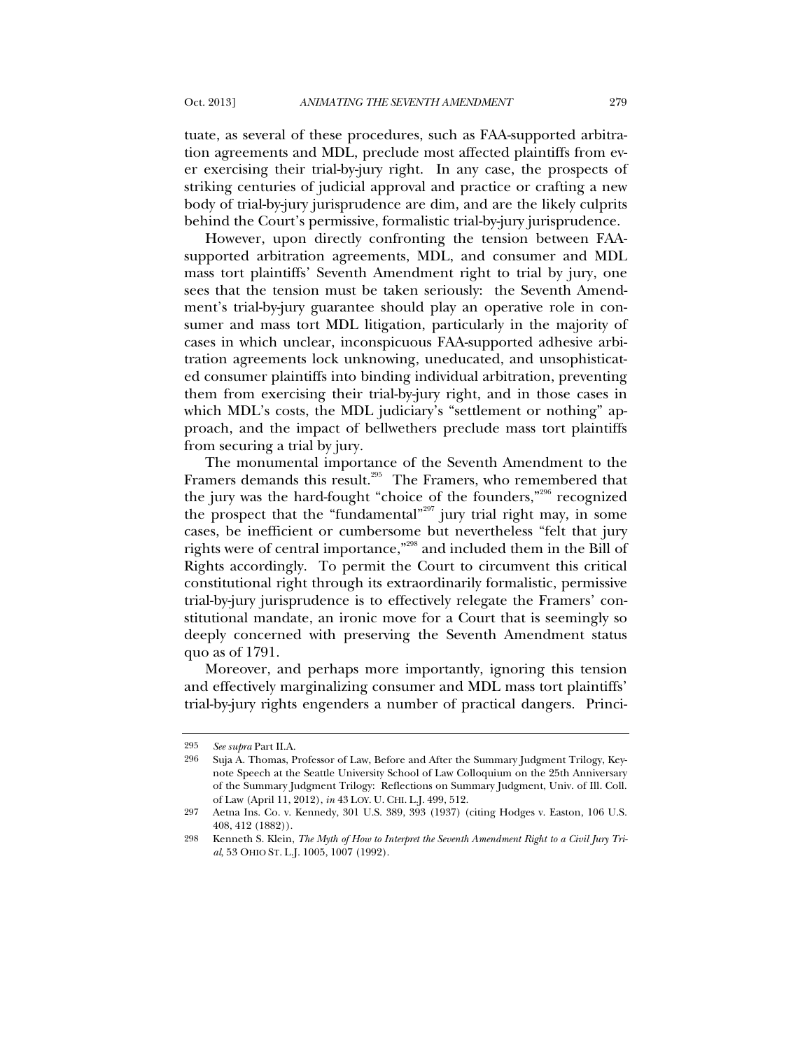tuate, as several of these procedures, such as FAA-supported arbitration agreements and MDL, preclude most affected plaintiffs from ever exercising their trial-by-jury right. In any case, the prospects of striking centuries of judicial approval and practice or crafting a new body of trial-by-jury jurisprudence are dim, and are the likely culprits behind the Court's permissive, formalistic trial-by-jury jurisprudence.

However, upon directly confronting the tension between FAA-supported arbitration agreements, MDL, and consumer and MDL mass tort plaintiffs' Seventh Amendment right to trial by jury, one sees that the tension must be taken seriously: the Seventh Amendment's trial-by-jury guarantee should play an operative role in consumer and mass tort MDL litigation, particularly in the majority of cases in which unclear, inconspicuous FAA-supported adhesive arbitration agreements lock unknowing, uneducated, and unsophisticated consumer plaintiffs into binding individual arbitration, preventing them from exercising their trial-by-jury right, and in those cases in which MDL's costs, the MDL judiciary's "settlement or nothing" approach, and the impact of bellwethers preclude mass tort plaintiffs from securing a trial by jury.

The monumental importance of the Seventh Amendment to the Framers demands this result.[295] The Framers, who remembered that the jury was the hard-fought "choice of the founders,"[296] recognized the prospect that the "fundamental"[297] jury trial right may, in some cases, be inefficient or cumbersome but nevertheless "felt that jury rights were of central importance,"[298] and included them in the Bill of Rights accordingly. To permit the Court to circumvent this critical constitutional right through its extraordinarily formalistic, permissive trial-by-jury jurisprudence is to effectively relegate the Framers' constitutional mandate, an ironic move for a Court that is seemingly so deeply concerned with preserving the Seventh Amendment status quo as of 1791.

Moreover, and perhaps more importantly, ignoring this tension and effectively marginalizing consumer and MDL mass tort plaintiffs' trial-by-jury rights engenders a number of practical dangers. Princi-

---

295 *See supra* Part II.A.

296 Suja A. Thomas, Professor of Law, Before and After the Summary Judgment Trilogy, Keynote Speech at the Seattle University School of Law Colloquium on the 25th Anniversary of the Summary Judgment Trilogy: Reflections on Summary Judgment, Univ. of Ill. Coll. of Law (April 11, 2012), *in* 43 LOY. U. CHI. L.J. 499, 512.

297 Aetna Ins. Co. v. Kennedy, 301 U.S. 389, 393 (1937) (citing Hodges v. Easton, 106 U.S. 408, 412 (1882)).

298 Kenneth S. Klein, *The Myth of How to Interpret the Seventh Amendment Right to a Civil Jury Trial*, 53 OHIO ST. L.J. 1005, 1007 (1992).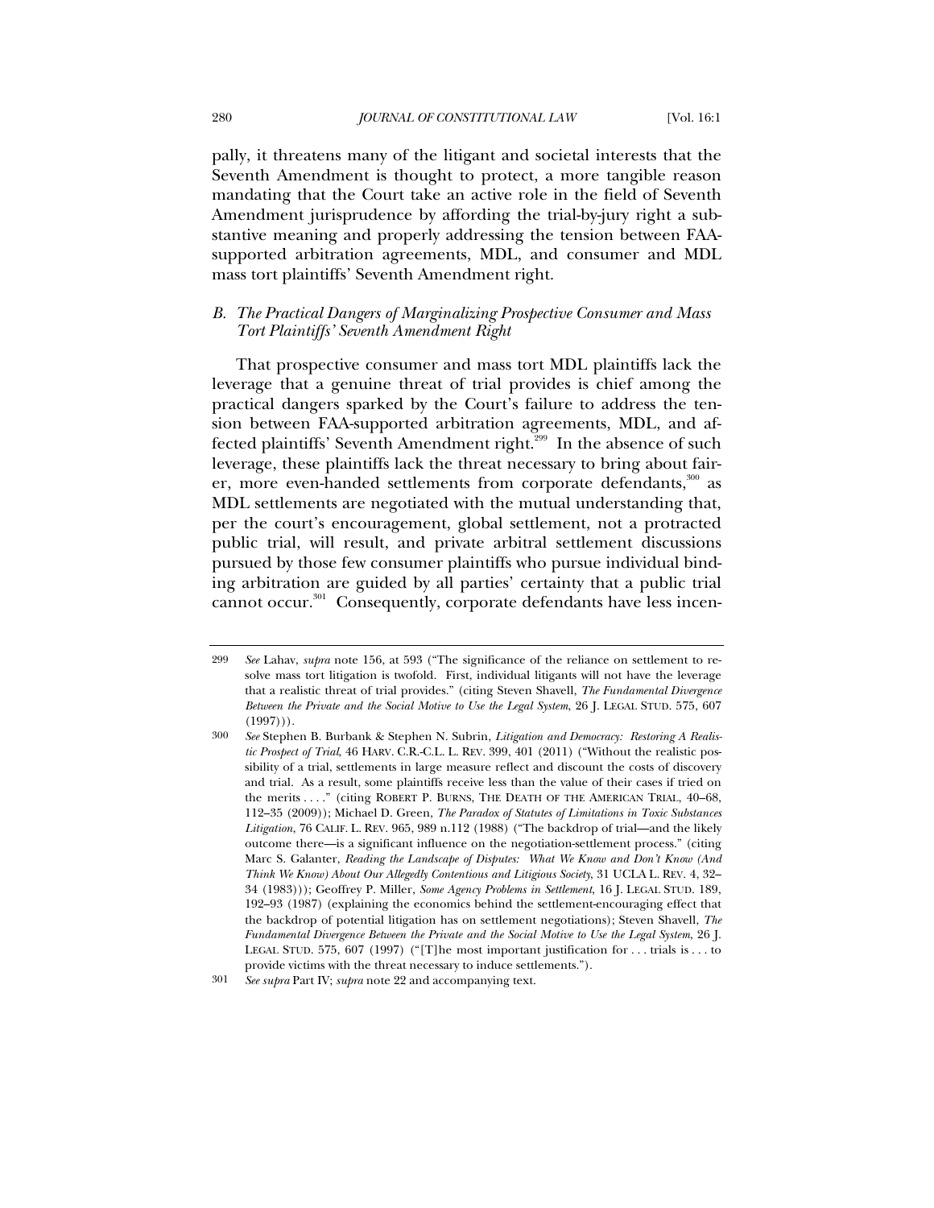pally, it threatens many of the litigant and societal interests that the Seventh Amendment is thought to protect, a more tangible reason mandating that the Court take an active role in the field of Seventh Amendment jurisprudence by affording the trial-by-jury right a substantive meaning and properly addressing the tension between FAA-supported arbitration agreements, MDL, and consumer and MDL mass tort plaintiffs' Seventh Amendment right.

### *B. The Practical Dangers of Marginalizing Prospective Consumer and Mass Tort Plaintiffs' Seventh Amendment Right*

That prospective consumer and mass tort MDL plaintiffs lack the leverage that a genuine threat of trial provides is chief among the practical dangers sparked by the Court's failure to address the tension between FAA-supported arbitration agreements, MDL, and affected plaintiffs' Seventh Amendment right.[299] In the absence of such leverage, these plaintiffs lack the threat necessary to bring about fairer, more even-handed settlements from corporate defendants,[300] as MDL settlements are negotiated with the mutual understanding that, per the court's encouragement, global settlement, not a protracted public trial, will result, and private arbitral settlement discussions pursued by those few consumer plaintiffs who pursue individual binding arbitration are guided by all parties' certainty that a public trial cannot occur.[301] Consequently, corporate defendants have less incen-

---

299 *See* Lahav, *supra* note 156, at 593 ("The significance of the reliance on settlement to resolve mass tort litigation is twofold. First, individual litigants will not have the leverage that a realistic threat of trial provides." (citing Steven Shavell, *The Fundamental Divergence Between the Private and the Social Motive to Use the Legal System*, 26 J. LEGAL STUD. 575, 607 (1997))).

300 *See* Stephen B. Burbank & Stephen N. Subrin, *Litigation and Democracy: Restoring A Realistic Prospect of Trial*, 46 HARV. C.R.-C.L. L. REV. 399, 401 (2011) ("Without the realistic possibility of a trial, settlements in large measure reflect and discount the costs of discovery and trial. As a result, some plaintiffs receive less than the value of their cases if tried on the merits . . . ." (citing ROBERT P. BURNS, THE DEATH OF THE AMERICAN TRIAL, 40–68, 112–35 (2009)); Michael D. Green, *The Paradox of Statutes of Limitations in Toxic Substances Litigation*, 76 CALIF. L. REV. 965, 989 n.112 (1988) ("The backdrop of trial—and the likely outcome there—is a significant influence on the negotiation-settlement process." (citing Marc S. Galanter, *Reading the Landscape of Disputes: What We Know and Don't Know (And Think We Know) About Our Allegedly Contentious and Litigious Society*, 31 UCLA L. REV. 4, 32–34 (1983))); Geoffrey P. Miller, *Some Agency Problems in Settlement*, 16 J. LEGAL STUD. 189, 192–93 (1987) (explaining the economics behind the settlement-encouraging effect that the backdrop of potential litigation has on settlement negotiations); Steven Shavell, *The Fundamental Divergence Between the Private and the Social Motive to Use the Legal System*, 26 J. LEGAL STUD. 575, 607 (1997) ("[T]he most important justification for . . . trials is . . . to provide victims with the threat necessary to induce settlements.").

301 *See supra* Part IV; *supra* note 22 and accompanying text.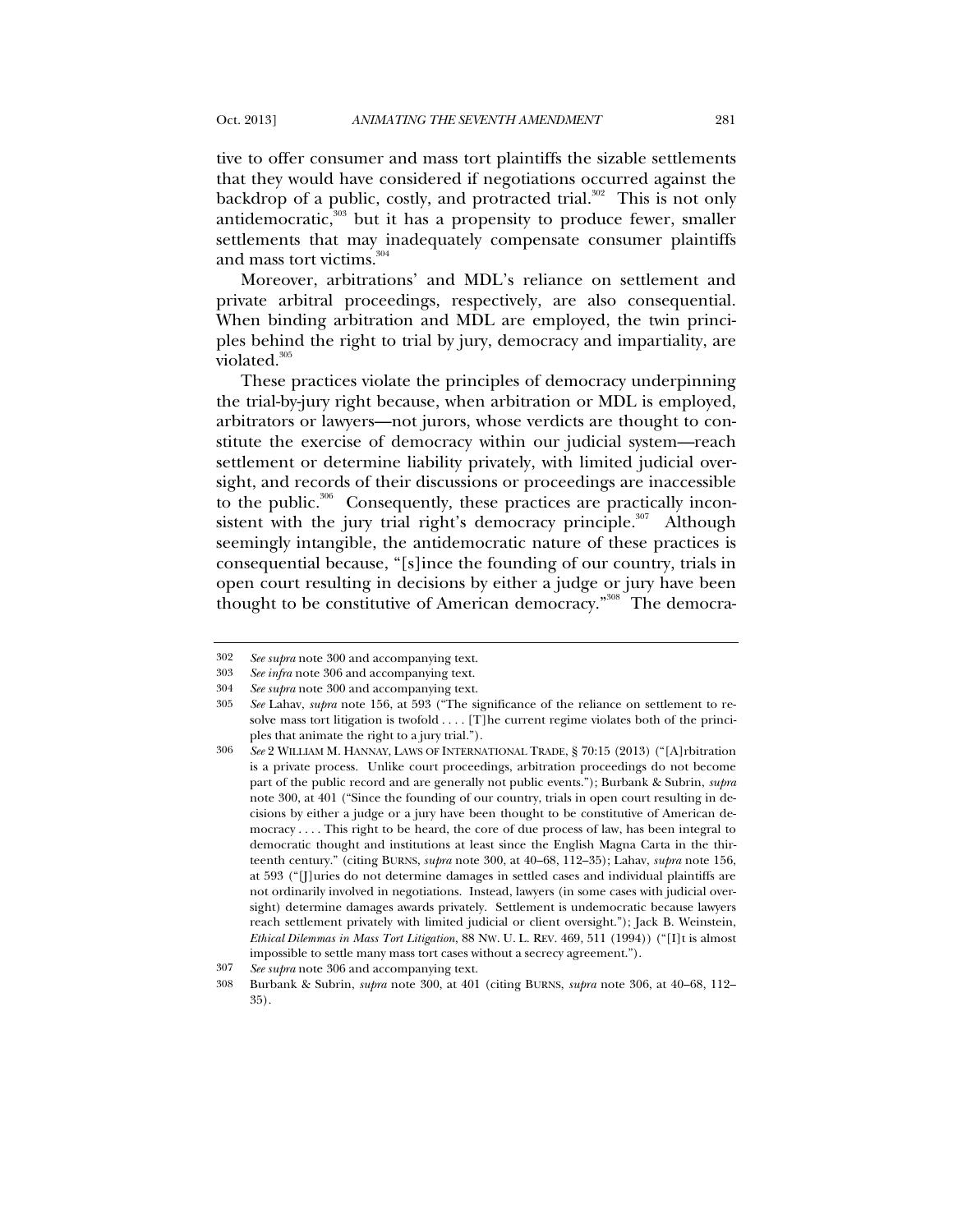tive to offer consumer and mass tort plaintiffs the sizable settlements that they would have considered if negotiations occurred against the backdrop of a public, costly, and protracted trial.[302] This is not only antidemocratic,[303] but it has a propensity to produce fewer, smaller settlements that may inadequately compensate consumer plaintiffs and mass tort victims.[304]

Moreover, arbitrations' and MDL's reliance on settlement and private arbitral proceedings, respectively, are also consequential. When binding arbitration and MDL are employed, the twin principles behind the right to trial by jury, democracy and impartiality, are violated.[305]

These practices violate the principles of democracy underpinning the trial-by-jury right because, when arbitration or MDL is employed, arbitrators or lawyers—not jurors, whose verdicts are thought to constitute the exercise of democracy within our judicial system—reach settlement or determine liability privately, with limited judicial oversight, and records of their discussions or proceedings are inaccessible to the public.[306] Consequently, these practices are practically inconsistent with the jury trial right's democracy principle.[307] Although seemingly intangible, the antidemocratic nature of these practices is consequential because, "[s]ince the founding of our country, trials in open court resulting in decisions by either a judge or jury have been thought to be constitutive of American democracy."[308] The democra-

---

302 *See supra* note 300 and accompanying text.

303 *See infra* note 306 and accompanying text.

304 *See supra* note 300 and accompanying text.

305 *See* Lahav, *supra* note 156, at 593 ("The significance of the reliance on settlement to resolve mass tort litigation is twofold . . . . [T]he current regime violates both of the principles that animate the right to a jury trial.").

306 *See* 2 WILLIAM M. HANNAY, LAWS OF INTERNATIONAL TRADE, § 70:15 (2013) ("[A]rbitration is a private process. Unlike court proceedings, arbitration proceedings do not become part of the public record and are generally not public events."); Burbank & Subrin, *supra* note 300, at 401 ("Since the founding of our country, trials in open court resulting in decisions by either a judge or a jury have been thought to be constitutive of American democracy . . . . This right to be heard, the core of due process of law, has been integral to democratic thought and institutions at least since the English Magna Carta in the thirteenth century." (citing BURNS, *supra* note 300, at 40–68, 112–35); Lahav, *supra* note 156, at 593 ("[J]uries do not determine damages in settled cases and individual plaintiffs are not ordinarily involved in negotiations. Instead, lawyers (in some cases with judicial oversight) determine damages awards privately. Settlement is undemocratic because lawyers reach settlement privately with limited judicial or client oversight."); Jack B. Weinstein, *Ethical Dilemmas in Mass Tort Litigation*, 88 NW. U. L. REV. 469, 511 (1994)) ("[I]t is almost impossible to settle many mass tort cases without a secrecy agreement.").

307 *See supra* note 306 and accompanying text.

308 Burbank & Subrin, *supra* note 300, at 401 (citing BURNS, *supra* note 306, at 40–68, 112–35).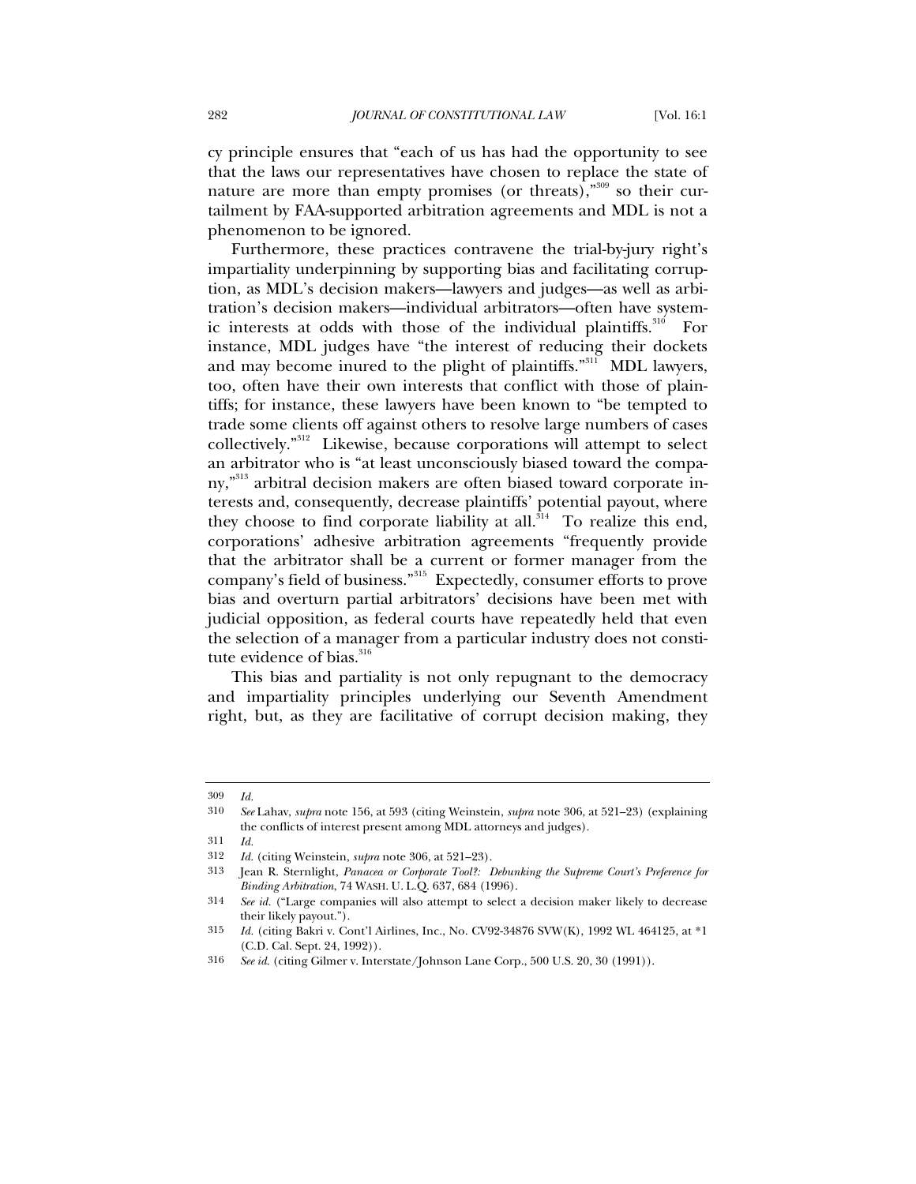cy principle ensures that "each of us has had the opportunity to see that the laws our representatives have chosen to replace the state of nature are more than empty promises (or threats),"[309] so their curtailment by FAA-supported arbitration agreements and MDL is not a phenomenon to be ignored.

Furthermore, these practices contravene the trial-by-jury right's impartiality underpinning by supporting bias and facilitating corruption, as MDL's decision makers—lawyers and judges—as well as arbitration's decision makers—individual arbitrators—often have systemic interests at odds with those of the individual plaintiffs.[310] For instance, MDL judges have "the interest of reducing their dockets and may become inured to the plight of plaintiffs."[311] MDL lawyers, too, often have their own interests that conflict with those of plaintiffs; for instance, these lawyers have been known to "be tempted to trade some clients off against others to resolve large numbers of cases collectively."[312] Likewise, because corporations will attempt to select an arbitrator who is "at least unconsciously biased toward the company,"[313] arbitral decision makers are often biased toward corporate interests and, consequently, decrease plaintiffs' potential payout, where they choose to find corporate liability at all.[314] To realize this end, corporations' adhesive arbitration agreements "frequently provide that the arbitrator shall be a current or former manager from the company's field of business."[315] Expectedly, consumer efforts to prove bias and overturn partial arbitrators' decisions have been met with judicial opposition, as federal courts have repeatedly held that even the selection of a manager from a particular industry does not constitute evidence of bias.[316]

This bias and partiality is not only repugnant to the democracy and impartiality principles underlying our Seventh Amendment right, but, as they are facilitative of corrupt decision making, they

---

309 *Id.*

310 *See* Lahav, *supra* note 156, at 593 (citing Weinstein, *supra* note 306, at 521–23) (explaining the conflicts of interest present among MDL attorneys and judges).

311 *Id.*

312 *Id.* (citing Weinstein, *supra* note 306, at 521–23).

313 Jean R. Sternlight, *Panacea or Corporate Tool?: Debunking the Supreme Court's Preference for Binding Arbitration*, 74 WASH. U. L.Q. 637, 684 (1996).

314 *See id.* ("Large companies will also attempt to select a decision maker likely to decrease their likely payout.").

315 *Id.* (citing Bakri v. Cont'l Airlines, Inc., No. CV92-34876 SVW(K), 1992 WL 464125, at *1 (C.D. Cal. Sept. 24, 1992)).

316 *See id.* (citing Gilmer v. Interstate/Johnson Lane Corp., 500 U.S. 20, 30 (1991)).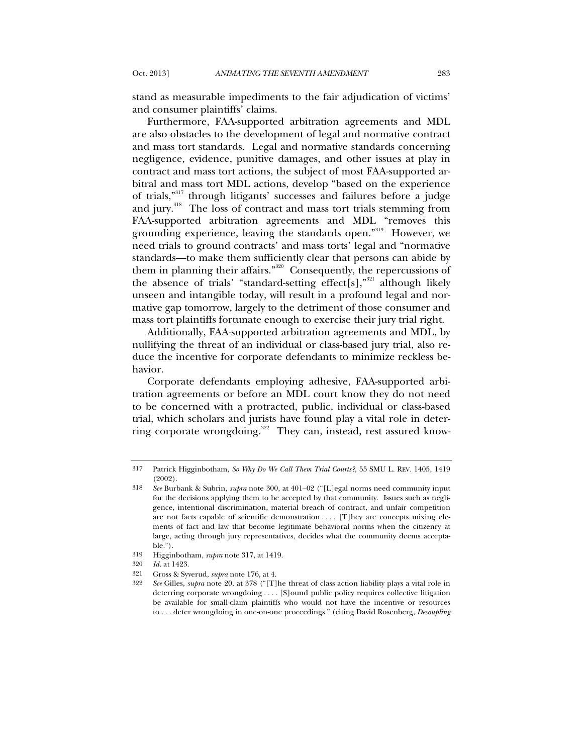stand as measurable impediments to the fair adjudication of victims' and consumer plaintiffs' claims.

Furthermore, FAA-supported arbitration agreements and MDL are also obstacles to the development of legal and normative contract and mass tort standards. Legal and normative standards concerning negligence, evidence, punitive damages, and other issues at play in contract and mass tort actions, the subject of most FAA-supported arbitral and mass tort MDL actions, develop "based on the experience of trials,"[317] through litigants' successes and failures before a judge and jury.[318] The loss of contract and mass tort trials stemming from FAA-supported arbitration agreements and MDL "removes this grounding experience, leaving the standards open."[319] However, we need trials to ground contracts' and mass torts' legal and "normative standards—to make them sufficiently clear that persons can abide by them in planning their affairs."[320] Consequently, the repercussions of the absence of trials' "standard-setting effect[s],"[321] although likely unseen and intangible today, will result in a profound legal and normative gap tomorrow, largely to the detriment of those consumer and mass tort plaintiffs fortunate enough to exercise their jury trial right.

Additionally, FAA-supported arbitration agreements and MDL, by nullifying the threat of an individual or class-based jury trial, also reduce the incentive for corporate defendants to minimize reckless behavior.

Corporate defendants employing adhesive, FAA-supported arbitration agreements or before an MDL court know they do not need to be concerned with a protracted, public, individual or class-based trial, which scholars and jurists have found play a vital role in deterring corporate wrongdoing.[322] They can, instead, rest assured know-

---

317 Patrick Higginbotham, *So Why Do We Call Them Trial Courts?*, 55 SMU L. REV. 1405, 1419 (2002).

318 *See* Burbank & Subrin, *supra* note 300, at 401–02 ("[L]egal norms need community input for the decisions applying them to be accepted by that community. Issues such as negligence, intentional discrimination, material breach of contract, and unfair competition are not facts capable of scientific demonstration . . . . [T]hey are concepts mixing elements of fact and law that become legitimate behavioral norms when the citizenry at large, acting through jury representatives, decides what the community deems acceptable.").

319 Higginbotham, *supra* note 317, at 1419.

320 *Id.* at 1423.

321 Gross & Syverud, *supra* note 176, at 4.

322 *See* Gilles, *supra* note 20, at 378 ("[T]he threat of class action liability plays a vital role in deterring corporate wrongdoing . . . . [S]ound public policy requires collective litigation be available for small-claim plaintiffs who would not have the incentive or resources to . . . deter wrongdoing in one-on-one proceedings." (citing David Rosenberg, *Decoupling*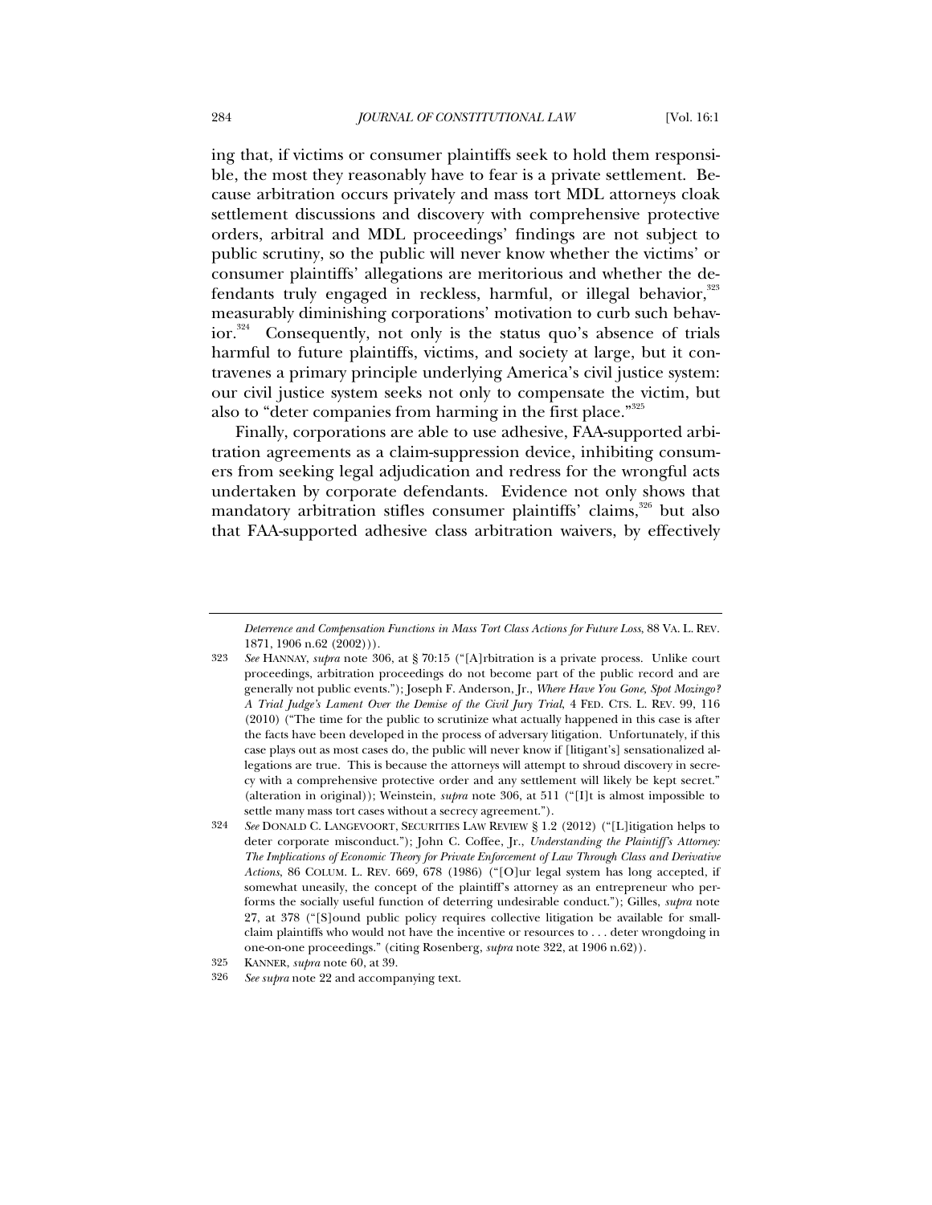ing that, if victims or consumer plaintiffs seek to hold them responsible, the most they reasonably have to fear is a private settlement. Because arbitration occurs privately and mass tort MDL attorneys cloak settlement discussions and discovery with comprehensive protective orders, arbitral and MDL proceedings' findings are not subject to public scrutiny, so the public will never know whether the victims' or consumer plaintiffs' allegations are meritorious and whether the defendants truly engaged in reckless, harmful, or illegal behavior,[323] measurably diminishing corporations' motivation to curb such behavior.[324] Consequently, not only is the status quo's absence of trials harmful to future plaintiffs, victims, and society at large, but it contravenes a primary principle underlying America's civil justice system: our civil justice system seeks not only to compensate the victim, but also to "deter companies from harming in the first place."[325]

Finally, corporations are able to use adhesive, FAA-supported arbitration agreements as a claim-suppression device, inhibiting consumers from seeking legal adjudication and redress for the wrongful acts undertaken by corporate defendants. Evidence not only shows that mandatory arbitration stifles consumer plaintiffs' claims,[326] but also that FAA-supported adhesive class arbitration waivers, by effectively

---

*Deterrence and Compensation Functions in Mass Tort Class Actions for Future Loss*, 88 VA. L. REV. 1871, 1906 n.62 (2002))).

323 *See* HANNAY, *supra* note 306, at § 70:15 ("[A]rbitration is a private process. Unlike court proceedings, arbitration proceedings do not become part of the public record and are generally not public events."); Joseph F. Anderson, Jr., *Where Have You Gone, Spot Mozingo? A Trial Judge's Lament Over the Demise of the Civil Jury Trial*, 4 FED. CTS. L. REV. 99, 116 (2010) ("The time for the public to scrutinize what actually happened in this case is after the facts have been developed in the process of adversary litigation. Unfortunately, if this case plays out as most cases do, the public will never know if [litigant's] sensationalized allegations are true. This is because the attorneys will attempt to shroud discovery in secrecy with a comprehensive protective order and any settlement will likely be kept secret." (alteration in original)); Weinstein, *supra* note 306, at 511 ("[I]t is almost impossible to settle many mass tort cases without a secrecy agreement.").

324 *See* DONALD C. LANGEVOORT, SECURITIES LAW REVIEW § 1.2 (2012) ("[L]itigation helps to deter corporate misconduct."); John C. Coffee, Jr., *Understanding the Plaintiff's Attorney: The Implications of Economic Theory for Private Enforcement of Law Through Class and Derivative Actions*, 86 COLUM. L. REV. 669, 678 (1986) ("[O]ur legal system has long accepted, if somewhat uneasily, the concept of the plaintiff's attorney as an entrepreneur who performs the socially useful function of deterring undesirable conduct."); Gilles, *supra* note 27, at 378 ("[S]ound public policy requires collective litigation be available for small-claim plaintiffs who would not have the incentive or resources to . . . deter wrongdoing in one-on-one proceedings." (citing Rosenberg, *supra* note 322, at 1906 n.62)).

325 KANNER, *supra* note 60, at 39.

326 *See supra* note 22 and accompanying text.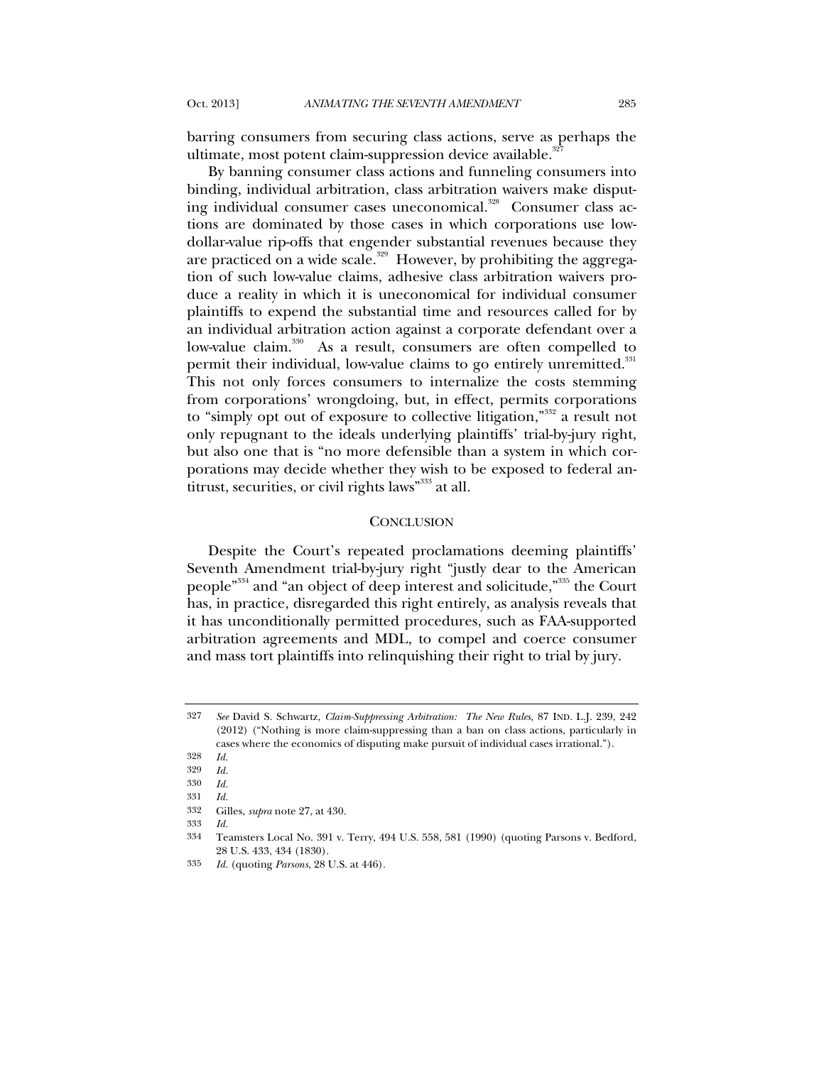barring consumers from securing class actions, serve as perhaps the ultimate, most potent claim-suppression device available.[327]

By banning consumer class actions and funneling consumers into binding, individual arbitration, class arbitration waivers make disputing individual consumer cases uneconomical.[328] Consumer class actions are dominated by those cases in which corporations use low-dollar-value rip-offs that engender substantial revenues because they are practiced on a wide scale.[329] However, by prohibiting the aggregation of such low-value claims, adhesive class arbitration waivers produce a reality in which it is uneconomical for individual consumer plaintiffs to expend the substantial time and resources called for by an individual arbitration action against a corporate defendant over a low-value claim.[330] As a result, consumers are often compelled to permit their individual, low-value claims to go entirely unremitted.[331] This not only forces consumers to internalize the costs stemming from corporations' wrongdoing, but, in effect, permits corporations to "simply opt out of exposure to collective litigation,"[332] a result not only repugnant to the ideals underlying plaintiffs' trial-by-jury right, but also one that is "no more defensible than a system in which corporations may decide whether they wish to be exposed to federal antitrust, securities, or civil rights laws"[333] at all.

## CONCLUSION

Despite the Court's repeated proclamations deeming plaintiffs' Seventh Amendment trial-by-jury right "justly dear to the American people"[334] and "an object of deep interest and solicitude,"[335] the Court has, in practice, disregarded this right entirely, as analysis reveals that it has unconditionally permitted procedures, such as FAA-supported arbitration agreements and MDL, to compel and coerce consumer and mass tort plaintiffs into relinquishing their right to trial by jury.

---

327 *See* David S. Schwartz, *Claim-Suppressing Arbitration: The New Rules*, 87 IND. L.J. 239, 242 (2012) ("Nothing is more claim-suppressing than a ban on class actions, particularly in cases where the economics of disputing make pursuit of individual cases irrational.").

328 *Id.*

329 *Id.*

330 *Id.*

331 *Id.*

332 Gilles, *supra* note 27, at 430.

333 *Id.*

334 Teamsters Local No. 391 v. Terry, 494 U.S. 558, 581 (1990) (quoting Parsons v. Bedford, 28 U.S. 433, 434 (1830).

335 *Id.* (quoting *Parsons*, 28 U.S. at 446).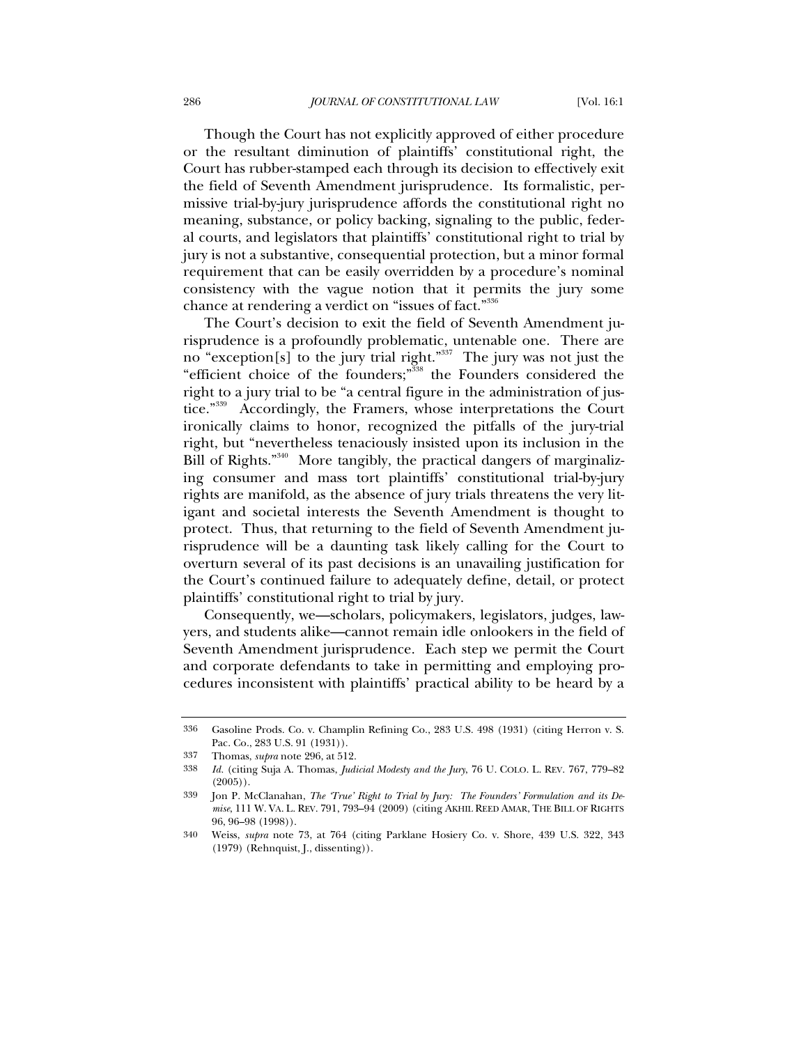Though the Court has not explicitly approved of either procedure or the resultant diminution of plaintiffs' constitutional right, the Court has rubber-stamped each through its decision to effectively exit the field of Seventh Amendment jurisprudence. Its formalistic, permissive trial-by-jury jurisprudence affords the constitutional right no meaning, substance, or policy backing, signaling to the public, federal courts, and legislators that plaintiffs' constitutional right to trial by jury is not a substantive, consequential protection, but a minor formal requirement that can be easily overridden by a procedure's nominal consistency with the vague notion that it permits the jury some chance at rendering a verdict on "issues of fact."[336]

The Court's decision to exit the field of Seventh Amendment jurisprudence is a profoundly problematic, untenable one. There are no "exception[s] to the jury trial right."[337] The jury was not just the "efficient choice of the founders;"[338] the Founders considered the right to a jury trial to be "a central figure in the administration of justice."[339] Accordingly, the Framers, whose interpretations the Court ironically claims to honor, recognized the pitfalls of the jury-trial right, but "nevertheless tenaciously insisted upon its inclusion in the Bill of Rights."[340] More tangibly, the practical dangers of marginalizing consumer and mass tort plaintiffs' constitutional trial-by-jury rights are manifold, as the absence of jury trials threatens the very litigant and societal interests the Seventh Amendment is thought to protect. Thus, that returning to the field of Seventh Amendment jurisprudence will be a daunting task likely calling for the Court to overturn several of its past decisions is an unavailing justification for the Court's continued failure to adequately define, detail, or protect plaintiffs' constitutional right to trial by jury.

Consequently, we—scholars, policymakers, legislators, judges, lawyers, and students alike—cannot remain idle onlookers in the field of Seventh Amendment jurisprudence. Each step we permit the Court and corporate defendants to take in permitting and employing procedures inconsistent with plaintiffs' practical ability to be heard by a

---

336 Gasoline Prods. Co. v. Champlin Refining Co., 283 U.S. 498 (1931) (citing Herron v. S. Pac. Co., 283 U.S. 91 (1931)).

337 Thomas, *supra* note 296, at 512.

338 *Id.* (citing Suja A. Thomas, *Judicial Modesty and the Jury*, 76 U. COLO. L. REV. 767, 779–82 (2005)).

339 Jon P. McClanahan, *The 'True' Right to Trial by Jury: The Founders' Formulation and its Demise*, 111 W. VA. L. REV. 791, 793–94 (2009) (citing AKHIL REED AMAR, THE BILL OF RIGHTS 96, 96–98 (1998)).

340 Weiss, *supra* note 73, at 764 (citing Parklane Hosiery Co. v. Shore, 439 U.S. 322, 343 (1979) (Rehnquist, J., dissenting)).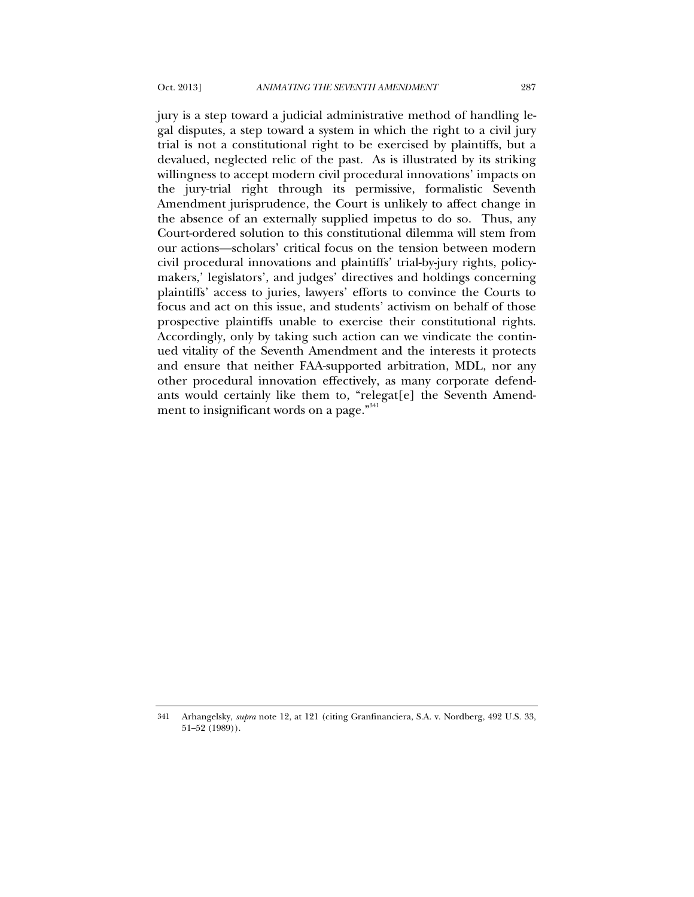jury is a step toward a judicial administrative method of handling legal disputes, a step toward a system in which the right to a civil jury trial is not a constitutional right to be exercised by plaintiffs, but a devalued, neglected relic of the past. As is illustrated by its striking willingness to accept modern civil procedural innovations' impacts on the jury-trial right through its permissive, formalistic Seventh Amendment jurisprudence, the Court is unlikely to affect change in the absence of an externally supplied impetus to do so. Thus, any Court-ordered solution to this constitutional dilemma will stem from our actions—scholars' critical focus on the tension between modern civil procedural innovations and plaintiffs' trial-by-jury rights, policymakers,' legislators', and judges' directives and holdings concerning plaintiffs' access to juries, lawyers' efforts to convince the Courts to focus and act on this issue, and students' activism on behalf of those prospective plaintiffs unable to exercise their constitutional rights. Accordingly, only by taking such action can we vindicate the continued vitality of the Seventh Amendment and the interests it protects and ensure that neither FAA-supported arbitration, MDL, nor any other procedural innovation effectively, as many corporate defendants would certainly like them to, "relegat[e] the Seventh Amendment to insignificant words on a page."[341]

---

341 Arhangelsky, *supra* note 12, at 121 (citing Granfinanciera, S.A. v. Nordberg, 492 U.S. 33, 51–52 (1989)).